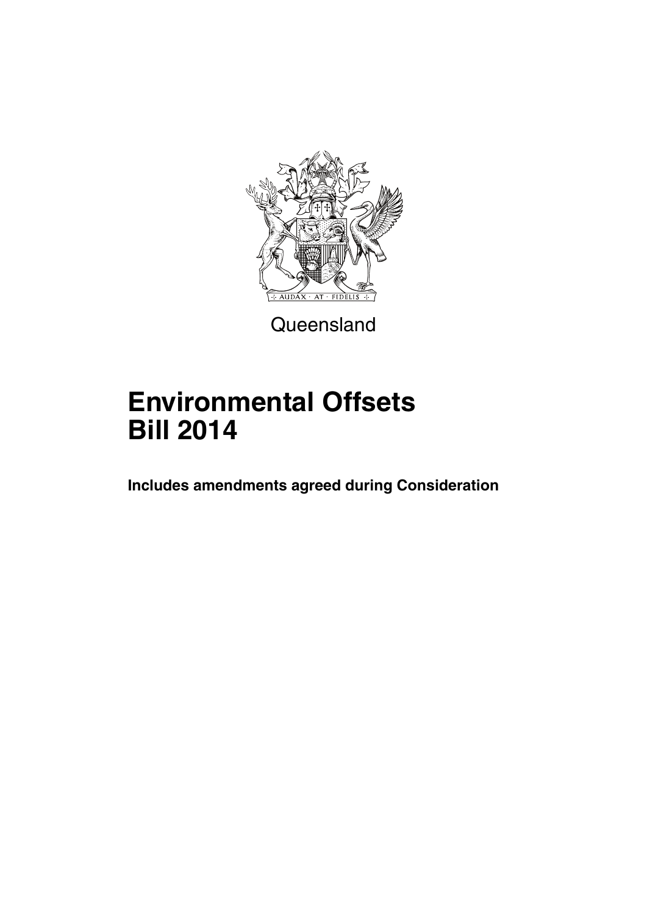Queensland

# Environmental Offsets Bill 2014

**Includes amendments agreed during Consideration**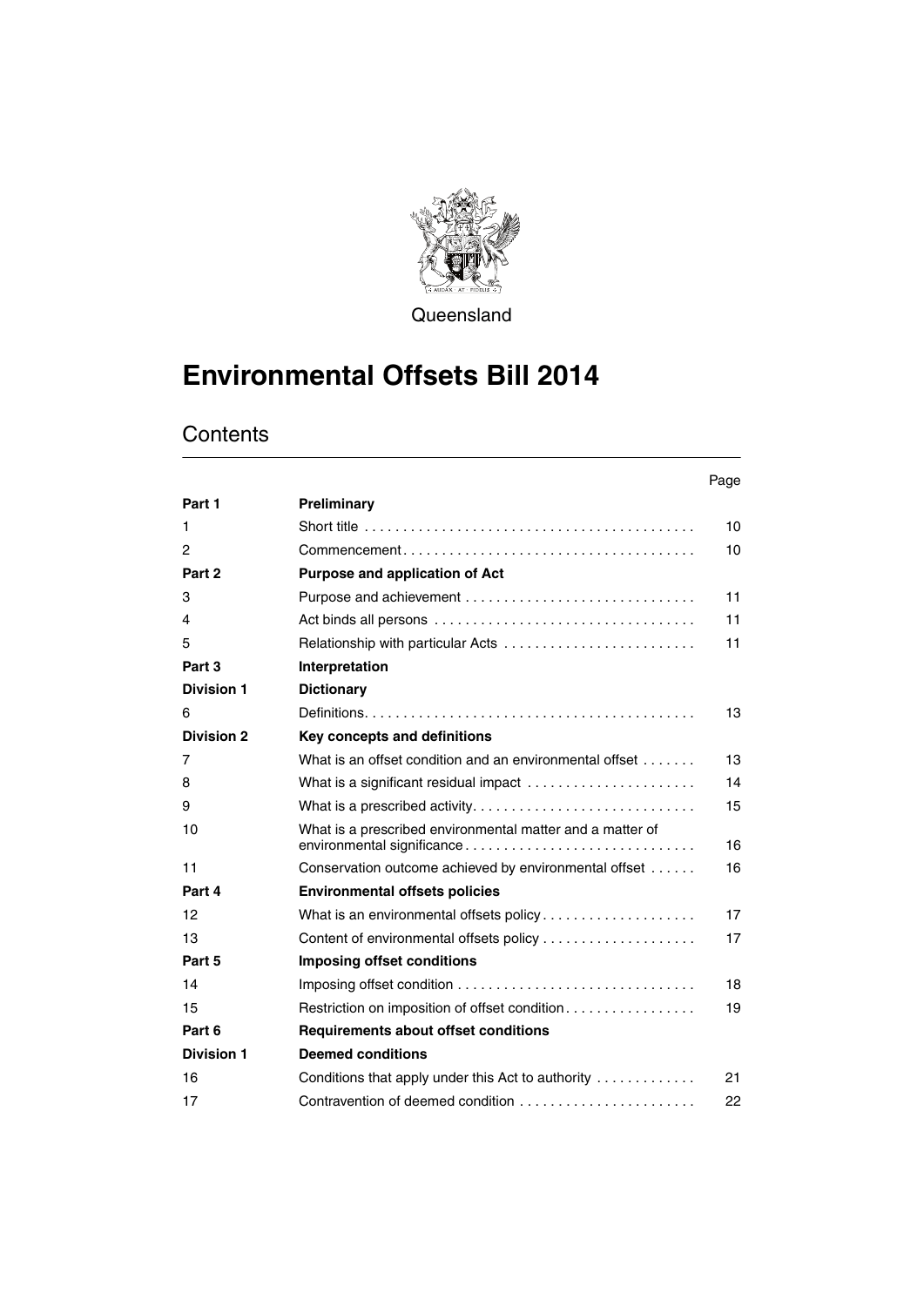Queensland

# Environmental Offsets Bill 2014

## Contents

| | | Page |
|---|---|---|
| **Part 1** | **Preliminary** | |
| 1 | Short title | 10 |
| 2 | Commencement | 10 |
| **Part 2** | **Purpose and application of Act** | |
| 3 | Purpose and achievement | 11 |
| 4 | Act binds all persons | 11 |
| 5 | Relationship with particular Acts | 11 |
| **Part 3** | **Interpretation** | |
| **Division 1** | **Dictionary** | |
| 6 | Definitions | 13 |
| **Division 2** | **Key concepts and definitions** | |
| 7 | What is an offset condition and an environmental offset | 13 |
| 8 | What is a significant residual impact | 14 |
| 9 | What is a prescribed activity | 15 |
| 10 | What is a prescribed environmental matter and a matter of environmental significance | 16 |
| 11 | Conservation outcome achieved by environmental offset | 16 |
| **Part 4** | **Environmental offsets policies** | |
| 12 | What is an environmental offsets policy | 17 |
| 13 | Content of environmental offsets policy | 17 |
| **Part 5** | **Imposing offset conditions** | |
| 14 | Imposing offset condition | 18 |
| 15 | Restriction on imposition of offset condition | 19 |
| **Part 6** | **Requirements about offset conditions** | |
| **Division 1** | **Deemed conditions** | |
| 16 | Conditions that apply under this Act to authority | 21 |
| 17 | Contravention of deemed condition | 22 |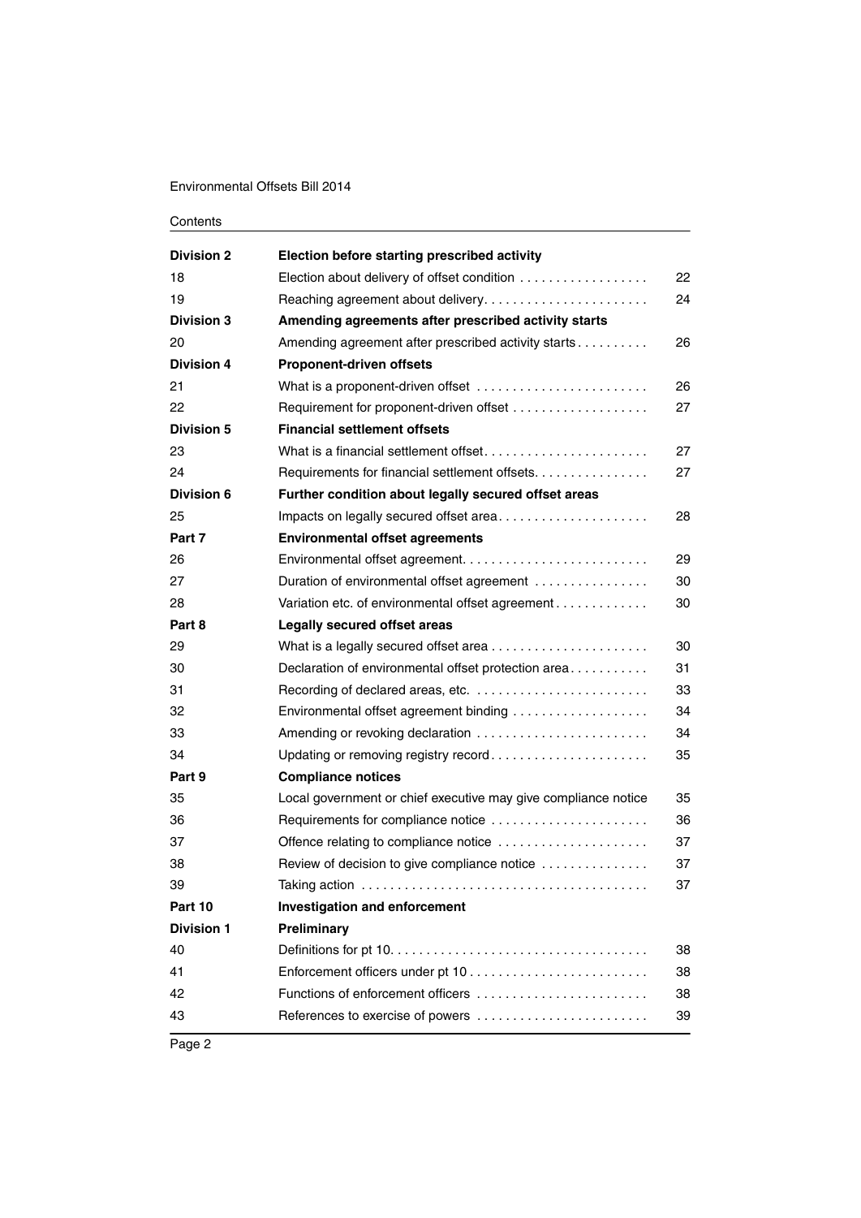| | | |
|---|---|---|
| **Division 2** | **Election before starting prescribed activity** | |
| 18 | Election about delivery of offset condition | 22 |
| 19 | Reaching agreement about delivery | 24 |
| **Division 3** | **Amending agreements after prescribed activity starts** | |
| 20 | Amending agreement after prescribed activity starts | 26 |
| **Division 4** | **Proponent-driven offsets** | |
| 21 | What is a proponent-driven offset | 26 |
| 22 | Requirement for proponent-driven offset | 27 |
| **Division 5** | **Financial settlement offsets** | |
| 23 | What is a financial settlement offset | 27 |
| 24 | Requirements for financial settlement offsets | 27 |
| **Division 6** | **Further condition about legally secured offset areas** | |
| 25 | Impacts on legally secured offset area | 28 |
| **Part 7** | **Environmental offset agreements** | |
| 26 | Environmental offset agreement | 29 |
| 27 | Duration of environmental offset agreement | 30 |
| 28 | Variation etc. of environmental offset agreement | 30 |
| **Part 8** | **Legally secured offset areas** | |
| 29 | What is a legally secured offset area | 30 |
| 30 | Declaration of environmental offset protection area | 31 |
| 31 | Recording of declared areas, etc. | 33 |
| 32 | Environmental offset agreement binding | 34 |
| 33 | Amending or revoking declaration | 34 |
| 34 | Updating or removing registry record | 35 |
| **Part 9** | **Compliance notices** | |
| 35 | Local government or chief executive may give compliance notice | 35 |
| 36 | Requirements for compliance notice | 36 |
| 37 | Offence relating to compliance notice | 37 |
| 38 | Review of decision to give compliance notice | 37 |
| 39 | Taking action | 37 |
| **Part 10** | **Investigation and enforcement** | |
| **Division 1** | **Preliminary** | |
| 40 | Definitions for pt 10 | 38 |
| 41 | Enforcement officers under pt 10 | 38 |
| 42 | Functions of enforcement officers | 38 |
| 43 | References to exercise of powers | 39 |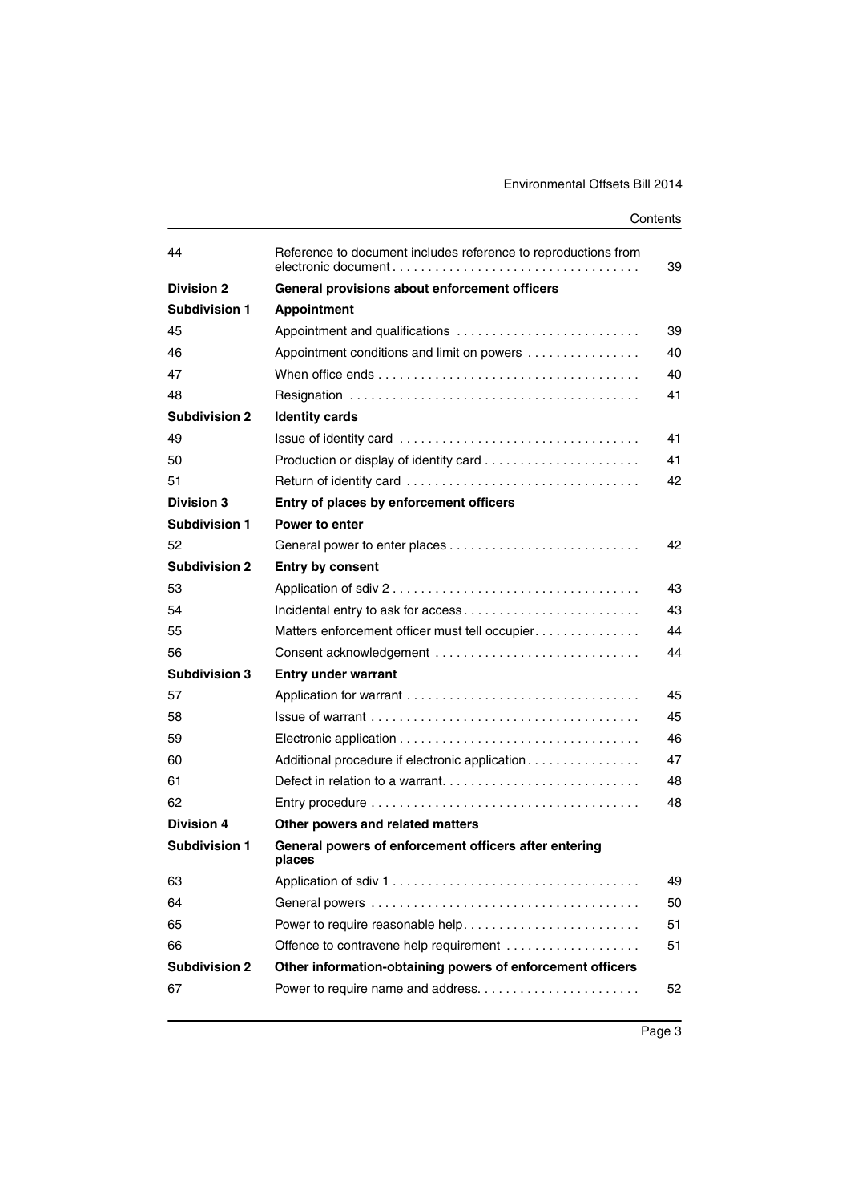| | | |
|---|---|---|
| 44 | Reference to document includes reference to reproductions from electronic document | 39 |
| **Division 2** | **General provisions about enforcement officers** | |
| **Subdivision 1** | **Appointment** | |
| 45 | Appointment and qualifications | 39 |
| 46 | Appointment conditions and limit on powers | 40 |
| 47 | When office ends | 40 |
| 48 | Resignation | 41 |
| **Subdivision 2** | **Identity cards** | |
| 49 | Issue of identity card | 41 |
| 50 | Production or display of identity card | 41 |
| 51 | Return of identity card | 42 |
| **Division 3** | **Entry of places by enforcement officers** | |
| **Subdivision 1** | **Power to enter** | |
| 52 | General power to enter places | 42 |
| **Subdivision 2** | **Entry by consent** | |
| 53 | Application of sdiv 2 | 43 |
| 54 | Incidental entry to ask for access | 43 |
| 55 | Matters enforcement officer must tell occupier | 44 |
| 56 | Consent acknowledgement | 44 |
| **Subdivision 3** | **Entry under warrant** | |
| 57 | Application for warrant | 45 |
| 58 | Issue of warrant | 45 |
| 59 | Electronic application | 46 |
| 60 | Additional procedure if electronic application | 47 |
| 61 | Defect in relation to a warrant | 48 |
| 62 | Entry procedure | 48 |
| **Division 4** | **Other powers and related matters** | |
| **Subdivision 1** | **General powers of enforcement officers after entering places** | |
| 63 | Application of sdiv 1 | 49 |
| 64 | General powers | 50 |
| 65 | Power to require reasonable help | 51 |
| 66 | Offence to contravene help requirement | 51 |
| **Subdivision 2** | **Other information-obtaining powers of enforcement officers** | |
| 67 | Power to require name and address | 52 |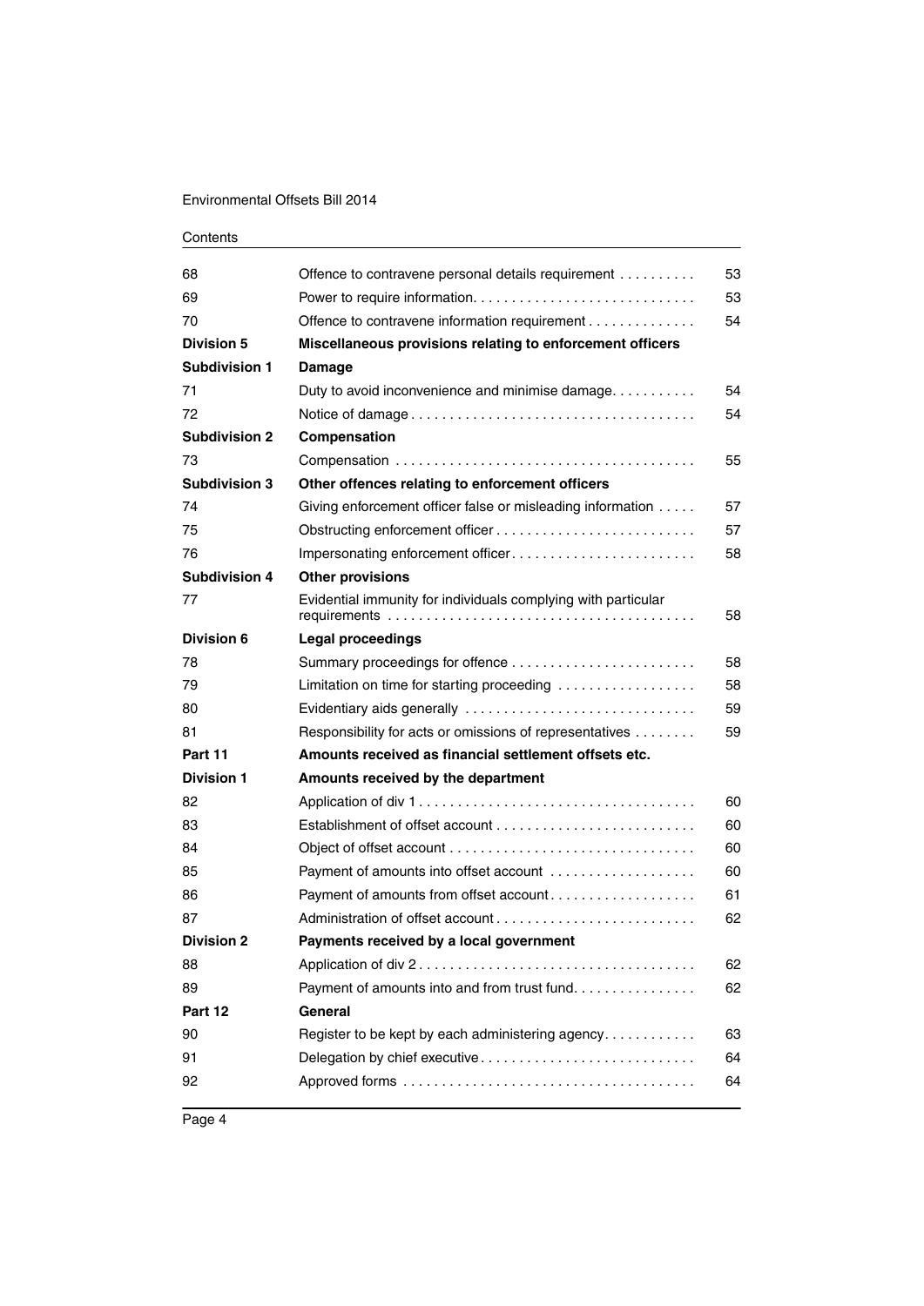| | | |
|---|---|---|
| 68 | Offence to contravene personal details requirement | 53 |
| 69 | Power to require information | 53 |
| 70 | Offence to contravene information requirement | 54 |
| **Division 5** | **Miscellaneous provisions relating to enforcement officers** | |
| **Subdivision 1** | **Damage** | |
| 71 | Duty to avoid inconvenience and minimise damage | 54 |
| 72 | Notice of damage | 54 |
| **Subdivision 2** | **Compensation** | |
| 73 | Compensation | 55 |
| **Subdivision 3** | **Other offences relating to enforcement officers** | |
| 74 | Giving enforcement officer false or misleading information | 57 |
| 75 | Obstructing enforcement officer | 57 |
| 76 | Impersonating enforcement officer | 58 |
| **Subdivision 4** | **Other provisions** | |
| 77 | Evidential immunity for individuals complying with particular requirements | 58 |
| **Division 6** | **Legal proceedings** | |
| 78 | Summary proceedings for offence | 58 |
| 79 | Limitation on time for starting proceeding | 58 |
| 80 | Evidentiary aids generally | 59 |
| 81 | Responsibility for acts or omissions of representatives | 59 |
| **Part 11** | **Amounts received as financial settlement offsets etc.** | |
| **Division 1** | **Amounts received by the department** | |
| 82 | Application of div 1 | 60 |
| 83 | Establishment of offset account | 60 |
| 84 | Object of offset account | 60 |
| 85 | Payment of amounts into offset account | 60 |
| 86 | Payment of amounts from offset account | 61 |
| 87 | Administration of offset account | 62 |
| **Division 2** | **Payments received by a local government** | |
| 88 | Application of div 2 | 62 |
| 89 | Payment of amounts into and from trust fund | 62 |
| **Part 12** | **General** | |
| 90 | Register to be kept by each administering agency | 63 |
| 91 | Delegation by chief executive | 64 |
| 92 | Approved forms | 64 |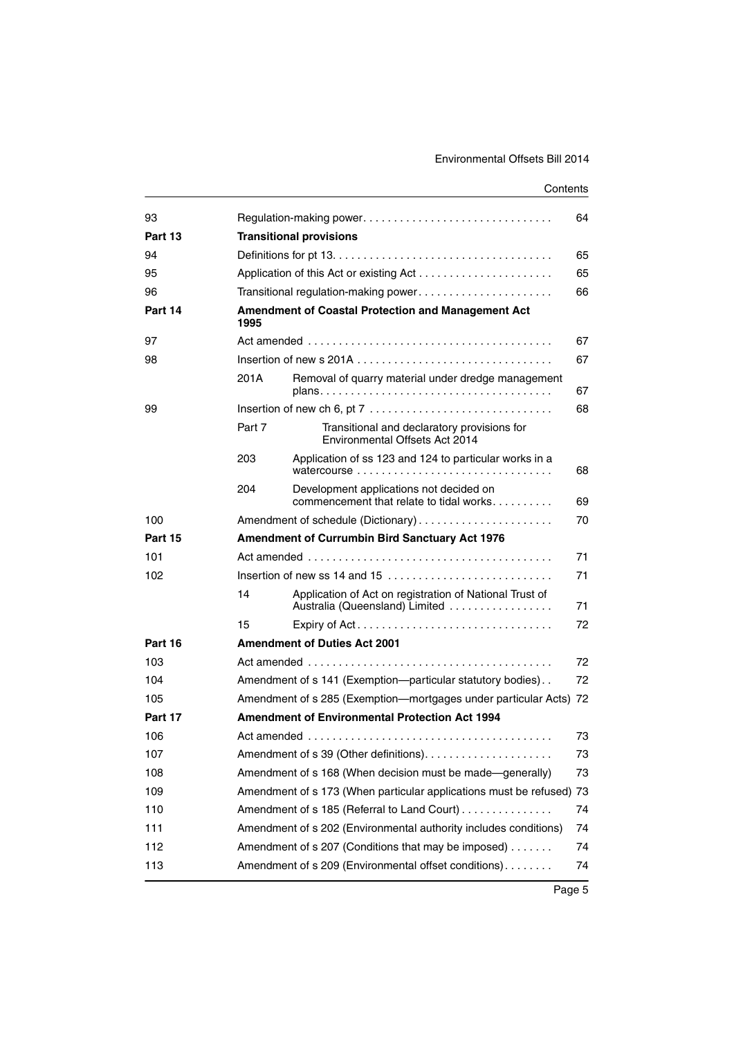| | | | |
|---|---|---|---|
| 93 | Regulation-making power | | 64 |
| **Part 13** | **Transitional provisions** | | |
| 94 | Definitions for pt 13 | | 65 |
| 95 | Application of this Act or existing Act | | 65 |
| 96 | Transitional regulation-making power | | 66 |
| **Part 14** | **Amendment of Coastal Protection and Management Act 1995** | | |
| 97 | Act amended | | 67 |
| 98 | Insertion of new s 201A | | 67 |
| | 201A | Removal of quarry material under dredge management plans | 67 |
| 99 | Insertion of new ch 6, pt 7 | | 68 |
| | Part 7 | Transitional and declaratory provisions for Environmental Offsets Act 2014 | |
| | 203 | Application of ss 123 and 124 to particular works in a watercourse | 68 |
| | 204 | Development applications not decided on commencement that relate to tidal works | 69 |
| 100 | Amendment of schedule (Dictionary) | | 70 |
| **Part 15** | **Amendment of Currumbin Bird Sanctuary Act 1976** | | |
| 101 | Act amended | | 71 |
| 102 | Insertion of new ss 14 and 15 | | 71 |
| | 14 | Application of Act on registration of National Trust of Australia (Queensland) Limited | 71 |
| | 15 | Expiry of Act | 72 |
| **Part 16** | **Amendment of Duties Act 2001** | | |
| 103 | Act amended | | 72 |
| 104 | Amendment of s 141 (Exemption—particular statutory bodies) | | 72 |
| 105 | Amendment of s 285 (Exemption—mortgages under particular Acts) | | 72 |
| **Part 17** | **Amendment of Environmental Protection Act 1994** | | |
| 106 | Act amended | | 73 |
| 107 | Amendment of s 39 (Other definitions) | | 73 |
| 108 | Amendment of s 168 (When decision must be made—generally) | | 73 |
| 109 | Amendment of s 173 (When particular applications must be refused) | | 73 |
| 110 | Amendment of s 185 (Referral to Land Court) | | 74 |
| 111 | Amendment of s 202 (Environmental authority includes conditions) | | 74 |
| 112 | Amendment of s 207 (Conditions that may be imposed) | | 74 |
| 113 | Amendment of s 209 (Environmental offset conditions) | | 74 |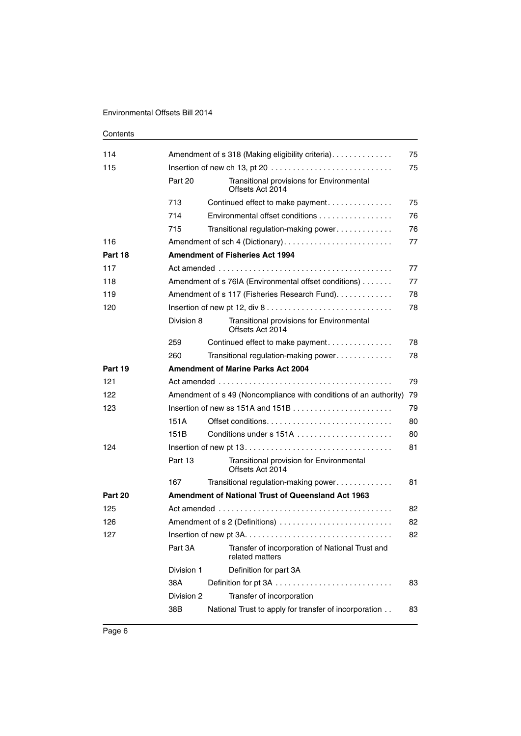| | | | |
|---|---|---|---|
| 114 | | Amendment of s 318 (Making eligibility criteria). . . . . . . . . . . . . . | 75 |
| 115 | | Insertion of new ch 13, pt 20 . . . . . . . . . . . . . . . . . . . . . . . . . . . . | 75 |
| | Part 20 | Transitional provisions for Environmental Offsets Act 2014 | |
| | 713 | Continued effect to make payment. . . . . . . . . . . . . . . . | 75 |
| | 714 | Environmental offset conditions . . . . . . . . . . . . . . . . . | 76 |
| | 715 | Transitional regulation-making power. . . . . . . . . . . . . | 76 |
| 116 | | Amendment of sch 4 (Dictionary). . . . . . . . . . . . . . . . . . . . . . . . . | 77 |
| **Part 18** | | **Amendment of Fisheries Act 1994** | |
| 117 | | Act amended . . . . . . . . . . . . . . . . . . . . . . . . . . . . . . . . . . . . . . . . | 77 |
| 118 | | Amendment of s 76IA (Environmental offset conditions) . . . . . . . | 77 |
| 119 | | Amendment of s 117 (Fisheries Research Fund). . . . . . . . . . . . . | 78 |
| 120 | | Insertion of new pt 12, div 8 . . . . . . . . . . . . . . . . . . . . . . . . . . . . . | 78 |
| | Division 8 | Transitional provisions for Environmental Offsets Act 2014 | |
| | 259 | Continued effect to make payment. . . . . . . . . . . . . . . . | 78 |
| | 260 | Transitional regulation-making power. . . . . . . . . . . . . | 78 |
| **Part 19** | | **Amendment of Marine Parks Act 2004** | |
| 121 | | Act amended . . . . . . . . . . . . . . . . . . . . . . . . . . . . . . . . . . . . . . . . | 79 |
| 122 | | Amendment of s 49 (Noncompliance with conditions of an authority) | 79 |
| 123 | | Insertion of new ss 151A and 151B . . . . . . . . . . . . . . . . . . . . . . . | 79 |
| | 151A | Offset conditions. . . . . . . . . . . . . . . . . . . . . . . . . . . . . | 80 |
| | 151B | Conditions under s 151A . . . . . . . . . . . . . . . . . . . . . . | 80 |
| 124 | | Insertion of new pt 13. . . . . . . . . . . . . . . . . . . . . . . . . . . . . . . . . . | 81 |
| | Part 13 | Transitional provision for Environmental Offsets Act 2014 | |
| | 167 | Transitional regulation-making power. . . . . . . . . . . . . | 81 |
| **Part 20** | | **Amendment of National Trust of Queensland Act 1963** | |
| 125 | | Act amended . . . . . . . . . . . . . . . . . . . . . . . . . . . . . . . . . . . . . . . . | 82 |
| 126 | | Amendment of s 2 (Definitions) . . . . . . . . . . . . . . . . . . . . . . . . . . | 82 |
| 127 | | Insertion of new pt 3A. . . . . . . . . . . . . . . . . . . . . . . . . . . . . . . . . . | 82 |
| | Part 3A | Transfer of incorporation of National Trust and related matters | |
| | Division 1 | Definition for part 3A | |
| | 38A | Definition for pt 3A . . . . . . . . . . . . . . . . . . . . . . . . . . . | 83 |
| | Division 2 | Transfer of incorporation | |
| | 38B | National Trust to apply for transfer of incorporation . . | 83 |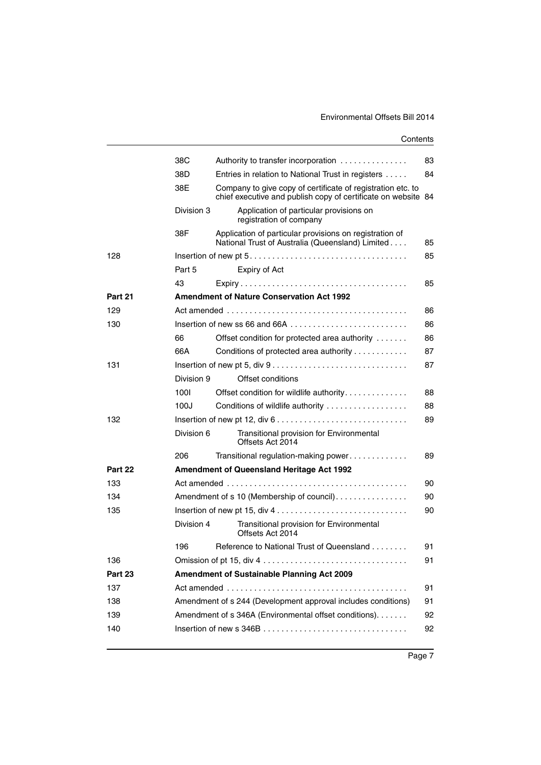| | | | |
|---|---|---|---|
| | 38C | Authority to transfer incorporation | 83 |
| | 38D | Entries in relation to National Trust in registers | 84 |
| | 38E | Company to give copy of certificate of registration etc. to chief executive and publish copy of certificate on website | 84 |
| | Division 3 | Application of particular provisions on registration of company | |
| | 38F | Application of particular provisions on registration of National Trust of Australia (Queensland) Limited | 85 |
| 128 | | Insertion of new pt 5 | 85 |
| | Part 5 | Expiry of Act | |
| | 43 | Expiry | 85 |
| **Part 21** | | **Amendment of Nature Conservation Act 1992** | |
| 129 | | Act amended | 86 |
| 130 | | Insertion of new ss 66 and 66A | 86 |
| | 66 | Offset condition for protected area authority | 86 |
| | 66A | Conditions of protected area authority | 87 |
| 131 | | Insertion of new pt 5, div 9 | 87 |
| | Division 9 | Offset conditions | |
| | 100I | Offset condition for wildlife authority | 88 |
| | 100J | Conditions of wildlife authority | 88 |
| 132 | | Insertion of new pt 12, div 6 | 89 |
| | Division 6 | Transitional provision for Environmental Offsets Act 2014 | |
| | 206 | Transitional regulation-making power | 89 |
| **Part 22** | | **Amendment of Queensland Heritage Act 1992** | |
| 133 | | Act amended | 90 |
| 134 | | Amendment of s 10 (Membership of council) | 90 |
| 135 | | Insertion of new pt 15, div 4 | 90 |
| | Division 4 | Transitional provision for Environmental Offsets Act 2014 | |
| | 196 | Reference to National Trust of Queensland | 91 |
| 136 | | Omission of pt 15, div 4 | 91 |
| **Part 23** | | **Amendment of Sustainable Planning Act 2009** | |
| 137 | | Act amended | 91 |
| 138 | | Amendment of s 244 (Development approval includes conditions) | 91 |
| 139 | | Amendment of s 346A (Environmental offset conditions) | 92 |
| 140 | | Insertion of new s 346B | 92 |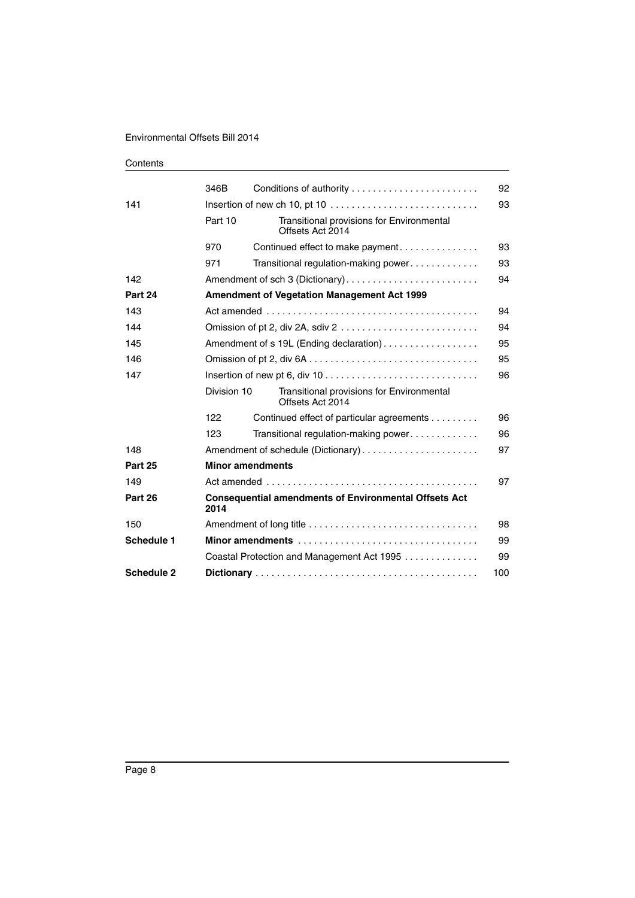| | | | |
|---|---|---|---|
| | 346B | Conditions of authority | 92 |
| 141 | Insertion of new ch 10, pt 10 | | 93 |
| | Part 10 | Transitional provisions for Environmental Offsets Act 2014 | |
| | 970 | Continued effect to make payment | 93 |
| | 971 | Transitional regulation-making power | 93 |
| 142 | Amendment of sch 3 (Dictionary) | | 94 |
| **Part 24** | **Amendment of Vegetation Management Act 1999** | | |
| 143 | Act amended | | 94 |
| 144 | Omission of pt 2, div 2A, sdiv 2 | | 94 |
| 145 | Amendment of s 19L (Ending declaration) | | 95 |
| 146 | Omission of pt 2, div 6A | | 95 |
| 147 | Insertion of new pt 6, div 10 | | 96 |
| | Division 10 | Transitional provisions for Environmental Offsets Act 2014 | |
| | 122 | Continued effect of particular agreements | 96 |
| | 123 | Transitional regulation-making power | 96 |
| 148 | Amendment of schedule (Dictionary) | | 97 |
| **Part 25** | **Minor amendments** | | |
| 149 | Act amended | | 97 |
| **Part 26** | **Consequential amendments of Environmental Offsets Act 2014** | | |
| 150 | Amendment of long title | | 98 |
| **Schedule 1** | **Minor amendments** | | 99 |
| | Coastal Protection and Management Act 1995 | | 99 |
| **Schedule 2** | **Dictionary** | | 100 |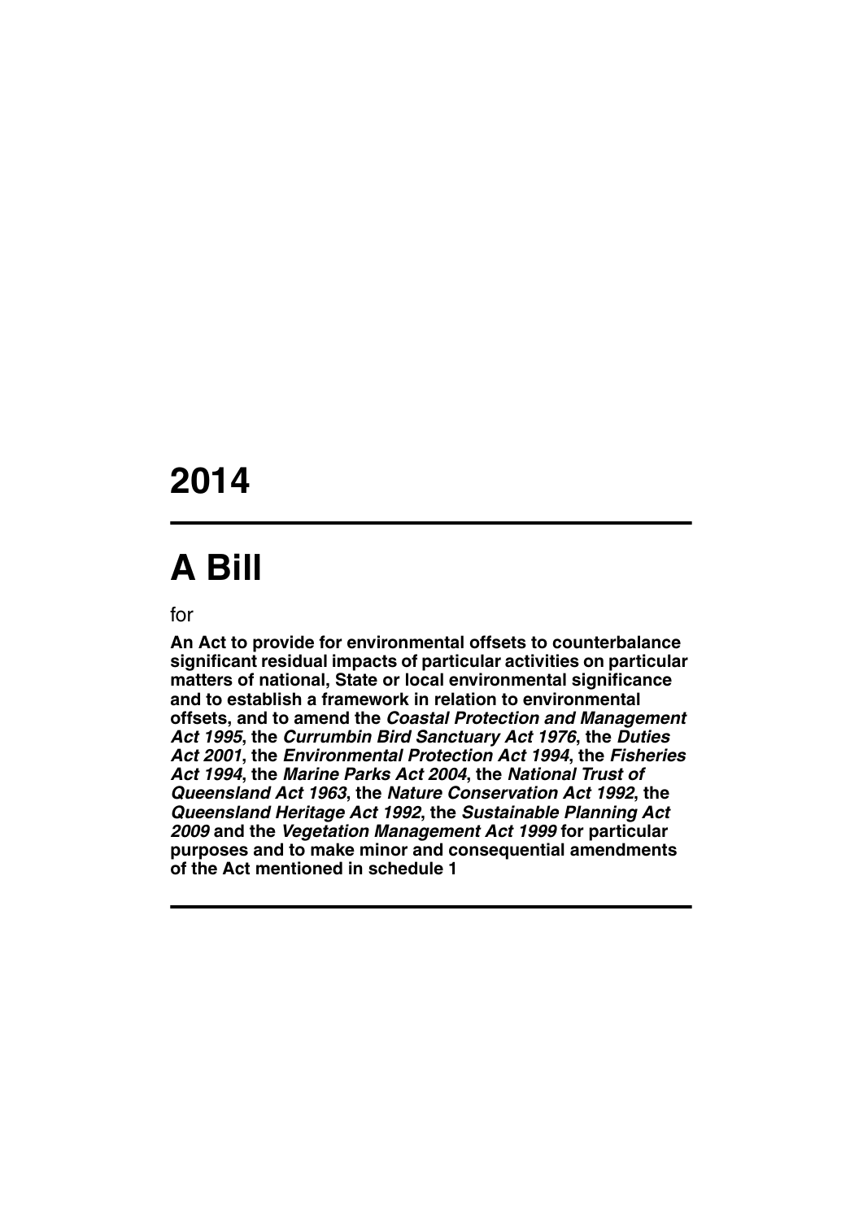# 2014

# A Bill

for

**An Act to provide for environmental offsets to counterbalance significant residual impacts of particular activities on particular matters of national, State or local environmental significance and to establish a framework in relation to environmental offsets, and to amend the *Coastal Protection and Management Act 1995*, the *Currumbin Bird Sanctuary Act 1976*, the *Duties Act 2001*, the *Environmental Protection Act 1994*, the *Fisheries Act 1994*, the *Marine Parks Act 2004*, the *National Trust of Queensland Act 1963*, the *Nature Conservation Act 1992*, the *Queensland Heritage Act 1992*, the *Sustainable Planning Act 2009* and the *Vegetation Management Act 1999* for particular purposes and to make minor and consequential amendments of the Act mentioned in schedule 1**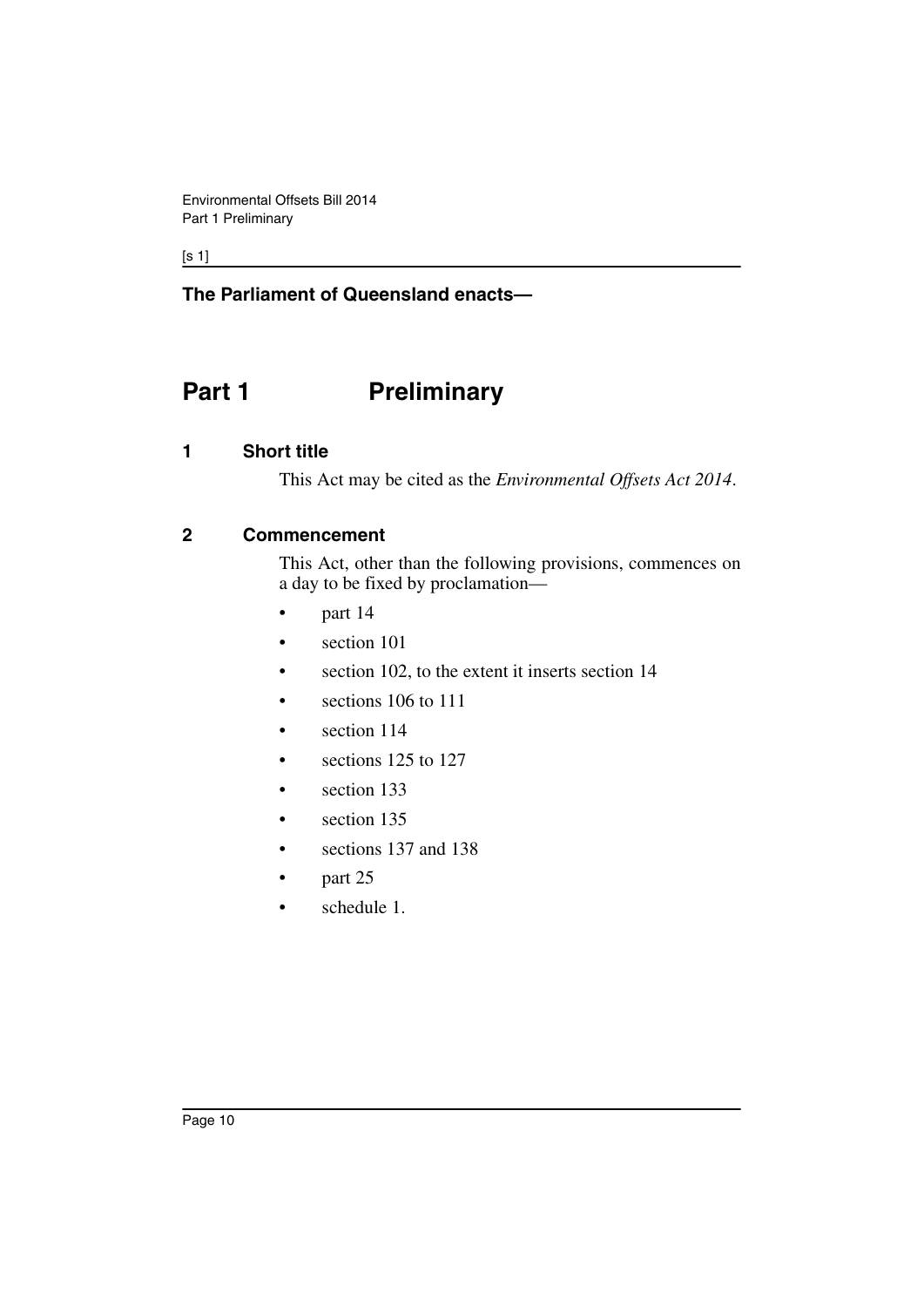**The Parliament of Queensland enacts—**

# Part 1 Preliminary

## 1 Short title

This Act may be cited as the *Environmental Offsets Act 2014*.

## 2 Commencement

This Act, other than the following provisions, commences on a day to be fixed by proclamation—

- part 14
- section 101
- section 102, to the extent it inserts section 14
- sections 106 to 111
- section 114
- sections 125 to 127
- section 133
- section 135
- sections 137 and 138
- part 25
- schedule 1.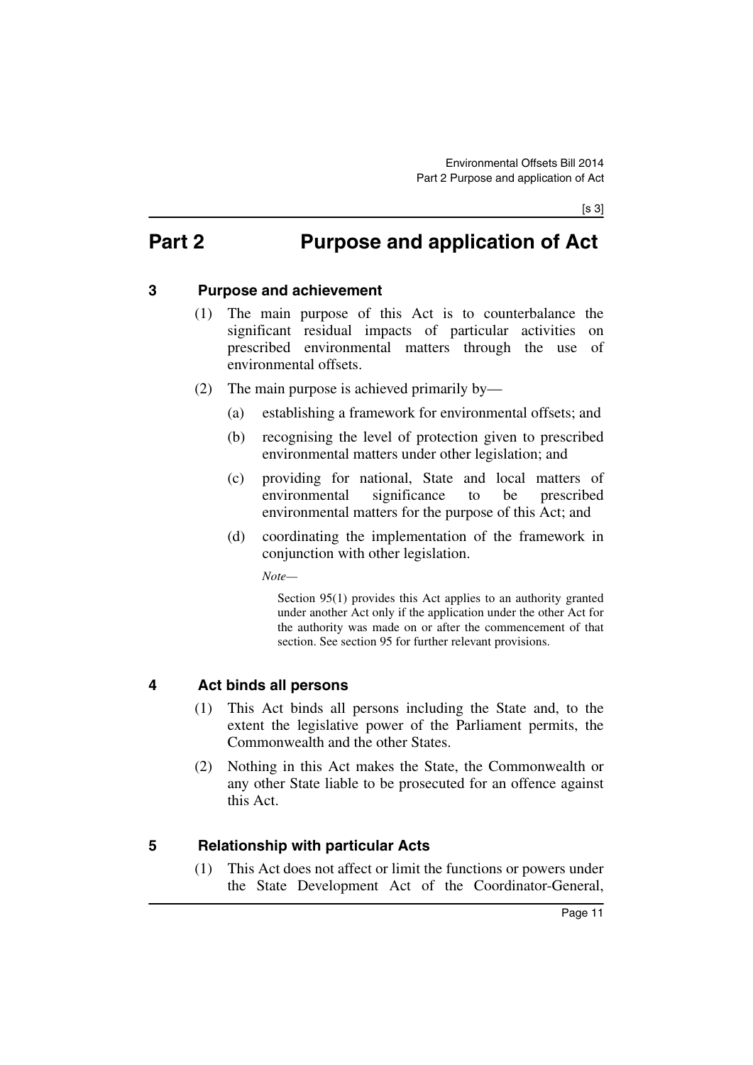# Part 2 Purpose and application of Act

### 3 Purpose and achievement

(1) The main purpose of this Act is to counterbalance the significant residual impacts of particular activities on prescribed environmental matters through the use of environmental offsets.

(2) The main purpose is achieved primarily by—

(a) establishing a framework for environmental offsets; and

(b) recognising the level of protection given to prescribed environmental matters under other legislation; and

(c) providing for national, State and local matters of environmental significance to be prescribed environmental matters for the purpose of this Act; and

(d) coordinating the implementation of the framework in conjunction with other legislation.

*Note—*

Section 95(1) provides this Act applies to an authority granted under another Act only if the application under the other Act for the authority was made on or after the commencement of that section. See section 95 for further relevant provisions.

### 4 Act binds all persons

(1) This Act binds all persons including the State and, to the extent the legislative power of the Parliament permits, the Commonwealth and the other States.

(2) Nothing in this Act makes the State, the Commonwealth or any other State liable to be prosecuted for an offence against this Act.

### 5 Relationship with particular Acts

(1) This Act does not affect or limit the functions or powers under the State Development Act of the Coordinator-General,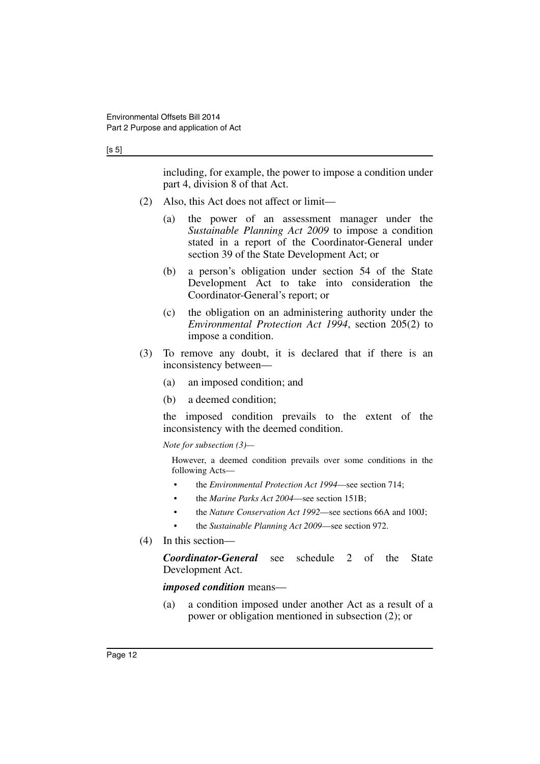including, for example, the power to impose a condition under part 4, division 8 of that Act.

(2) Also, this Act does not affect or limit—

(a) the power of an assessment manager under the *Sustainable Planning Act 2009* to impose a condition stated in a report of the Coordinator-General under section 39 of the State Development Act; or

(b) a person's obligation under section 54 of the State Development Act to take into consideration the Coordinator-General's report; or

(c) the obligation on an administering authority under the *Environmental Protection Act 1994*, section 205(2) to impose a condition.

(3) To remove any doubt, it is declared that if there is an inconsistency between—

(a) an imposed condition; and

(b) a deemed condition;

the imposed condition prevails to the extent of the inconsistency with the deemed condition.

*Note for subsection (3)—*

However, a deemed condition prevails over some conditions in the following Acts—

- the *Environmental Protection Act 1994*—see section 714;
- the *Marine Parks Act 2004*—see section 151B;
- the *Nature Conservation Act 1992*—see sections 66A and 100J;
- the *Sustainable Planning Act 2009*—see section 972.

(4) In this section—

***Coordinator-General*** see schedule 2 of the State Development Act.

***imposed condition*** means—

(a) a condition imposed under another Act as a result of a power or obligation mentioned in subsection (2); or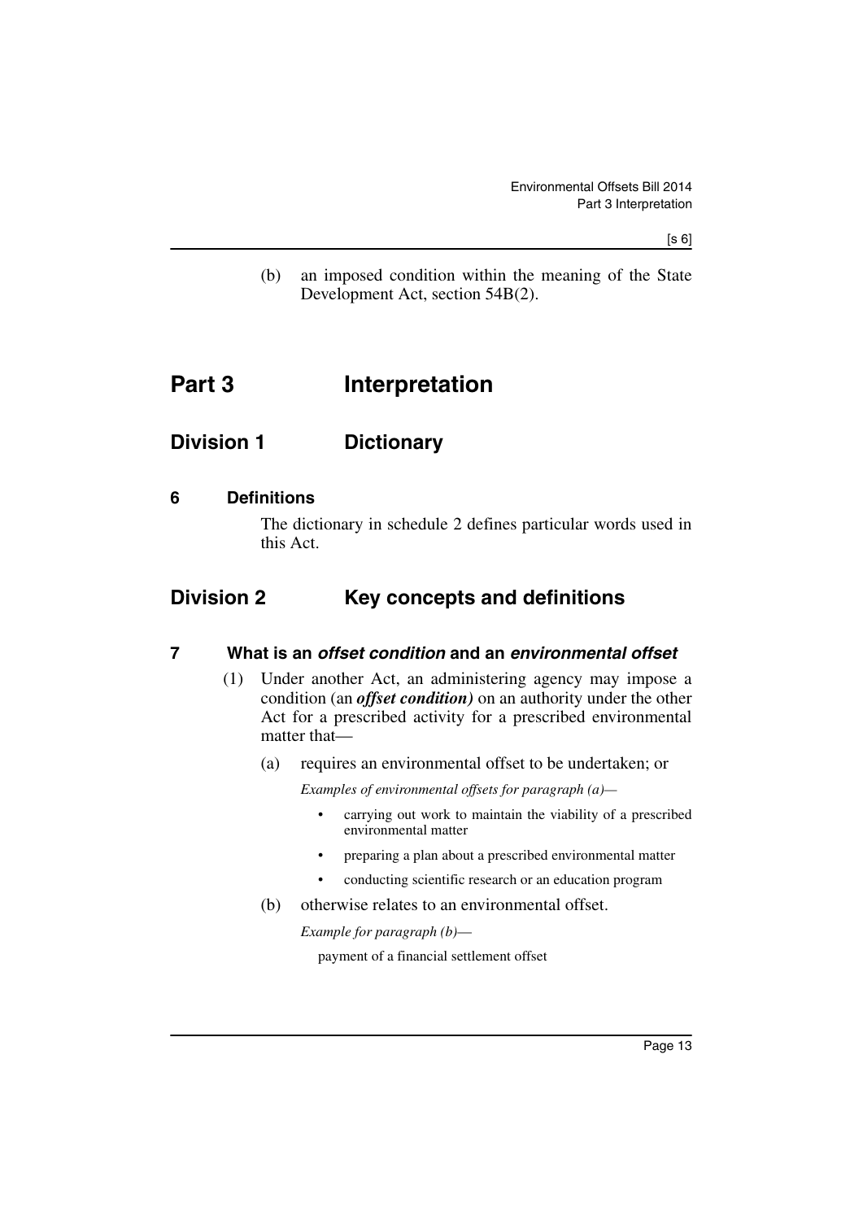(b) an imposed condition within the meaning of the State Development Act, section 54B(2).

# Part 3 Interpretation

## Division 1 Dictionary

### 6 Definitions

The dictionary in schedule 2 defines particular words used in this Act.

## Division 2 Key concepts and definitions

### 7 What is an *offset condition* and an *environmental offset*

(1) Under another Act, an administering agency may impose a condition (an ***offset condition)*** on an authority under the other Act for a prescribed activity for a prescribed environmental matter that—

(a) requires an environmental offset to be undertaken; or

*Examples of environmental offsets for paragraph (a)—*

- carrying out work to maintain the viability of a prescribed environmental matter
- preparing a plan about a prescribed environmental matter
- conducting scientific research or an education program

(b) otherwise relates to an environmental offset.

*Example for paragraph (b)—*

payment of a financial settlement offset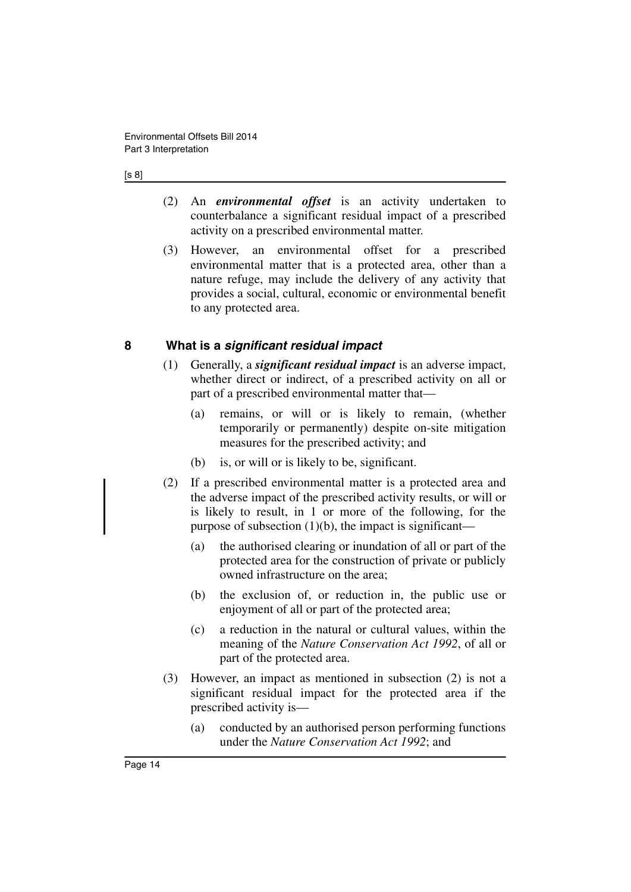(2) An ***environmental offset*** is an activity undertaken to counterbalance a significant residual impact of a prescribed activity on a prescribed environmental matter.

(3) However, an environmental offset for a prescribed environmental matter that is a protected area, other than a nature refuge, may include the delivery of any activity that provides a social, cultural, economic or environmental benefit to any protected area.

## 8 What is a *significant residual impact*

(1) Generally, a ***significant residual impact*** is an adverse impact, whether direct or indirect, of a prescribed activity on all or part of a prescribed environmental matter that—

(a) remains, or will or is likely to remain, (whether temporarily or permanently) despite on-site mitigation measures for the prescribed activity; and

(b) is, or will or is likely to be, significant.

(2) If a prescribed environmental matter is a protected area and the adverse impact of the prescribed activity results, or will or is likely to result, in 1 or more of the following, for the purpose of subsection (1)(b), the impact is significant—

(a) the authorised clearing or inundation of all or part of the protected area for the construction of private or publicly owned infrastructure on the area;

(b) the exclusion of, or reduction in, the public use or enjoyment of all or part of the protected area;

(c) a reduction in the natural or cultural values, within the meaning of the *Nature Conservation Act 1992*, of all or part of the protected area.

(3) However, an impact as mentioned in subsection (2) is not a significant residual impact for the protected area if the prescribed activity is—

(a) conducted by an authorised person performing functions under the *Nature Conservation Act 1992*; and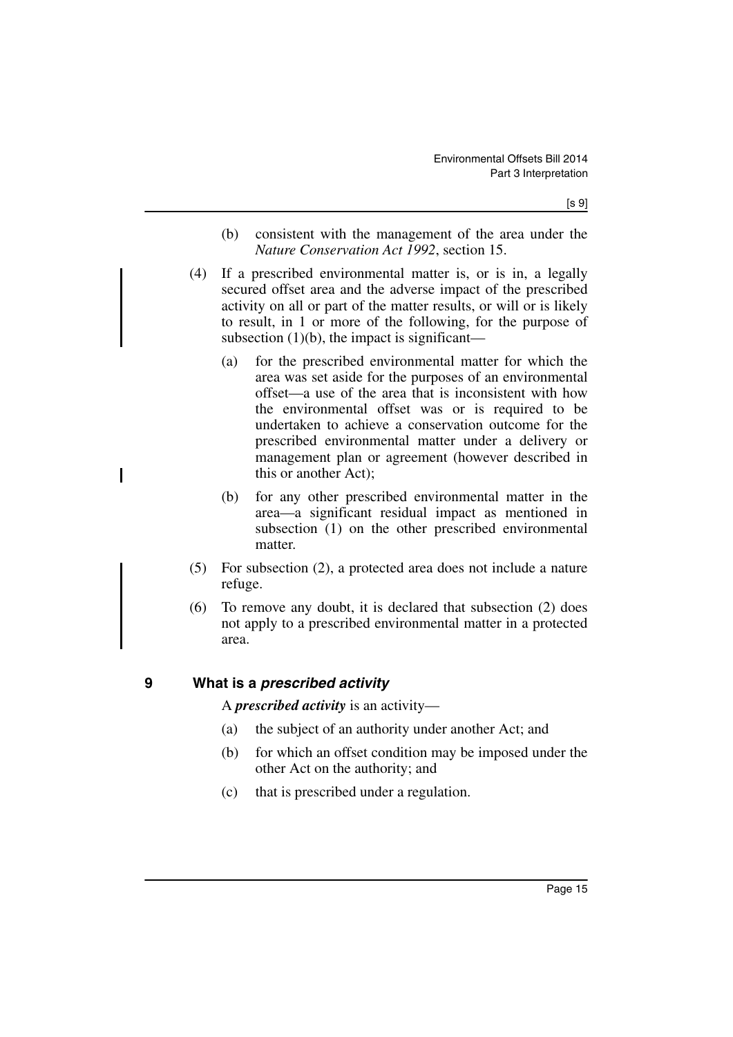(b) consistent with the management of the area under the *Nature Conservation Act 1992*, section 15.

(4) If a prescribed environmental matter is, or is in, a legally secured offset area and the adverse impact of the prescribed activity on all or part of the matter results, or will or is likely to result, in 1 or more of the following, for the purpose of subsection (1)(b), the impact is significant—

(a) for the prescribed environmental matter for which the area was set aside for the purposes of an environmental offset—a use of the area that is inconsistent with how the environmental offset was or is required to be undertaken to achieve a conservation outcome for the prescribed environmental matter under a delivery or management plan or agreement (however described in this or another Act);

(b) for any other prescribed environmental matter in the area—a significant residual impact as mentioned in subsection (1) on the other prescribed environmental matter.

(5) For subsection (2), a protected area does not include a nature refuge.

(6) To remove any doubt, it is declared that subsection (2) does not apply to a prescribed environmental matter in a protected area.

### 9 What is a *prescribed activity*

A ***prescribed activity*** is an activity—

(a) the subject of an authority under another Act; and

(b) for which an offset condition may be imposed under the other Act on the authority; and

(c) that is prescribed under a regulation.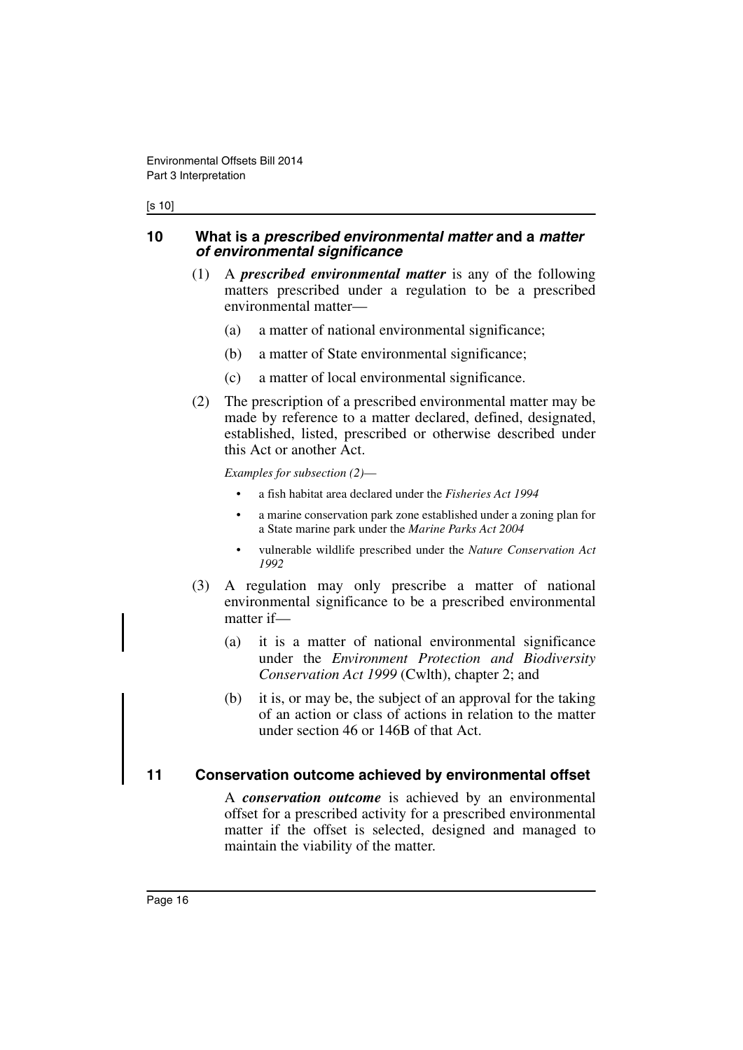## 10 What is a *prescribed environmental matter* and a *matter of environmental significance*

(1) A ***prescribed environmental matter*** is any of the following matters prescribed under a regulation to be a prescribed environmental matter—

(a) a matter of national environmental significance;

(b) a matter of State environmental significance;

(c) a matter of local environmental significance.

(2) The prescription of a prescribed environmental matter may be made by reference to a matter declared, defined, designated, established, listed, prescribed or otherwise described under this Act or another Act.

*Examples for subsection (2)*—

- a fish habitat area declared under the *Fisheries Act 1994*
- a marine conservation park zone established under a zoning plan for a State marine park under the *Marine Parks Act 2004*
- vulnerable wildlife prescribed under the *Nature Conservation Act 1992*

(3) A regulation may only prescribe a matter of national environmental significance to be a prescribed environmental matter if—

(a) it is a matter of national environmental significance under the *Environment Protection and Biodiversity Conservation Act 1999* (Cwlth), chapter 2; and

(b) it is, or may be, the subject of an approval for the taking of an action or class of actions in relation to the matter under section 46 or 146B of that Act.

## 11 Conservation outcome achieved by environmental offset

A ***conservation outcome*** is achieved by an environmental offset for a prescribed activity for a prescribed environmental matter if the offset is selected, designed and managed to maintain the viability of the matter.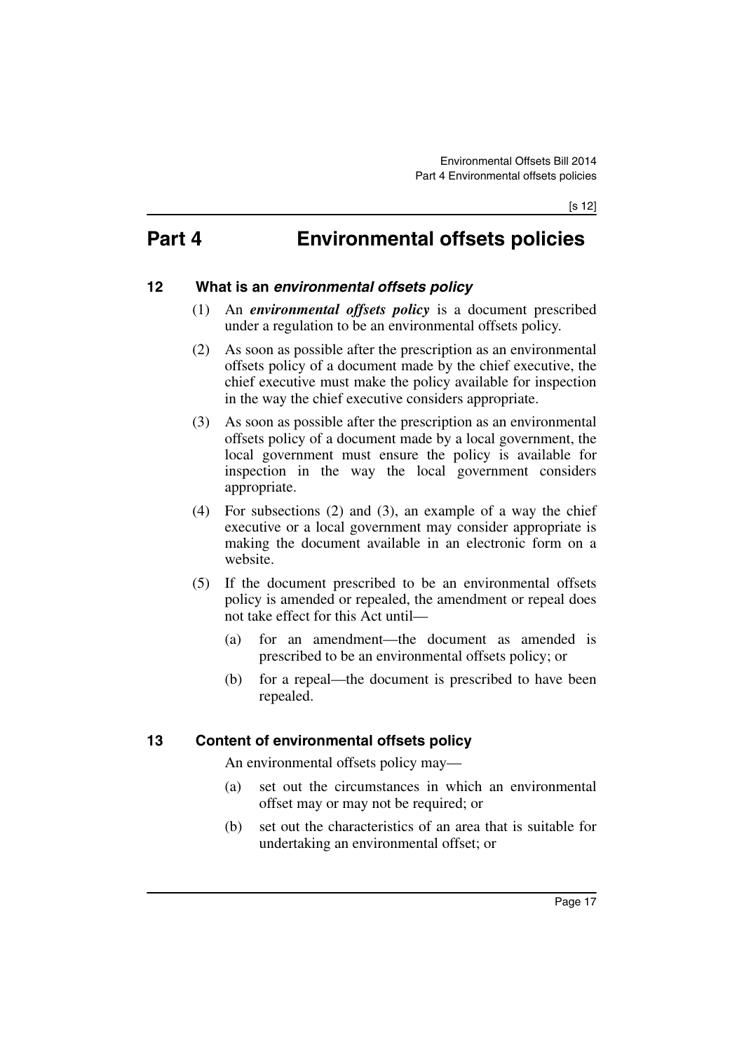# Part 4 Environmental offsets policies

## 12 What is an *environmental offsets policy*

(1) An ***environmental offsets policy*** is a document prescribed under a regulation to be an environmental offsets policy.

(2) As soon as possible after the prescription as an environmental offsets policy of a document made by the chief executive, the chief executive must make the policy available for inspection in the way the chief executive considers appropriate.

(3) As soon as possible after the prescription as an environmental offsets policy of a document made by a local government, the local government must ensure the policy is available for inspection in the way the local government considers appropriate.

(4) For subsections (2) and (3), an example of a way the chief executive or a local government may consider appropriate is making the document available in an electronic form on a website.

(5) If the document prescribed to be an environmental offsets policy is amended or repealed, the amendment or repeal does not take effect for this Act until—

(a) for an amendment—the document as amended is prescribed to be an environmental offsets policy; or

(b) for a repeal—the document is prescribed to have been repealed.

## 13 Content of environmental offsets policy

An environmental offsets policy may—

(a) set out the circumstances in which an environmental offset may or may not be required; or

(b) set out the characteristics of an area that is suitable for undertaking an environmental offset; or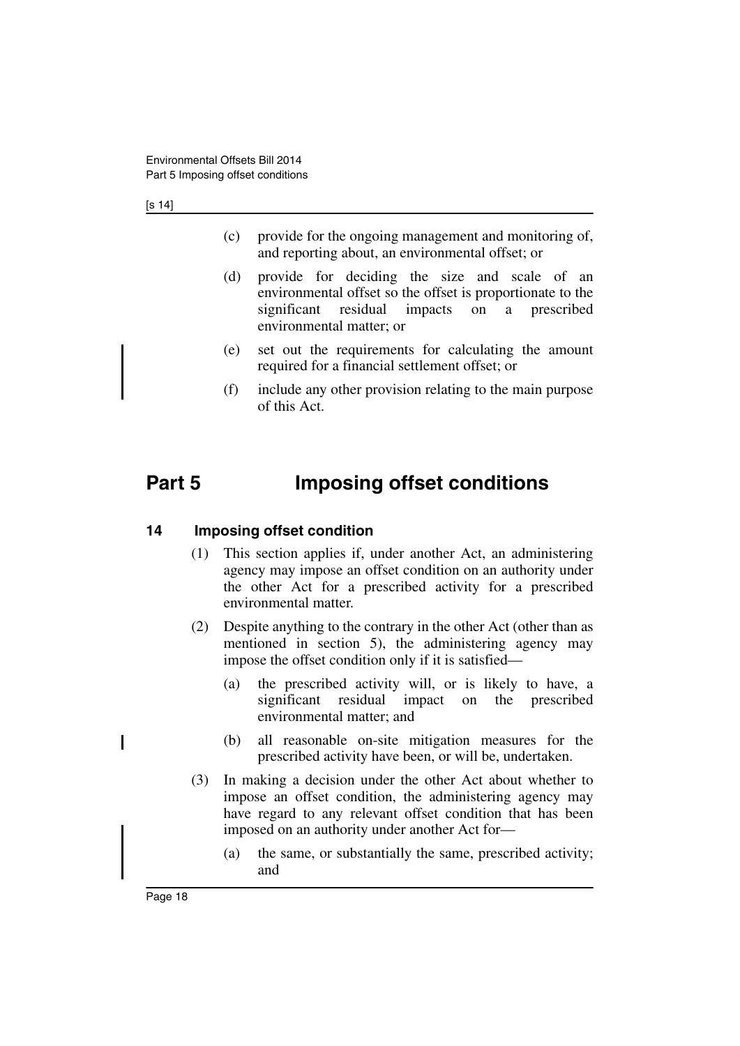(c) provide for the ongoing management and monitoring of, and reporting about, an environmental offset; or

(d) provide for deciding the size and scale of an environmental offset so the offset is proportionate to the significant residual impacts on a prescribed environmental matter; or

(e) set out the requirements for calculating the amount required for a financial settlement offset; or

(f) include any other provision relating to the main purpose of this Act.

# Part 5 Imposing offset conditions

## 14 Imposing offset condition

(1) This section applies if, under another Act, an administering agency may impose an offset condition on an authority under the other Act for a prescribed activity for a prescribed environmental matter.

(2) Despite anything to the contrary in the other Act (other than as mentioned in section 5), the administering agency may impose the offset condition only if it is satisfied—

(a) the prescribed activity will, or is likely to have, a significant residual impact on the prescribed environmental matter; and

(b) all reasonable on-site mitigation measures for the prescribed activity have been, or will be, undertaken.

(3) In making a decision under the other Act about whether to impose an offset condition, the administering agency may have regard to any relevant offset condition that has been imposed on an authority under another Act for—

(a) the same, or substantially the same, prescribed activity; and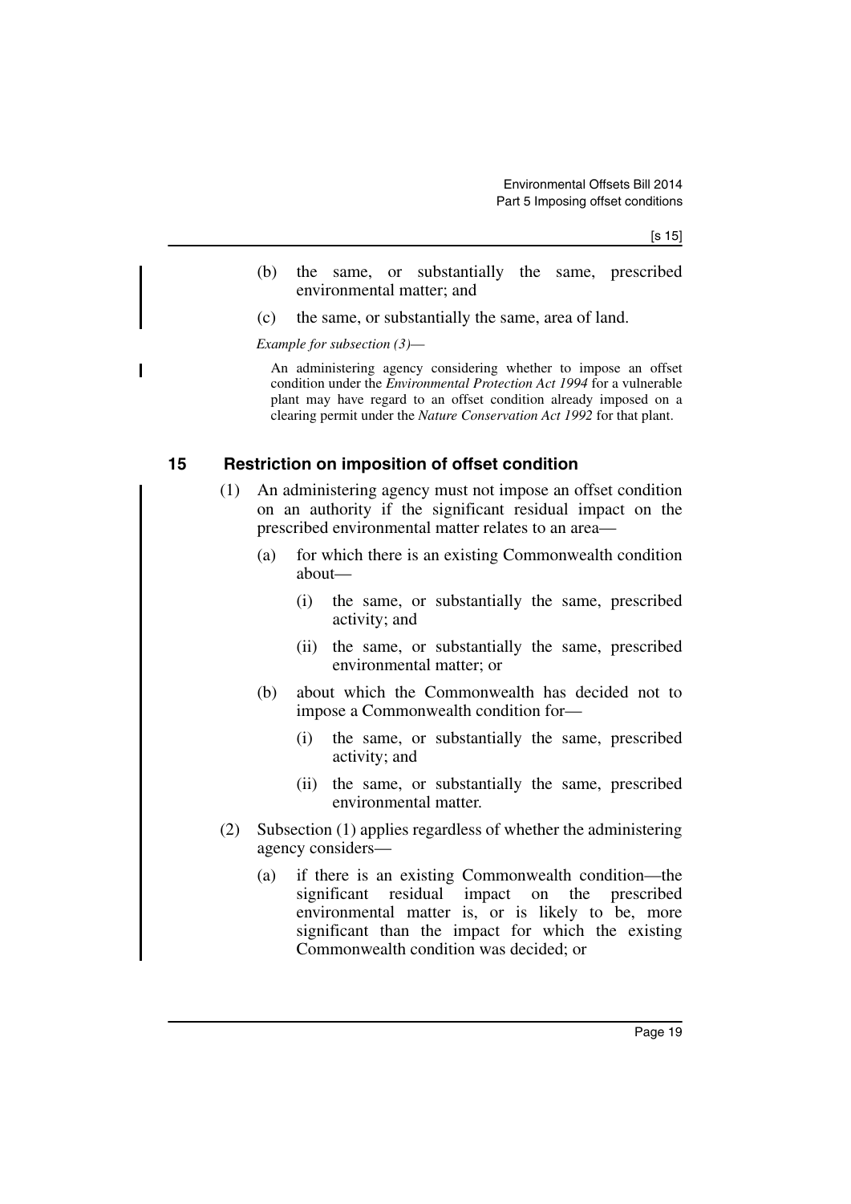(b) the same, or substantially the same, prescribed environmental matter; and

(c) the same, or substantially the same, area of land.

*Example for subsection (3)—*

An administering agency considering whether to impose an offset condition under the *Environmental Protection Act 1994* for a vulnerable plant may have regard to an offset condition already imposed on a clearing permit under the *Nature Conservation Act 1992* for that plant.

### 15 Restriction on imposition of offset condition

(1) An administering agency must not impose an offset condition on an authority if the significant residual impact on the prescribed environmental matter relates to an area—

(a) for which there is an existing Commonwealth condition about—

(i) the same, or substantially the same, prescribed activity; and

(ii) the same, or substantially the same, prescribed environmental matter; or

(b) about which the Commonwealth has decided not to impose a Commonwealth condition for—

(i) the same, or substantially the same, prescribed activity; and

(ii) the same, or substantially the same, prescribed environmental matter.

(2) Subsection (1) applies regardless of whether the administering agency considers—

(a) if there is an existing Commonwealth condition—the significant residual impact on the prescribed environmental matter is, or is likely to be, more significant than the impact for which the existing Commonwealth condition was decided; or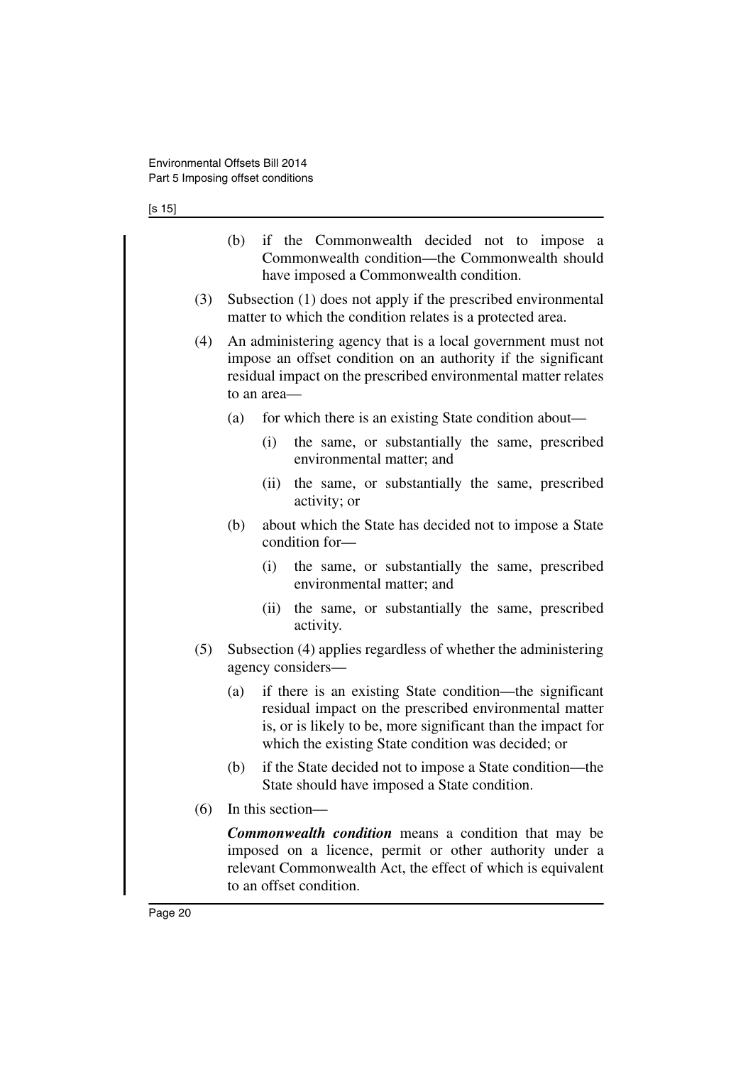(b) if the Commonwealth decided not to impose a Commonwealth condition—the Commonwealth should have imposed a Commonwealth condition.

(3) Subsection (1) does not apply if the prescribed environmental matter to which the condition relates is a protected area.

(4) An administering agency that is a local government must not impose an offset condition on an authority if the significant residual impact on the prescribed environmental matter relates to an area—

(a) for which there is an existing State condition about—

(i) the same, or substantially the same, prescribed environmental matter; and

(ii) the same, or substantially the same, prescribed activity; or

(b) about which the State has decided not to impose a State condition for—

(i) the same, or substantially the same, prescribed environmental matter; and

(ii) the same, or substantially the same, prescribed activity.

(5) Subsection (4) applies regardless of whether the administering agency considers—

(a) if there is an existing State condition—the significant residual impact on the prescribed environmental matter is, or is likely to be, more significant than the impact for which the existing State condition was decided; or

(b) if the State decided not to impose a State condition—the State should have imposed a State condition.

(6) In this section—

***Commonwealth condition*** means a condition that may be imposed on a licence, permit or other authority under a relevant Commonwealth Act, the effect of which is equivalent to an offset condition.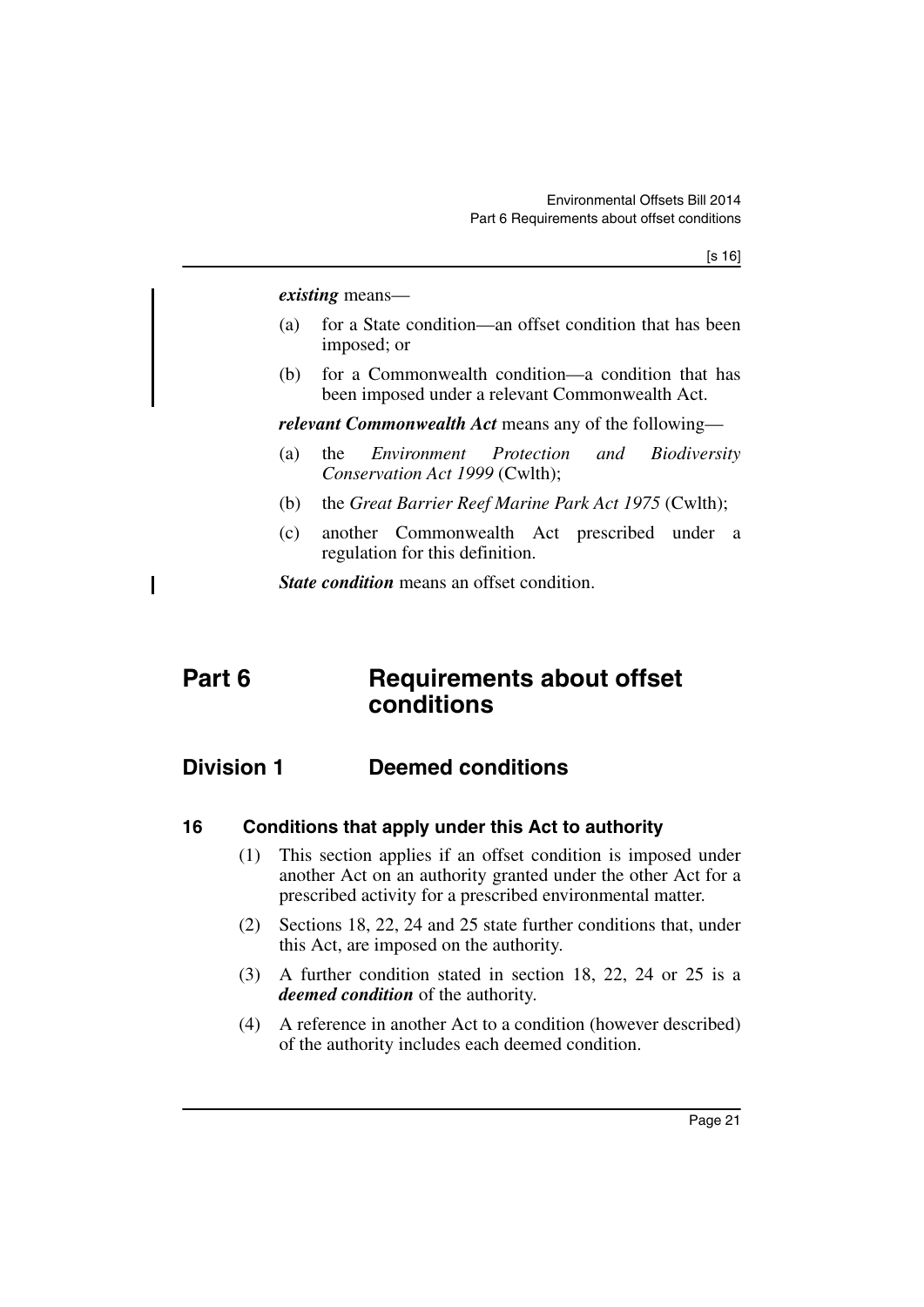***existing*** means—

(a) for a State condition—an offset condition that has been imposed; or

(b) for a Commonwealth condition—a condition that has been imposed under a relevant Commonwealth Act.

***relevant Commonwealth Act*** means any of the following—

(a) the *Environment Protection and Biodiversity Conservation Act 1999* (Cwlth);

(b) the *Great Barrier Reef Marine Park Act 1975* (Cwlth);

(c) another Commonwealth Act prescribed under a regulation for this definition.

***State condition*** means an offset condition.

# Part 6 Requirements about offset conditions

## Division 1 Deemed conditions

### 16 Conditions that apply under this Act to authority

(1) This section applies if an offset condition is imposed under another Act on an authority granted under the other Act for a prescribed activity for a prescribed environmental matter.

(2) Sections 18, 22, 24 and 25 state further conditions that, under this Act, are imposed on the authority.

(3) A further condition stated in section 18, 22, 24 or 25 is a ***deemed condition*** of the authority.

(4) A reference in another Act to a condition (however described) of the authority includes each deemed condition.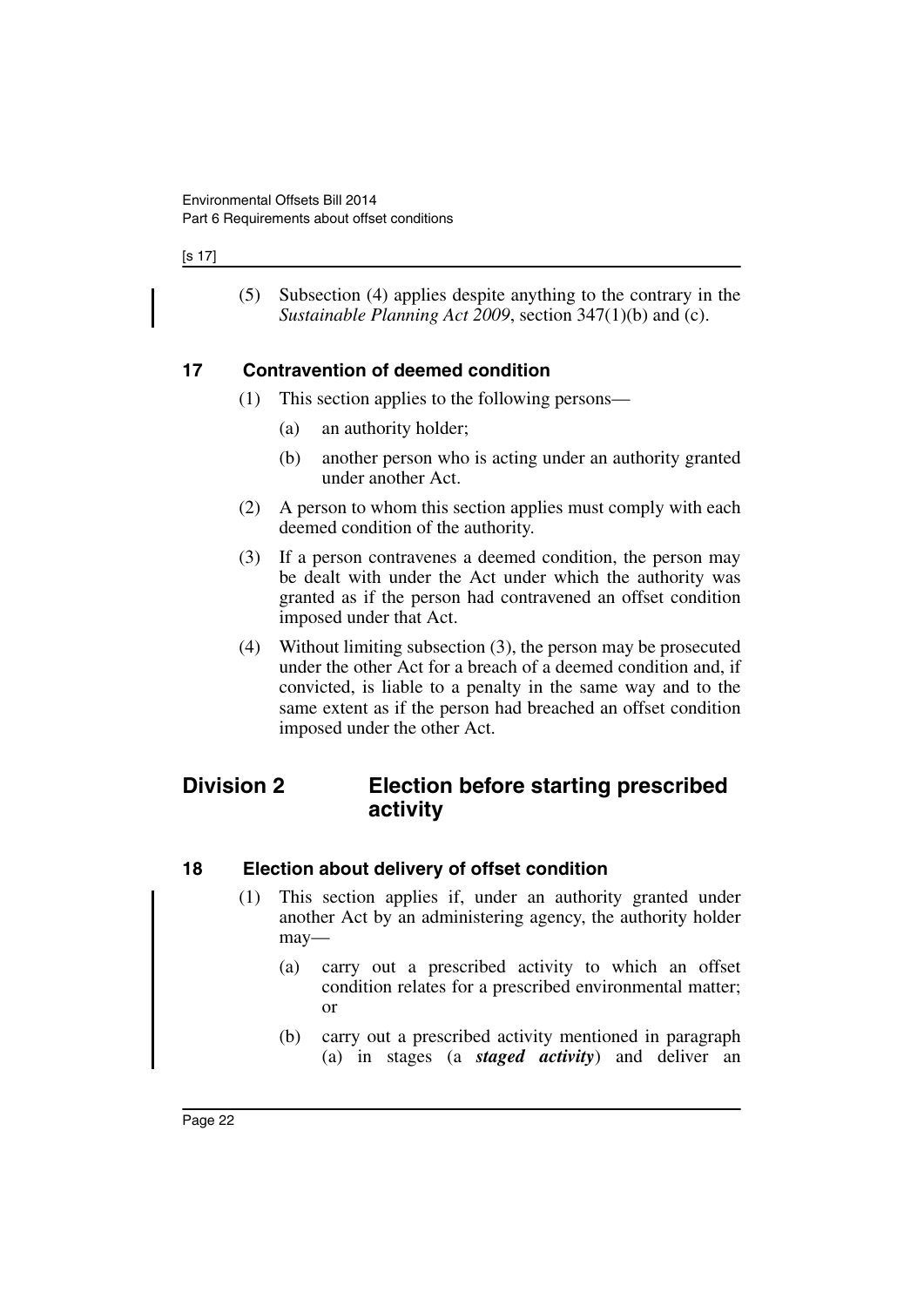(5) Subsection (4) applies despite anything to the contrary in the *Sustainable Planning Act 2009*, section 347(1)(b) and (c).

### 17 Contravention of deemed condition

(1) This section applies to the following persons—

(a) an authority holder;

(b) another person who is acting under an authority granted under another Act.

(2) A person to whom this section applies must comply with each deemed condition of the authority.

(3) If a person contravenes a deemed condition, the person may be dealt with under the Act under which the authority was granted as if the person had contravened an offset condition imposed under that Act.

(4) Without limiting subsection (3), the person may be prosecuted under the other Act for a breach of a deemed condition and, if convicted, is liable to a penalty in the same way and to the same extent as if the person had breached an offset condition imposed under the other Act.

## Division 2 Election before starting prescribed activity

### 18 Election about delivery of offset condition

(1) This section applies if, under an authority granted under another Act by an administering agency, the authority holder may—

(a) carry out a prescribed activity to which an offset condition relates for a prescribed environmental matter; or

(b) carry out a prescribed activity mentioned in paragraph (a) in stages (a ***staged activity***) and deliver an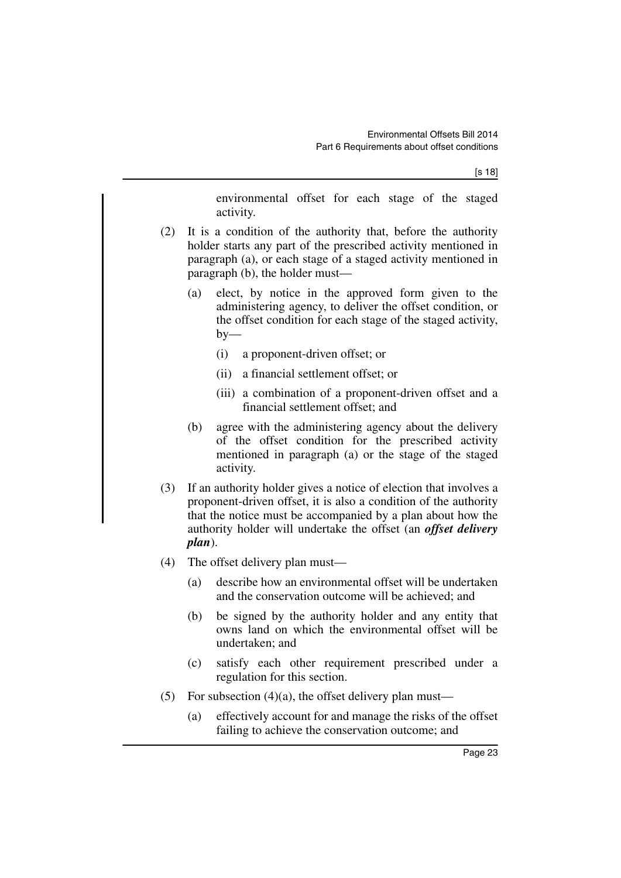environmental offset for each stage of the staged activity.

(2) It is a condition of the authority that, before the authority holder starts any part of the prescribed activity mentioned in paragraph (a), or each stage of a staged activity mentioned in paragraph (b), the holder must—

 (a) elect, by notice in the approved form given to the administering agency, to deliver the offset condition, or the offset condition for each stage of the staged activity, by—

  (i) a proponent-driven offset; or

  (ii) a financial settlement offset; or

  (iii) a combination of a proponent-driven offset and a financial settlement offset; and

 (b) agree with the administering agency about the delivery of the offset condition for the prescribed activity mentioned in paragraph (a) or the stage of the staged activity.

(3) If an authority holder gives a notice of election that involves a proponent-driven offset, it is also a condition of the authority that the notice must be accompanied by a plan about how the authority holder will undertake the offset (an ***offset delivery plan***).

(4) The offset delivery plan must—

 (a) describe how an environmental offset will be undertaken and the conservation outcome will be achieved; and

 (b) be signed by the authority holder and any entity that owns land on which the environmental offset will be undertaken; and

 (c) satisfy each other requirement prescribed under a regulation for this section.

(5) For subsection (4)(a), the offset delivery plan must—

 (a) effectively account for and manage the risks of the offset failing to achieve the conservation outcome; and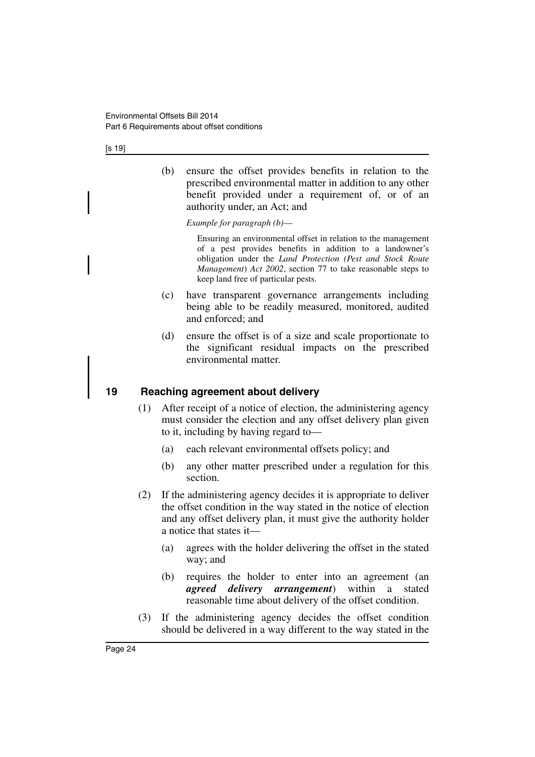(b) ensure the offset provides benefits in relation to the prescribed environmental matter in addition to any other benefit provided under a requirement of, or of an authority under, an Act; and

*Example for paragraph (b)*—

Ensuring an environmental offset in relation to the management of a pest provides benefits in addition to a landowner's obligation under the *Land Protection (Pest and Stock Route Management) Act 2002*, section 77 to take reasonable steps to keep land free of particular pests.

(c) have transparent governance arrangements including being able to be readily measured, monitored, audited and enforced; and

(d) ensure the offset is of a size and scale proportionate to the significant residual impacts on the prescribed environmental matter.

### 19 Reaching agreement about delivery

(1) After receipt of a notice of election, the administering agency must consider the election and any offset delivery plan given to it, including by having regard to—

(a) each relevant environmental offsets policy; and

(b) any other matter prescribed under a regulation for this section.

(2) If the administering agency decides it is appropriate to deliver the offset condition in the way stated in the notice of election and any offset delivery plan, it must give the authority holder a notice that states it—

(a) agrees with the holder delivering the offset in the stated way; and

(b) requires the holder to enter into an agreement (an ***agreed delivery arrangement***) within a stated reasonable time about delivery of the offset condition.

(3) If the administering agency decides the offset condition should be delivered in a way different to the way stated in the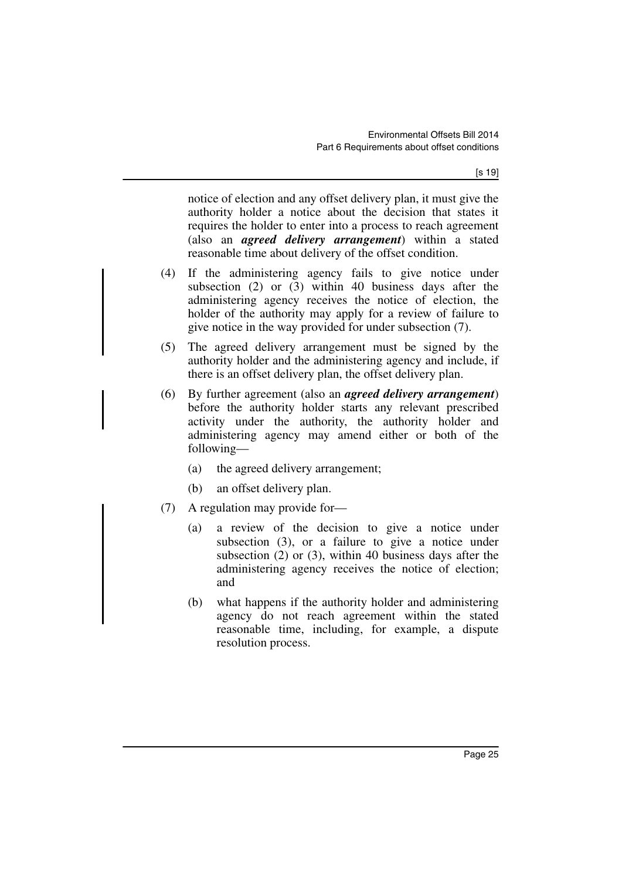notice of election and any offset delivery plan, it must give the authority holder a notice about the decision that states it requires the holder to enter into a process to reach agreement (also an ***agreed delivery arrangement***) within a stated reasonable time about delivery of the offset condition.

(4) If the administering agency fails to give notice under subsection (2) or (3) within 40 business days after the administering agency receives the notice of election, the holder of the authority may apply for a review of failure to give notice in the way provided for under subsection (7).

(5) The agreed delivery arrangement must be signed by the authority holder and the administering agency and include, if there is an offset delivery plan, the offset delivery plan.

(6) By further agreement (also an ***agreed delivery arrangement***) before the authority holder starts any relevant prescribed activity under the authority, the authority holder and administering agency may amend either or both of the following—

(a) the agreed delivery arrangement;

(b) an offset delivery plan.

(7) A regulation may provide for—

(a) a review of the decision to give a notice under subsection (3), or a failure to give a notice under subsection (2) or (3), within 40 business days after the administering agency receives the notice of election; and

(b) what happens if the authority holder and administering agency do not reach agreement within the stated reasonable time, including, for example, a dispute resolution process.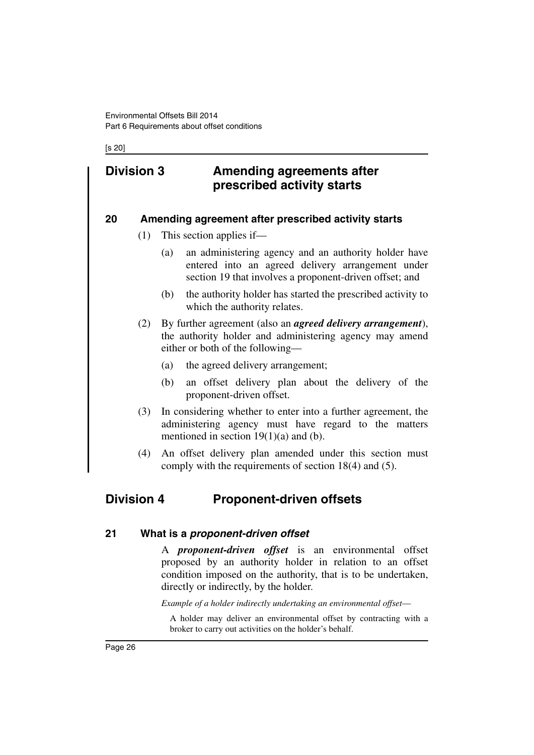## Division 3 Amending agreements after prescribed activity starts

### 20 Amending agreement after prescribed activity starts

(1) This section applies if—

(a) an administering agency and an authority holder have entered into an agreed delivery arrangement under section 19 that involves a proponent-driven offset; and

(b) the authority holder has started the prescribed activity to which the authority relates.

(2) By further agreement (also an ***agreed delivery arrangement***), the authority holder and administering agency may amend either or both of the following—

(a) the agreed delivery arrangement;

(b) an offset delivery plan about the delivery of the proponent-driven offset.

(3) In considering whether to enter into a further agreement, the administering agency must have regard to the matters mentioned in section 19(1)(a) and (b).

(4) An offset delivery plan amended under this section must comply with the requirements of section 18(4) and (5).

## Division 4 Proponent-driven offsets

### 21 What is a *proponent-driven offset*

A ***proponent-driven offset*** is an environmental offset proposed by an authority holder in relation to an offset condition imposed on the authority, that is to be undertaken, directly or indirectly, by the holder.

*Example of a holder indirectly undertaking an environmental offset—*

A holder may deliver an environmental offset by contracting with a broker to carry out activities on the holder's behalf.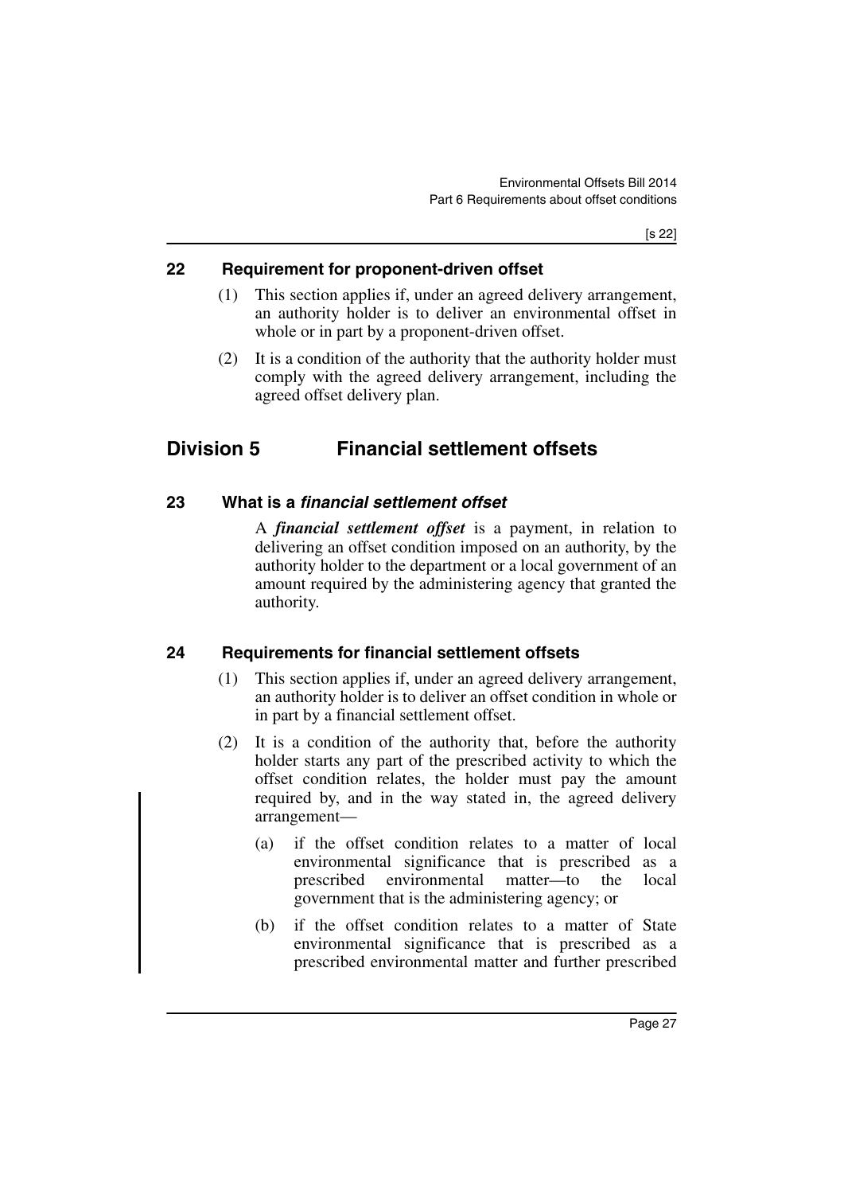## 22 Requirement for proponent-driven offset

(1) This section applies if, under an agreed delivery arrangement, an authority holder is to deliver an environmental offset in whole or in part by a proponent-driven offset.

(2) It is a condition of the authority that the authority holder must comply with the agreed delivery arrangement, including the agreed offset delivery plan.

# Division 5 Financial settlement offsets

## 23 What is a *financial settlement offset*

A ***financial settlement offset*** is a payment, in relation to delivering an offset condition imposed on an authority, by the authority holder to the department or a local government of an amount required by the administering agency that granted the authority.

## 24 Requirements for financial settlement offsets

(1) This section applies if, under an agreed delivery arrangement, an authority holder is to deliver an offset condition in whole or in part by a financial settlement offset.

(2) It is a condition of the authority that, before the authority holder starts any part of the prescribed activity to which the offset condition relates, the holder must pay the amount required by, and in the way stated in, the agreed delivery arrangement—

(a) if the offset condition relates to a matter of local environmental significance that is prescribed as a prescribed environmental matter—to the local government that is the administering agency; or

(b) if the offset condition relates to a matter of State environmental significance that is prescribed as a prescribed environmental matter and further prescribed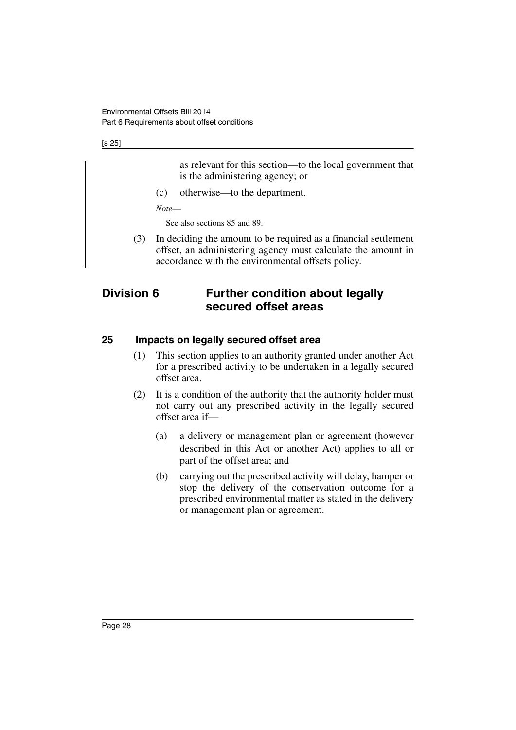as relevant for this section—to the local government that is the administering agency; or

(c) otherwise—to the department.

*Note*—

See also sections 85 and 89.

(3) In deciding the amount to be required as a financial settlement offset, an administering agency must calculate the amount in accordance with the environmental offsets policy.

## Division 6 Further condition about legally secured offset areas

### 25 Impacts on legally secured offset area

(1) This section applies to an authority granted under another Act for a prescribed activity to be undertaken in a legally secured offset area.

(2) It is a condition of the authority that the authority holder must not carry out any prescribed activity in the legally secured offset area if—

(a) a delivery or management plan or agreement (however described in this Act or another Act) applies to all or part of the offset area; and

(b) carrying out the prescribed activity will delay, hamper or stop the delivery of the conservation outcome for a prescribed environmental matter as stated in the delivery or management plan or agreement.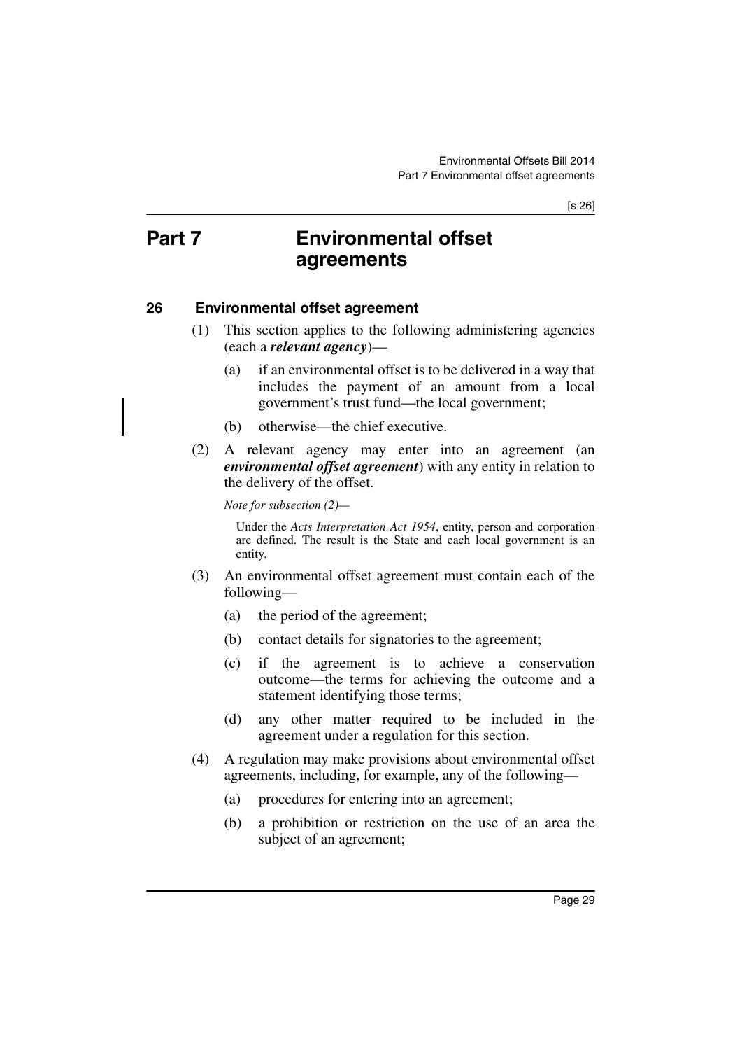# Part 7 Environmental offset agreements

## 26 Environmental offset agreement

(1) This section applies to the following administering agencies (each a ***relevant agency***)—

(a) if an environmental offset is to be delivered in a way that includes the payment of an amount from a local government's trust fund—the local government;

(b) otherwise—the chief executive.

(2) A relevant agency may enter into an agreement (an ***environmental offset agreement***) with any entity in relation to the delivery of the offset.

*Note for subsection (2)—*

Under the *Acts Interpretation Act 1954*, entity, person and corporation are defined. The result is the State and each local government is an entity.

(3) An environmental offset agreement must contain each of the following—

(a) the period of the agreement;

(b) contact details for signatories to the agreement;

(c) if the agreement is to achieve a conservation outcome—the terms for achieving the outcome and a statement identifying those terms;

(d) any other matter required to be included in the agreement under a regulation for this section.

(4) A regulation may make provisions about environmental offset agreements, including, for example, any of the following—

(a) procedures for entering into an agreement;

(b) a prohibition or restriction on the use of an area the subject of an agreement;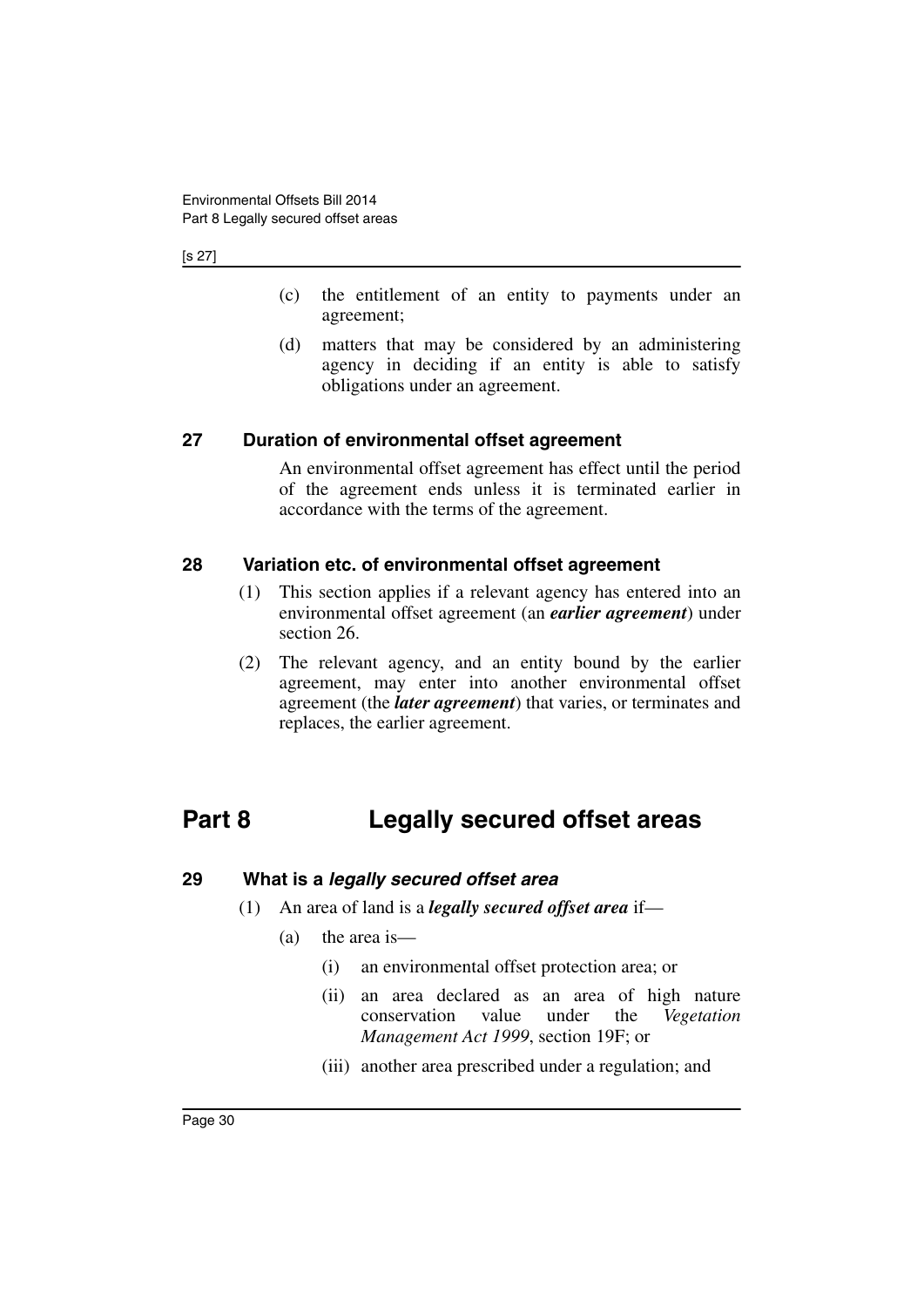(c) the entitlement of an entity to payments under an agreement;

(d) matters that may be considered by an administering agency in deciding if an entity is able to satisfy obligations under an agreement.

### 27 Duration of environmental offset agreement

An environmental offset agreement has effect until the period of the agreement ends unless it is terminated earlier in accordance with the terms of the agreement.

### 28 Variation etc. of environmental offset agreement

(1) This section applies if a relevant agency has entered into an environmental offset agreement (an ***earlier agreement***) under section 26.

(2) The relevant agency, and an entity bound by the earlier agreement, may enter into another environmental offset agreement (the ***later agreement***) that varies, or terminates and replaces, the earlier agreement.

## Part 8 Legally secured offset areas

### 29 What is a *legally secured offset area*

(1) An area of land is a ***legally secured offset area*** if—

(a) the area is—

(i) an environmental offset protection area; or

(ii) an area declared as an area of high nature conservation value under the *Vegetation Management Act 1999*, section 19F; or

(iii) another area prescribed under a regulation; and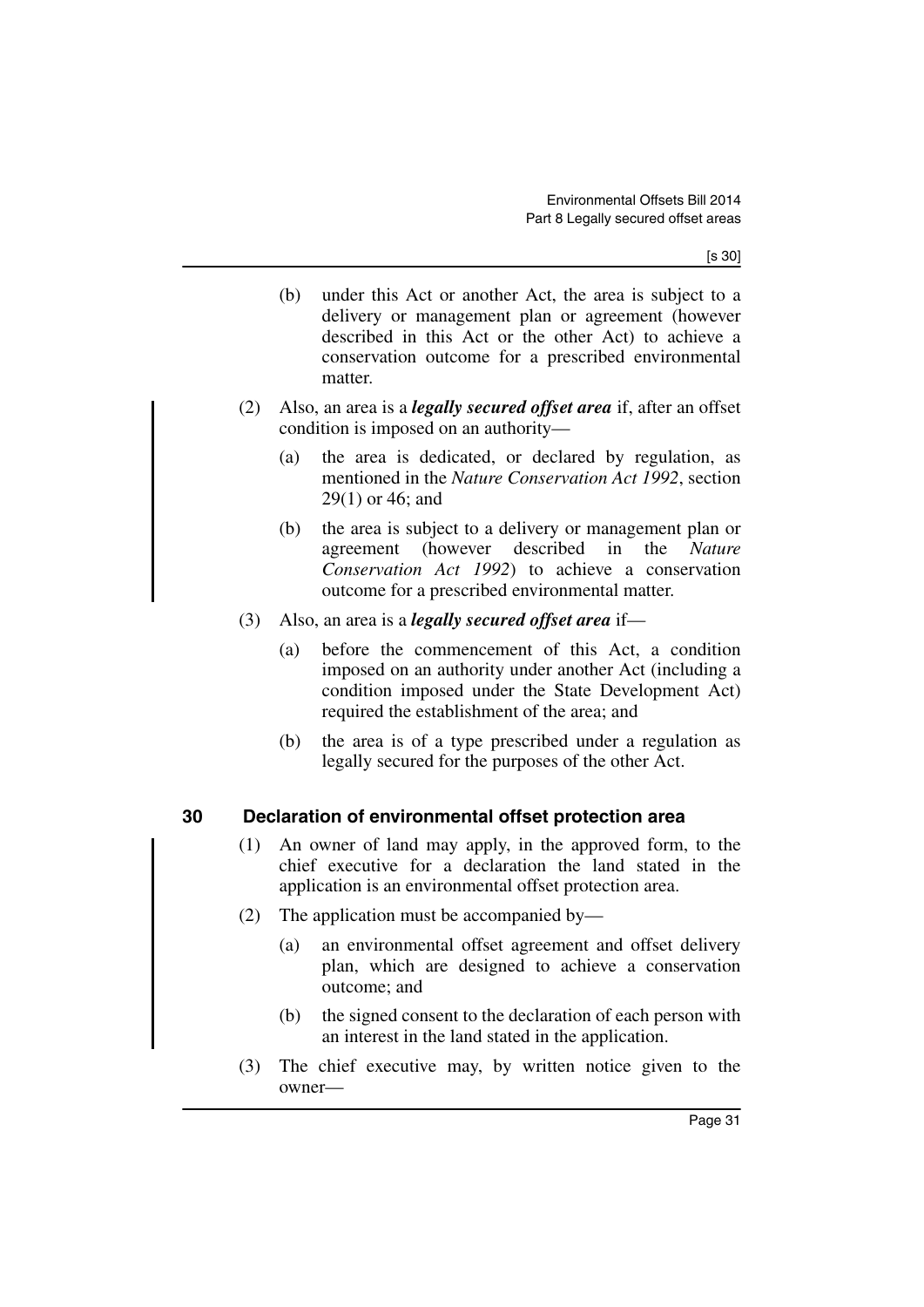(b) under this Act or another Act, the area is subject to a delivery or management plan or agreement (however described in this Act or the other Act) to achieve a conservation outcome for a prescribed environmental matter.

(2) Also, an area is a ***legally secured offset area*** if, after an offset condition is imposed on an authority—

(a) the area is dedicated, or declared by regulation, as mentioned in the *Nature Conservation Act 1992*, section 29(1) or 46; and

(b) the area is subject to a delivery or management plan or agreement (however described in the *Nature Conservation Act 1992*) to achieve a conservation outcome for a prescribed environmental matter.

(3) Also, an area is a ***legally secured offset area*** if—

(a) before the commencement of this Act, a condition imposed on an authority under another Act (including a condition imposed under the State Development Act) required the establishment of the area; and

(b) the area is of a type prescribed under a regulation as legally secured for the purposes of the other Act.

## 30 Declaration of environmental offset protection area

(1) An owner of land may apply, in the approved form, to the chief executive for a declaration the land stated in the application is an environmental offset protection area.

(2) The application must be accompanied by—

(a) an environmental offset agreement and offset delivery plan, which are designed to achieve a conservation outcome; and

(b) the signed consent to the declaration of each person with an interest in the land stated in the application.

(3) The chief executive may, by written notice given to the owner—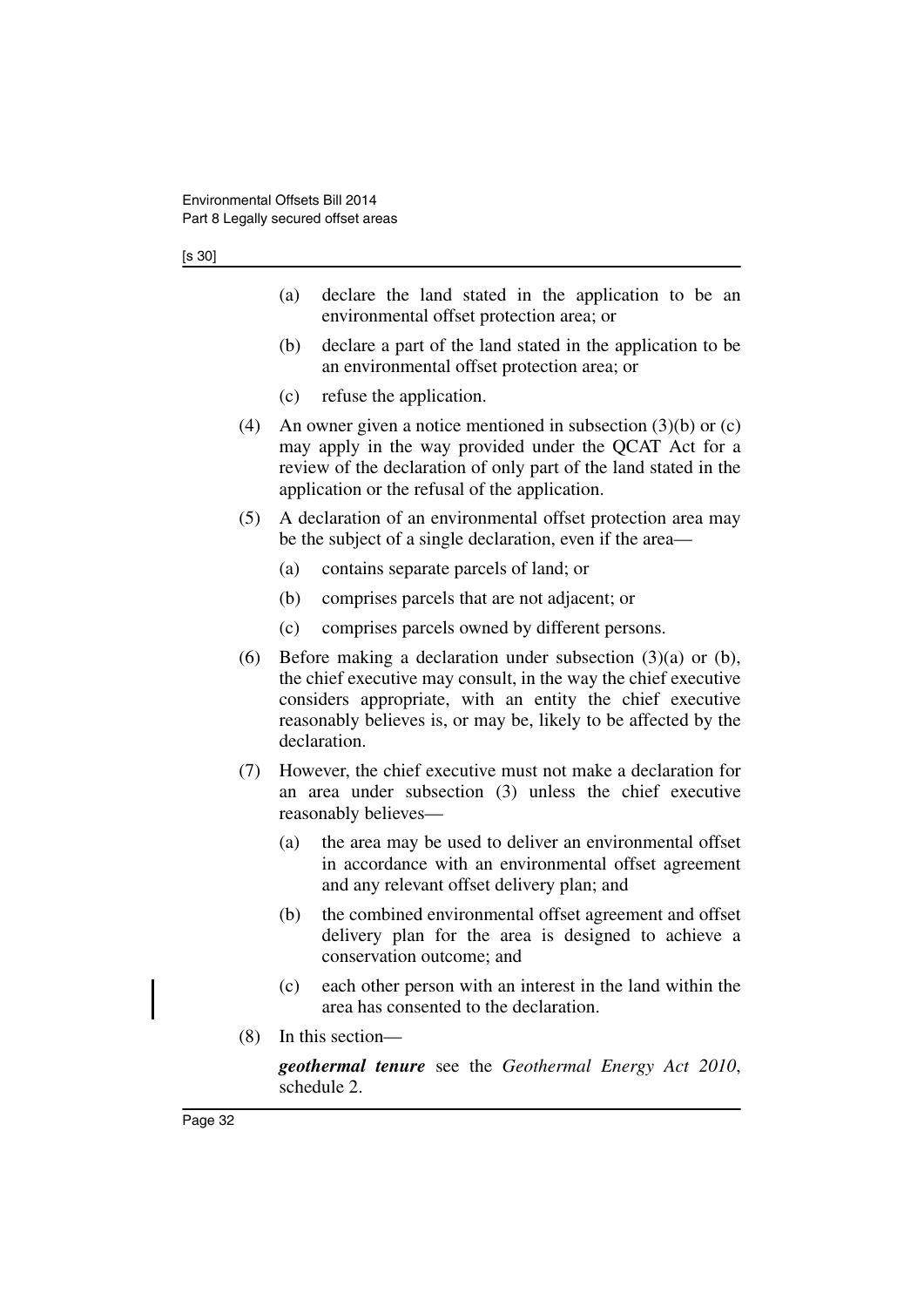(a) declare the land stated in the application to be an environmental offset protection area; or

(b) declare a part of the land stated in the application to be an environmental offset protection area; or

(c) refuse the application.

(4) An owner given a notice mentioned in subsection (3)(b) or (c) may apply in the way provided under the QCAT Act for a review of the declaration of only part of the land stated in the application or the refusal of the application.

(5) A declaration of an environmental offset protection area may be the subject of a single declaration, even if the area—

(a) contains separate parcels of land; or

(b) comprises parcels that are not adjacent; or

(c) comprises parcels owned by different persons.

(6) Before making a declaration under subsection (3)(a) or (b), the chief executive may consult, in the way the chief executive considers appropriate, with an entity the chief executive reasonably believes is, or may be, likely to be affected by the declaration.

(7) However, the chief executive must not make a declaration for an area under subsection (3) unless the chief executive reasonably believes—

(a) the area may be used to deliver an environmental offset in accordance with an environmental offset agreement and any relevant offset delivery plan; and

(b) the combined environmental offset agreement and offset delivery plan for the area is designed to achieve a conservation outcome; and

(c) each other person with an interest in the land within the area has consented to the declaration.

(8) In this section—

***geothermal tenure*** see the *Geothermal Energy Act 2010*, schedule 2.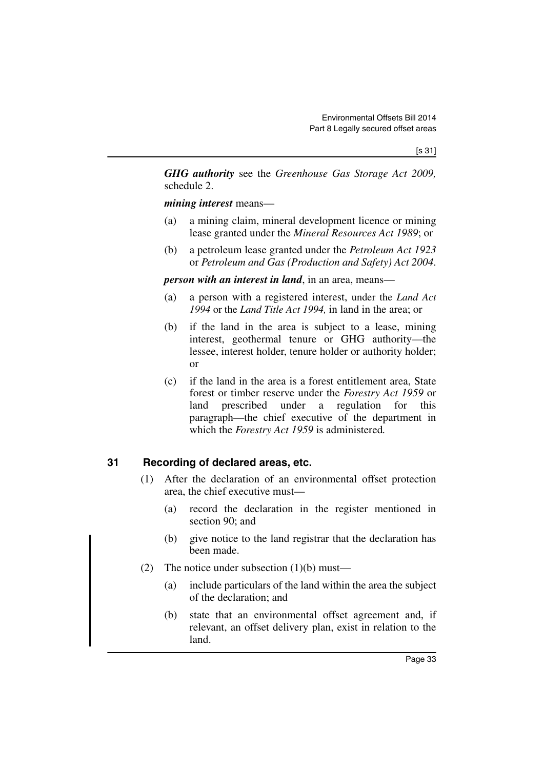***GHG authority*** see the *Greenhouse Gas Storage Act 2009,* schedule 2.

***mining interest*** means—

(a) a mining claim, mineral development licence or mining lease granted under the *Mineral Resources Act 1989*; or

(b) a petroleum lease granted under the *Petroleum Act 1923* or *Petroleum and Gas (Production and Safety) Act 2004*.

***person with an interest in land***, in an area, means—

(a) a person with a registered interest, under the *Land Act 1994* or the *Land Title Act 1994,* in land in the area; or

(b) if the land in the area is subject to a lease, mining interest, geothermal tenure or GHG authority—the lessee, interest holder, tenure holder or authority holder; or

(c) if the land in the area is a forest entitlement area, State forest or timber reserve under the *Forestry Act 1959* or land prescribed under a regulation for this paragraph—the chief executive of the department in which the *Forestry Act 1959* is administered*.*

## 31 Recording of declared areas, etc.

(1) After the declaration of an environmental offset protection area, the chief executive must—

(a) record the declaration in the register mentioned in section 90; and

(b) give notice to the land registrar that the declaration has been made.

(2) The notice under subsection (1)(b) must—

(a) include particulars of the land within the area the subject of the declaration; and

(b) state that an environmental offset agreement and, if relevant, an offset delivery plan, exist in relation to the land.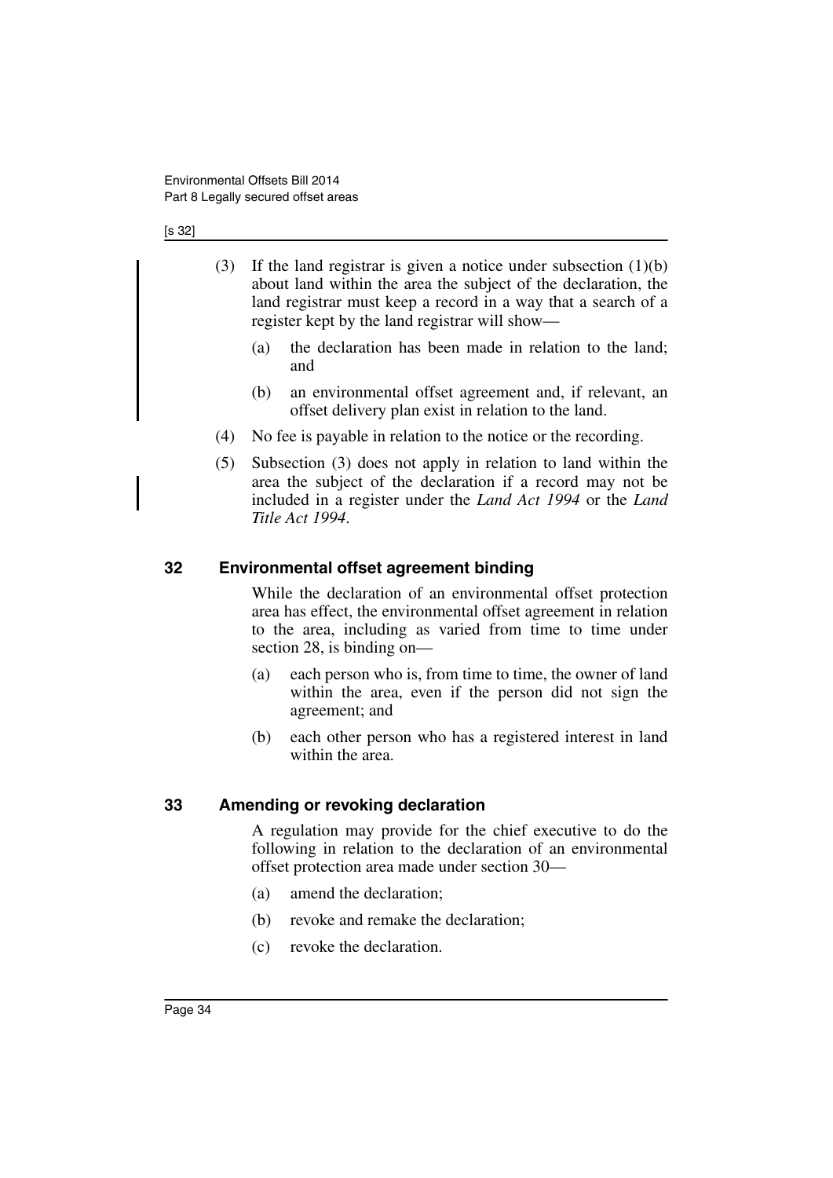(3) If the land registrar is given a notice under subsection (1)(b) about land within the area the subject of the declaration, the land registrar must keep a record in a way that a search of a register kept by the land registrar will show—

(a) the declaration has been made in relation to the land; and

(b) an environmental offset agreement and, if relevant, an offset delivery plan exist in relation to the land.

(4) No fee is payable in relation to the notice or the recording.

(5) Subsection (3) does not apply in relation to land within the area the subject of the declaration if a record may not be included in a register under the *Land Act 1994* or the *Land Title Act 1994*.

### 32 Environmental offset agreement binding

While the declaration of an environmental offset protection area has effect, the environmental offset agreement in relation to the area, including as varied from time to time under section 28, is binding on—

(a) each person who is, from time to time, the owner of land within the area, even if the person did not sign the agreement; and

(b) each other person who has a registered interest in land within the area.

### 33 Amending or revoking declaration

A regulation may provide for the chief executive to do the following in relation to the declaration of an environmental offset protection area made under section 30—

(a) amend the declaration;

(b) revoke and remake the declaration;

(c) revoke the declaration.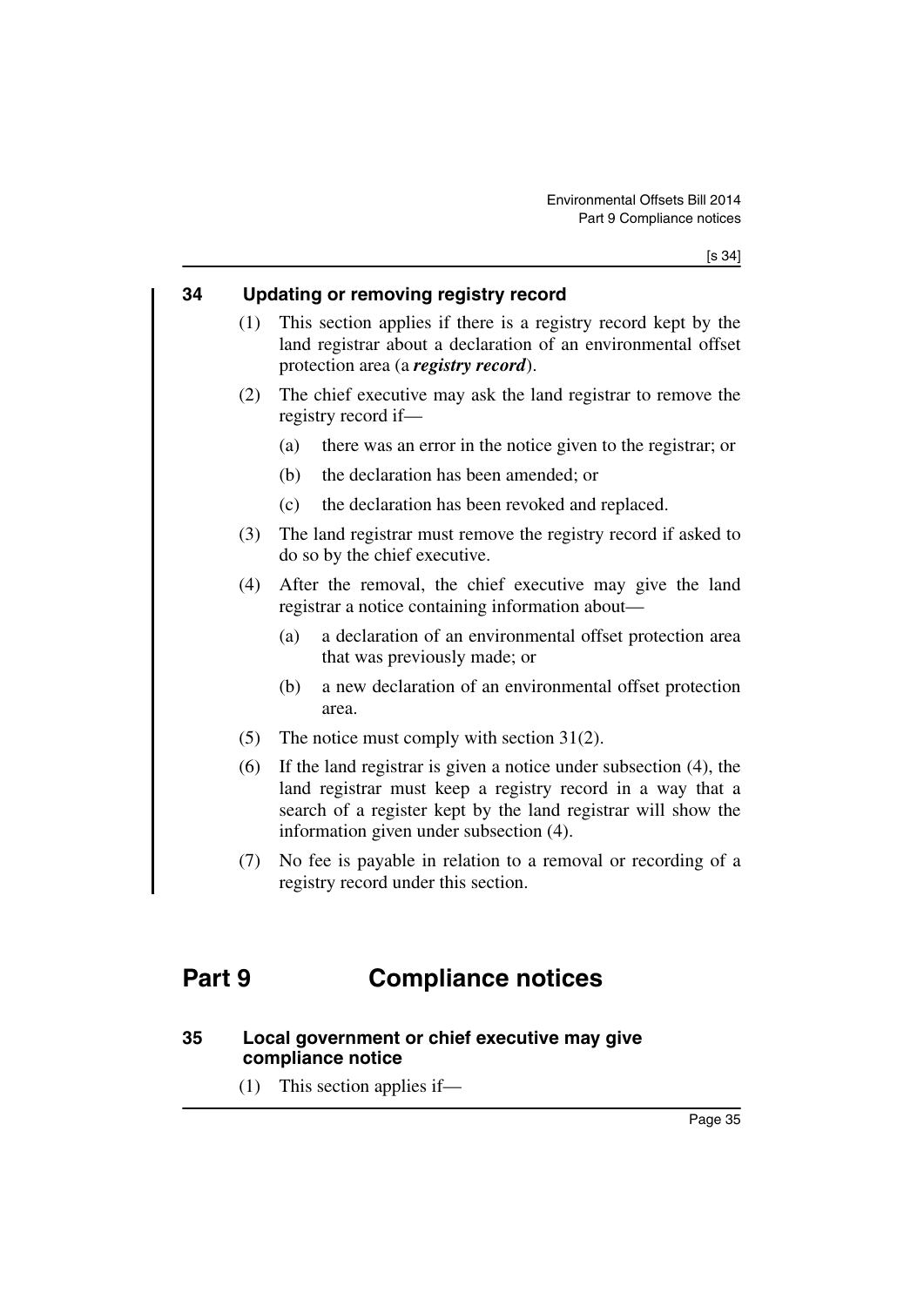### 34 Updating or removing registry record

(1) This section applies if there is a registry record kept by the land registrar about a declaration of an environmental offset protection area (a ***registry record***).

(2) The chief executive may ask the land registrar to remove the registry record if—

(a) there was an error in the notice given to the registrar; or

(b) the declaration has been amended; or

(c) the declaration has been revoked and replaced.

(3) The land registrar must remove the registry record if asked to do so by the chief executive.

(4) After the removal, the chief executive may give the land registrar a notice containing information about—

(a) a declaration of an environmental offset protection area that was previously made; or

(b) a new declaration of an environmental offset protection area.

(5) The notice must comply with section 31(2).

(6) If the land registrar is given a notice under subsection (4), the land registrar must keep a registry record in a way that a search of a register kept by the land registrar will show the information given under subsection (4).

(7) No fee is payable in relation to a removal or recording of a registry record under this section.

# Part 9 Compliance notices

### 35 Local government or chief executive may give compliance notice

(1) This section applies if—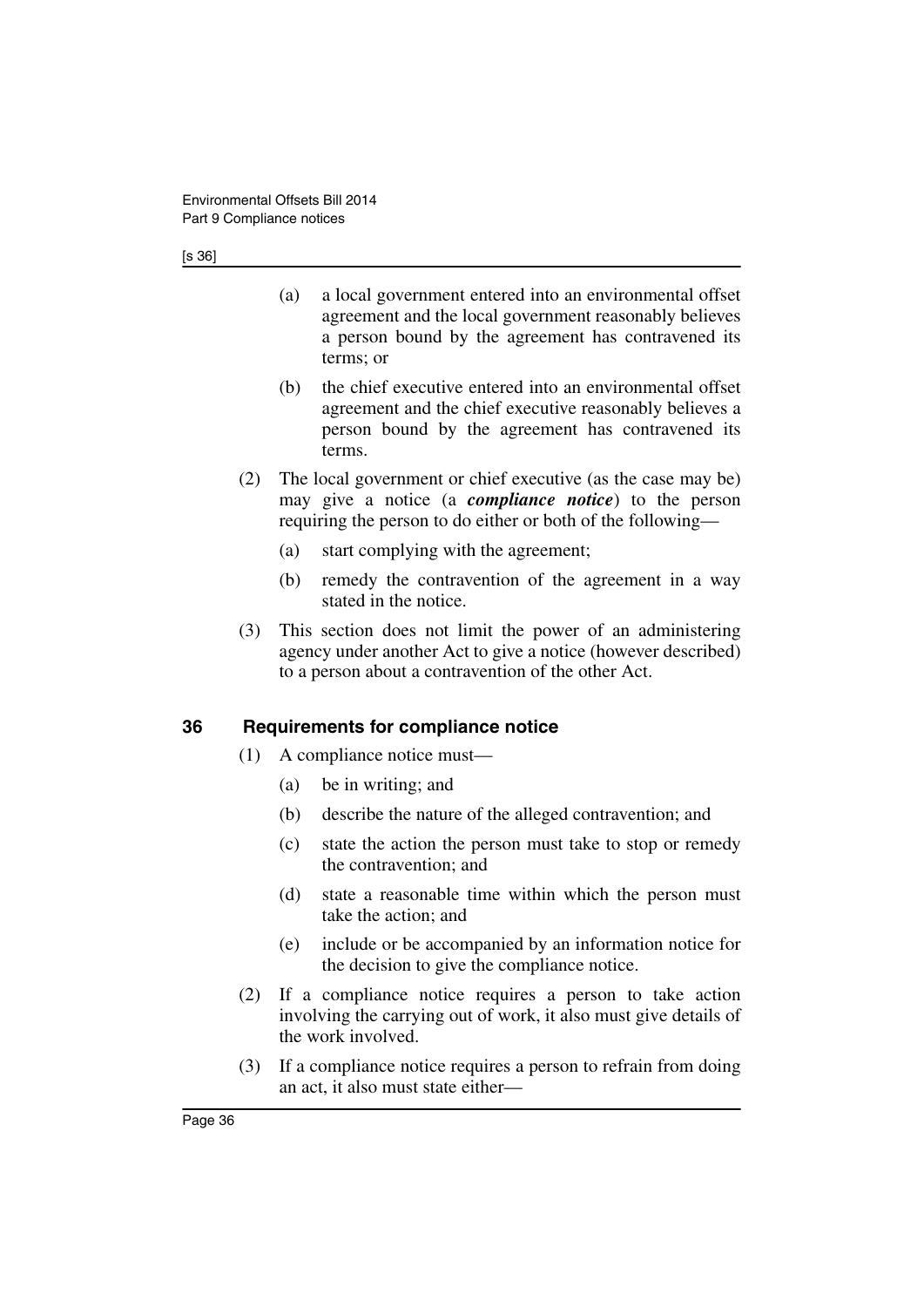(a) a local government entered into an environmental offset agreement and the local government reasonably believes a person bound by the agreement has contravened its terms; or

(b) the chief executive entered into an environmental offset agreement and the chief executive reasonably believes a person bound by the agreement has contravened its terms.

(2) The local government or chief executive (as the case may be) may give a notice (a ***compliance notice***) to the person requiring the person to do either or both of the following—

(a) start complying with the agreement;

(b) remedy the contravention of the agreement in a way stated in the notice.

(3) This section does not limit the power of an administering agency under another Act to give a notice (however described) to a person about a contravention of the other Act.

## 36 Requirements for compliance notice

(1) A compliance notice must—

(a) be in writing; and

(b) describe the nature of the alleged contravention; and

(c) state the action the person must take to stop or remedy the contravention; and

(d) state a reasonable time within which the person must take the action; and

(e) include or be accompanied by an information notice for the decision to give the compliance notice.

(2) If a compliance notice requires a person to take action involving the carrying out of work, it also must give details of the work involved.

(3) If a compliance notice requires a person to refrain from doing an act, it also must state either—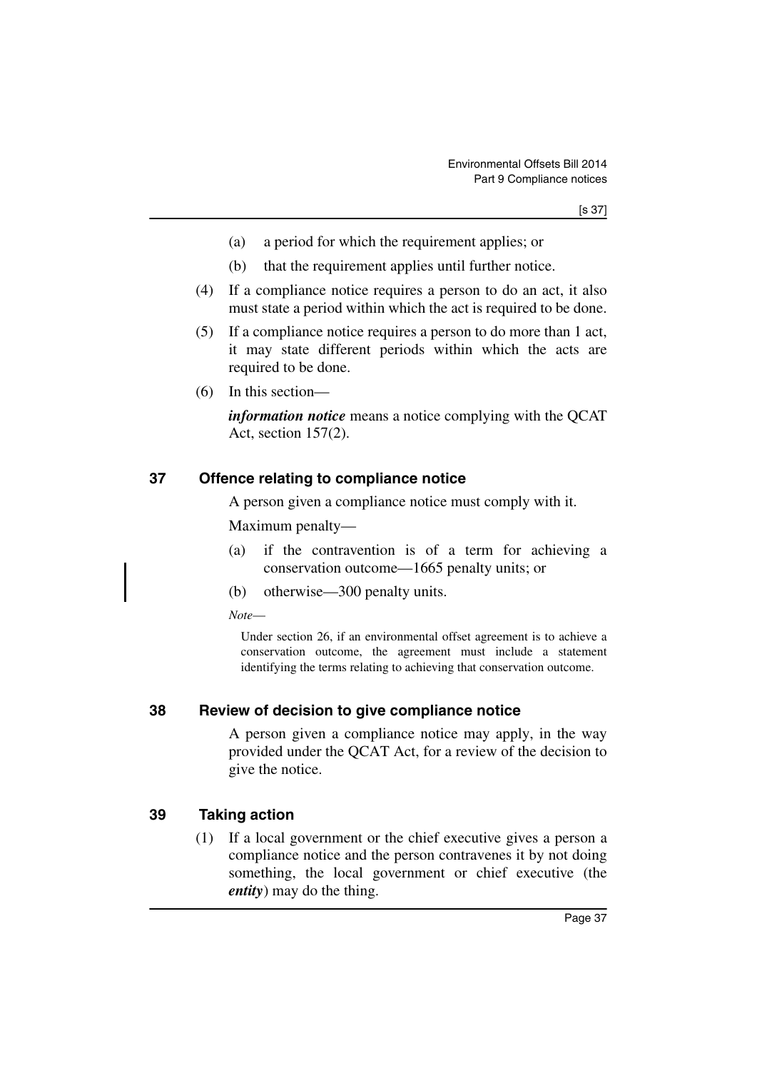(a) a period for which the requirement applies; or

(b) that the requirement applies until further notice.

(4) If a compliance notice requires a person to do an act, it also must state a period within which the act is required to be done.

(5) If a compliance notice requires a person to do more than 1 act, it may state different periods within which the acts are required to be done.

(6) In this section—

***information notice*** means a notice complying with the QCAT Act, section 157(2).

### 37 Offence relating to compliance notice

A person given a compliance notice must comply with it.

Maximum penalty—

(a) if the contravention is of a term for achieving a conservation outcome—1665 penalty units; or

(b) otherwise—300 penalty units.

*Note*—

Under section 26, if an environmental offset agreement is to achieve a conservation outcome, the agreement must include a statement identifying the terms relating to achieving that conservation outcome.

### 38 Review of decision to give compliance notice

A person given a compliance notice may apply, in the way provided under the QCAT Act, for a review of the decision to give the notice.

### 39 Taking action

(1) If a local government or the chief executive gives a person a compliance notice and the person contravenes it by not doing something, the local government or chief executive (the ***entity***) may do the thing.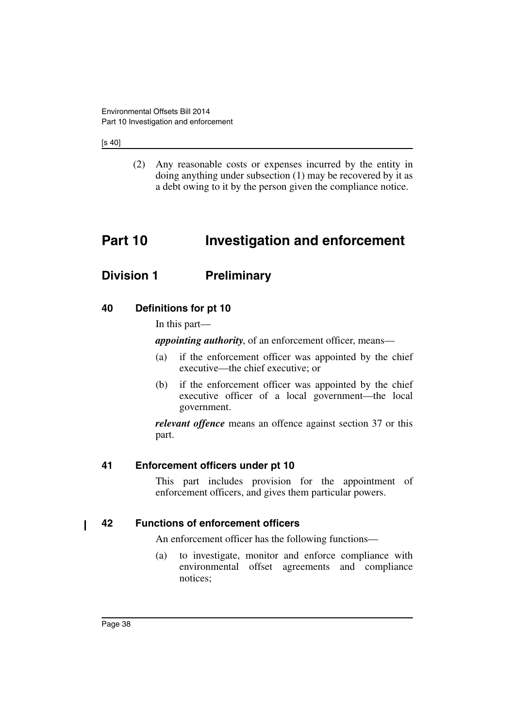(2) Any reasonable costs or expenses incurred by the entity in doing anything under subsection (1) may be recovered by it as a debt owing to it by the person given the compliance notice.

# Part 10 Investigation and enforcement

## Division 1 Preliminary

### 40 Definitions for pt 10

In this part—

***appointing authority***, of an enforcement officer, means—

(a) if the enforcement officer was appointed by the chief executive—the chief executive; or

(b) if the enforcement officer was appointed by the chief executive officer of a local government—the local government.

***relevant offence*** means an offence against section 37 or this part.

### 41 Enforcement officers under pt 10

This part includes provision for the appointment of enforcement officers, and gives them particular powers.

### 42 Functions of enforcement officers

An enforcement officer has the following functions—

(a) to investigate, monitor and enforce compliance with environmental offset agreements and compliance notices;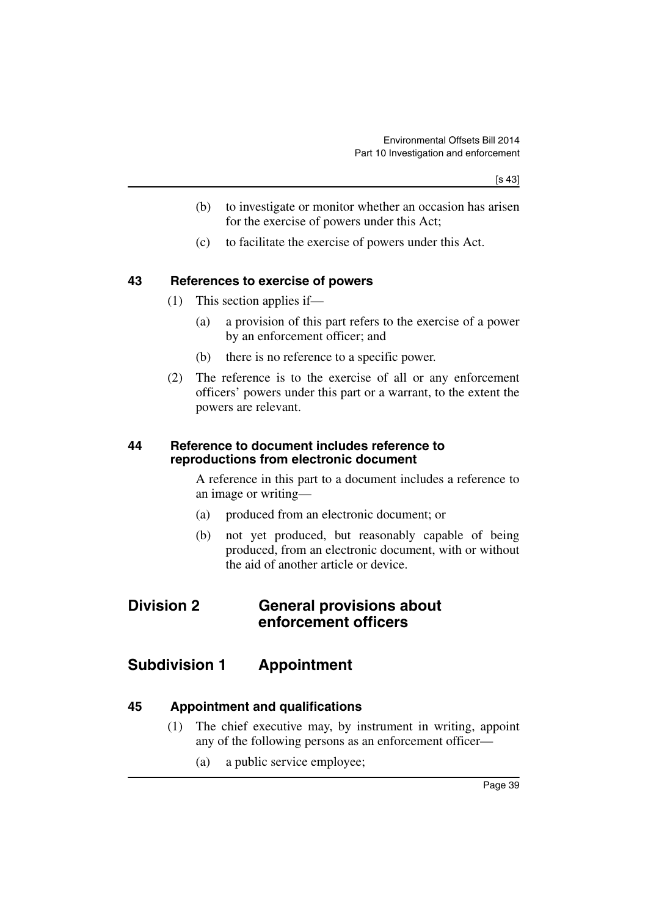(b) to investigate or monitor whether an occasion has arisen for the exercise of powers under this Act;

(c) to facilitate the exercise of powers under this Act.

### 43 References to exercise of powers

(1) This section applies if—

(a) a provision of this part refers to the exercise of a power by an enforcement officer; and

(b) there is no reference to a specific power.

(2) The reference is to the exercise of all or any enforcement officers' powers under this part or a warrant, to the extent the powers are relevant.

### 44 Reference to document includes reference to reproductions from electronic document

A reference in this part to a document includes a reference to an image or writing—

(a) produced from an electronic document; or

(b) not yet produced, but reasonably capable of being produced, from an electronic document, with or without the aid of another article or device.

## Division 2 General provisions about enforcement officers

## Subdivision 1 Appointment

### 45 Appointment and qualifications

(1) The chief executive may, by instrument in writing, appoint any of the following persons as an enforcement officer—

(a) a public service employee;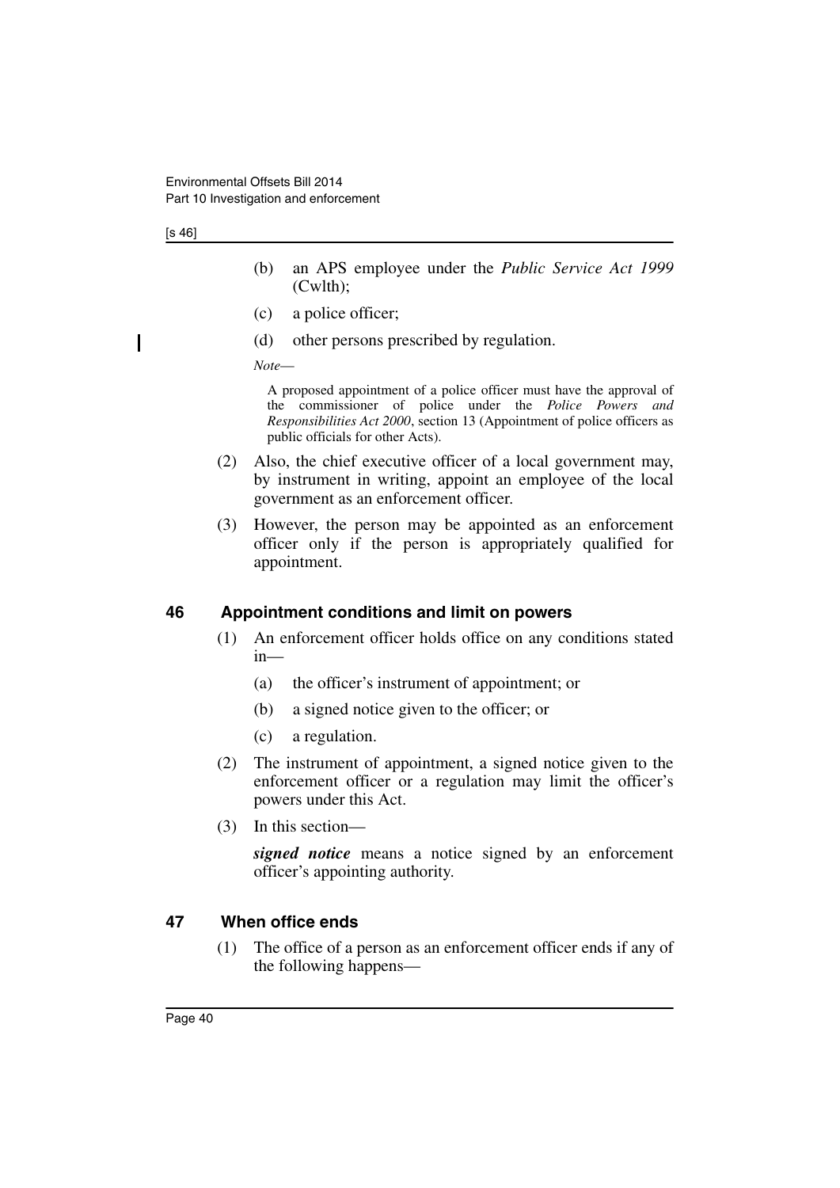(b) an APS employee under the *Public Service Act 1999* (Cwlth);

(c) a police officer;

(d) other persons prescribed by regulation.

*Note*—

A proposed appointment of a police officer must have the approval of the commissioner of police under the *Police Powers and Responsibilities Act 2000*, section 13 (Appointment of police officers as public officials for other Acts).

(2) Also, the chief executive officer of a local government may, by instrument in writing, appoint an employee of the local government as an enforcement officer.

(3) However, the person may be appointed as an enforcement officer only if the person is appropriately qualified for appointment.

### 46 Appointment conditions and limit on powers

(1) An enforcement officer holds office on any conditions stated in—

(a) the officer's instrument of appointment; or

(b) a signed notice given to the officer; or

(c) a regulation.

(2) The instrument of appointment, a signed notice given to the enforcement officer or a regulation may limit the officer's powers under this Act.

(3) In this section—

***signed notice*** means a notice signed by an enforcement officer's appointing authority.

### 47 When office ends

(1) The office of a person as an enforcement officer ends if any of the following happens—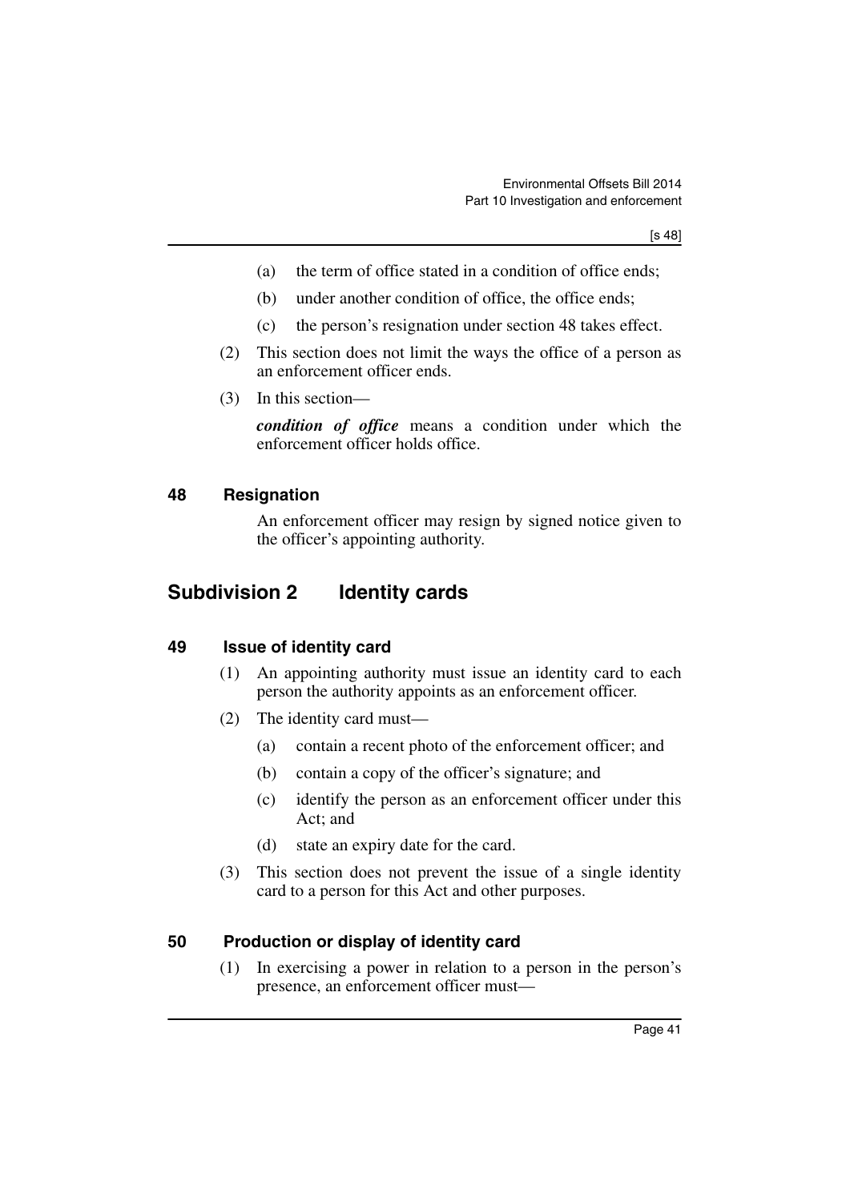(a) the term of office stated in a condition of office ends;

(b) under another condition of office, the office ends;

(c) the person's resignation under section 48 takes effect.

(2) This section does not limit the ways the office of a person as an enforcement officer ends.

(3) In this section—

***condition of office*** means a condition under which the enforcement officer holds office.

### 48 Resignation

An enforcement officer may resign by signed notice given to the officer's appointing authority.

## Subdivision 2 Identity cards

### 49 Issue of identity card

(1) An appointing authority must issue an identity card to each person the authority appoints as an enforcement officer.

(2) The identity card must—

(a) contain a recent photo of the enforcement officer; and

(b) contain a copy of the officer's signature; and

(c) identify the person as an enforcement officer under this Act; and

(d) state an expiry date for the card.

(3) This section does not prevent the issue of a single identity card to a person for this Act and other purposes.

### 50 Production or display of identity card

(1) In exercising a power in relation to a person in the person's presence, an enforcement officer must—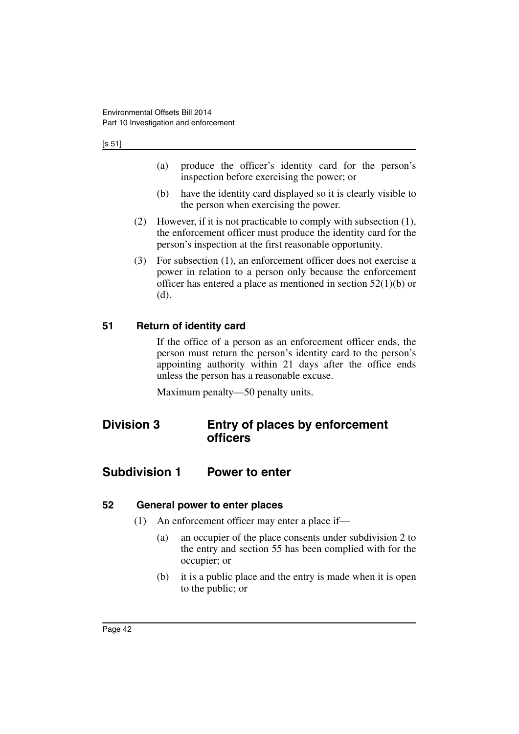(a) produce the officer's identity card for the person's inspection before exercising the power; or

(b) have the identity card displayed so it is clearly visible to the person when exercising the power.

(2) However, if it is not practicable to comply with subsection (1), the enforcement officer must produce the identity card for the person's inspection at the first reasonable opportunity.

(3) For subsection (1), an enforcement officer does not exercise a power in relation to a person only because the enforcement officer has entered a place as mentioned in section 52(1)(b) or (d).

### 51 Return of identity card

If the office of a person as an enforcement officer ends, the person must return the person's identity card to the person's appointing authority within 21 days after the office ends unless the person has a reasonable excuse.

Maximum penalty—50 penalty units.

## Division 3 Entry of places by enforcement officers

## Subdivision 1 Power to enter

### 52 General power to enter places

(1) An enforcement officer may enter a place if—

(a) an occupier of the place consents under subdivision 2 to the entry and section 55 has been complied with for the occupier; or

(b) it is a public place and the entry is made when it is open to the public; or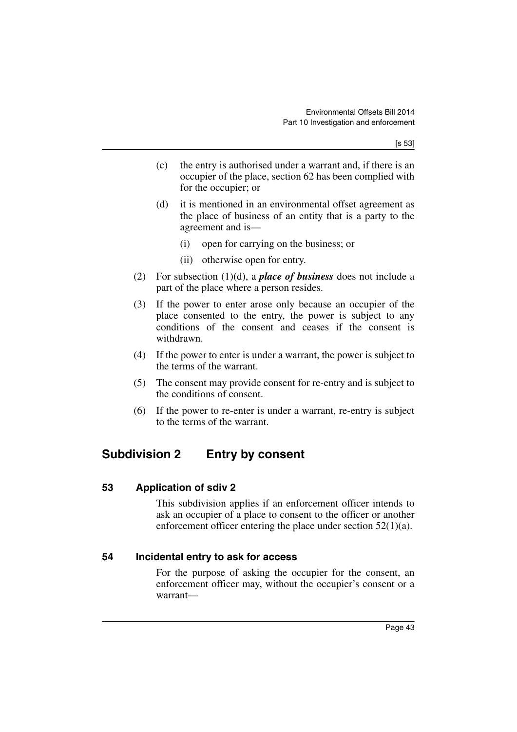(c) the entry is authorised under a warrant and, if there is an occupier of the place, section 62 has been complied with for the occupier; or

(d) it is mentioned in an environmental offset agreement as the place of business of an entity that is a party to the agreement and is—

  (i) open for carrying on the business; or

  (ii) otherwise open for entry.

(2) For subsection (1)(d), a ***place of business*** does not include a part of the place where a person resides.

(3) If the power to enter arose only because an occupier of the place consented to the entry, the power is subject to any conditions of the consent and ceases if the consent is withdrawn.

(4) If the power to enter is under a warrant, the power is subject to the terms of the warrant.

(5) The consent may provide consent for re-entry and is subject to the conditions of consent.

(6) If the power to re-enter is under a warrant, re-entry is subject to the terms of the warrant.

## Subdivision 2 Entry by consent

### 53 Application of sdiv 2

This subdivision applies if an enforcement officer intends to ask an occupier of a place to consent to the officer or another enforcement officer entering the place under section 52(1)(a).

### 54 Incidental entry to ask for access

For the purpose of asking the occupier for the consent, an enforcement officer may, without the occupier's consent or a warrant—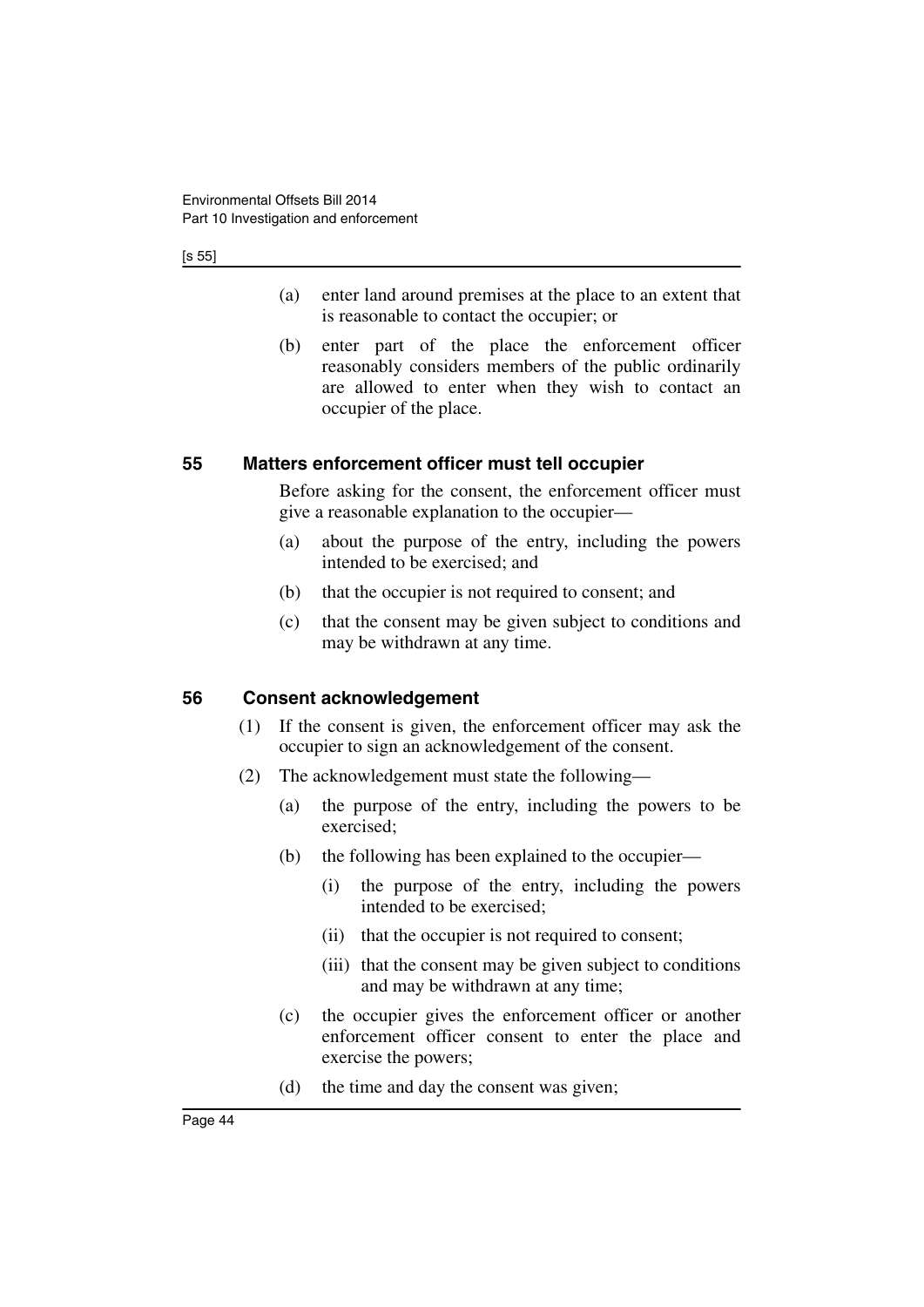(a) enter land around premises at the place to an extent that is reasonable to contact the occupier; or

(b) enter part of the place the enforcement officer reasonably considers members of the public ordinarily are allowed to enter when they wish to contact an occupier of the place.

### 55 Matters enforcement officer must tell occupier

Before asking for the consent, the enforcement officer must give a reasonable explanation to the occupier—

(a) about the purpose of the entry, including the powers intended to be exercised; and

(b) that the occupier is not required to consent; and

(c) that the consent may be given subject to conditions and may be withdrawn at any time.

### 56 Consent acknowledgement

(1) If the consent is given, the enforcement officer may ask the occupier to sign an acknowledgement of the consent.

(2) The acknowledgement must state the following—

(a) the purpose of the entry, including the powers to be exercised;

(b) the following has been explained to the occupier—

(i) the purpose of the entry, including the powers intended to be exercised;

(ii) that the occupier is not required to consent;

(iii) that the consent may be given subject to conditions and may be withdrawn at any time;

(c) the occupier gives the enforcement officer or another enforcement officer consent to enter the place and exercise the powers;

(d) the time and day the consent was given;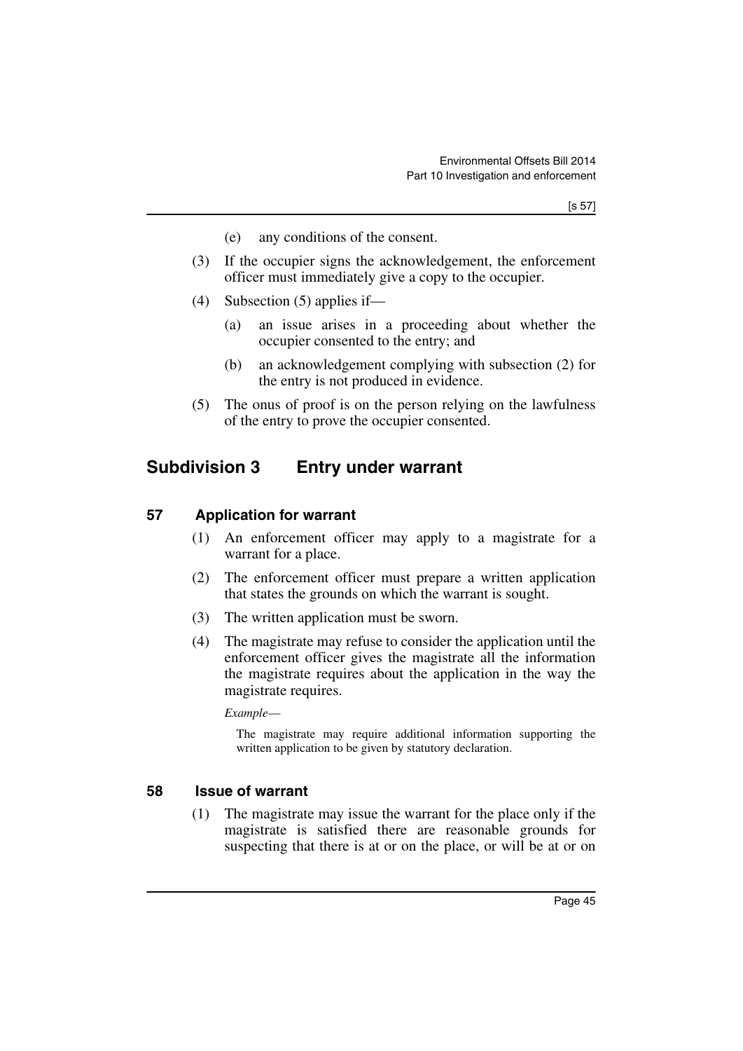(e) any conditions of the consent.

(3) If the occupier signs the acknowledgement, the enforcement officer must immediately give a copy to the occupier.

(4) Subsection (5) applies if—

(a) an issue arises in a proceeding about whether the occupier consented to the entry; and

(b) an acknowledgement complying with subsection (2) for the entry is not produced in evidence.

(5) The onus of proof is on the person relying on the lawfulness of the entry to prove the occupier consented.

## Subdivision 3 Entry under warrant

### 57 Application for warrant

(1) An enforcement officer may apply to a magistrate for a warrant for a place.

(2) The enforcement officer must prepare a written application that states the grounds on which the warrant is sought.

(3) The written application must be sworn.

(4) The magistrate may refuse to consider the application until the enforcement officer gives the magistrate all the information the magistrate requires about the application in the way the magistrate requires.

*Example*—

The magistrate may require additional information supporting the written application to be given by statutory declaration.

### 58 Issue of warrant

(1) The magistrate may issue the warrant for the place only if the magistrate is satisfied there are reasonable grounds for suspecting that there is at or on the place, or will be at or on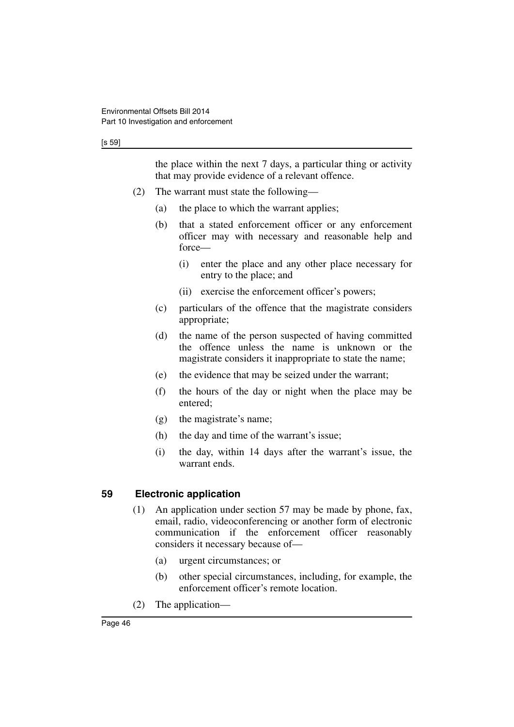the place within the next 7 days, a particular thing or activity that may provide evidence of a relevant offence.

(2) The warrant must state the following—

(a) the place to which the warrant applies;

(b) that a stated enforcement officer or any enforcement officer may with necessary and reasonable help and force—

(i) enter the place and any other place necessary for entry to the place; and

(ii) exercise the enforcement officer's powers;

(c) particulars of the offence that the magistrate considers appropriate;

(d) the name of the person suspected of having committed the offence unless the name is unknown or the magistrate considers it inappropriate to state the name;

(e) the evidence that may be seized under the warrant;

(f) the hours of the day or night when the place may be entered;

(g) the magistrate's name;

(h) the day and time of the warrant's issue;

(i) the day, within 14 days after the warrant's issue, the warrant ends.

### 59 Electronic application

(1) An application under section 57 may be made by phone, fax, email, radio, videoconferencing or another form of electronic communication if the enforcement officer reasonably considers it necessary because of—

(a) urgent circumstances; or

(b) other special circumstances, including, for example, the enforcement officer's remote location.

(2) The application—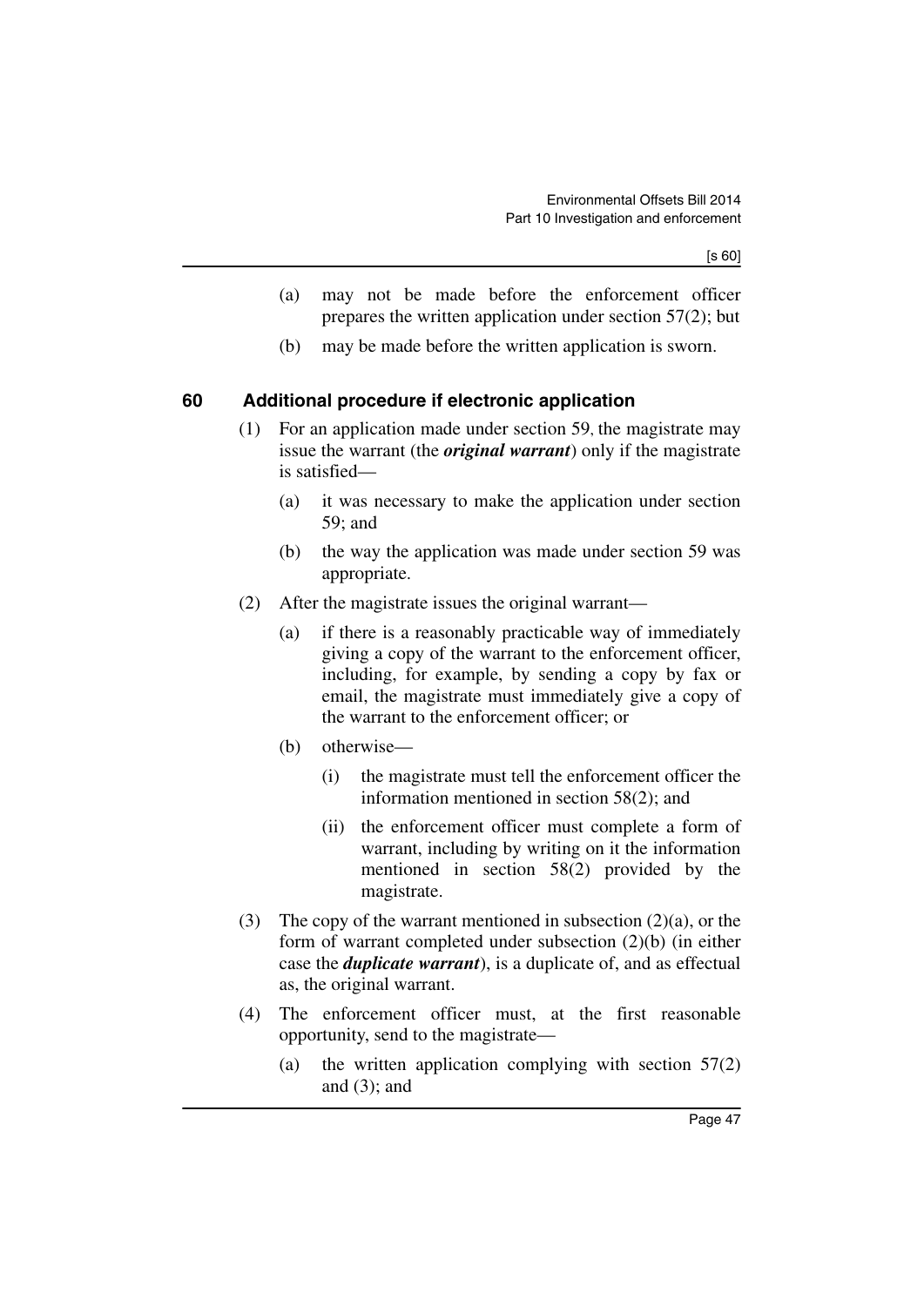(a) may not be made before the enforcement officer prepares the written application under section 57(2); but

(b) may be made before the written application is sworn.

### 60 Additional procedure if electronic application

(1) For an application made under section 59, the magistrate may issue the warrant (the ***original warrant***) only if the magistrate is satisfied—

(a) it was necessary to make the application under section 59; and

(b) the way the application was made under section 59 was appropriate.

(2) After the magistrate issues the original warrant—

(a) if there is a reasonably practicable way of immediately giving a copy of the warrant to the enforcement officer, including, for example, by sending a copy by fax or email, the magistrate must immediately give a copy of the warrant to the enforcement officer; or

(b) otherwise—

(i) the magistrate must tell the enforcement officer the information mentioned in section 58(2); and

(ii) the enforcement officer must complete a form of warrant, including by writing on it the information mentioned in section 58(2) provided by the magistrate.

(3) The copy of the warrant mentioned in subsection (2)(a), or the form of warrant completed under subsection (2)(b) (in either case the ***duplicate warrant***), is a duplicate of, and as effectual as, the original warrant.

(4) The enforcement officer must, at the first reasonable opportunity, send to the magistrate—

(a) the written application complying with section 57(2) and (3); and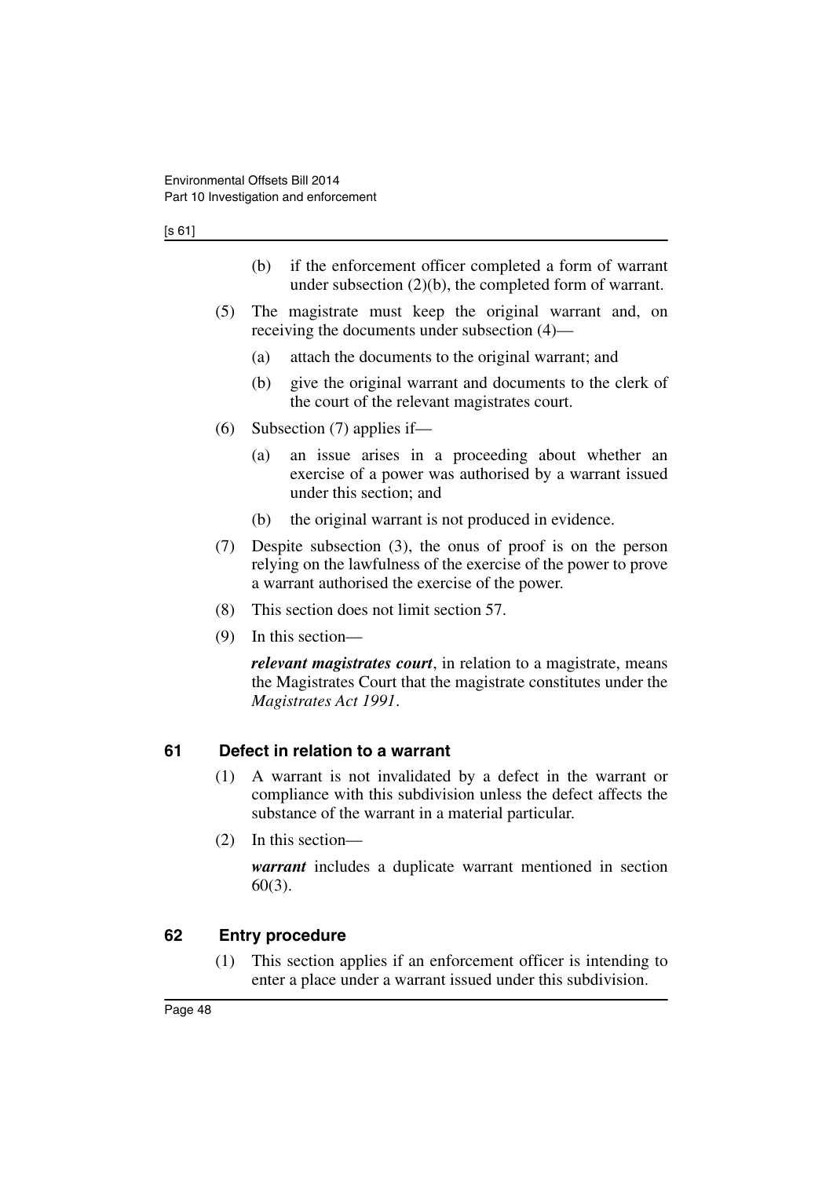(b) if the enforcement officer completed a form of warrant under subsection (2)(b), the completed form of warrant.

(5) The magistrate must keep the original warrant and, on receiving the documents under subsection (4)—

(a) attach the documents to the original warrant; and

(b) give the original warrant and documents to the clerk of the court of the relevant magistrates court.

(6) Subsection (7) applies if—

(a) an issue arises in a proceeding about whether an exercise of a power was authorised by a warrant issued under this section; and

(b) the original warrant is not produced in evidence.

(7) Despite subsection (3), the onus of proof is on the person relying on the lawfulness of the exercise of the power to prove a warrant authorised the exercise of the power.

(8) This section does not limit section 57.

(9) In this section—

***relevant magistrates court***, in relation to a magistrate, means the Magistrates Court that the magistrate constitutes under the *Magistrates Act 1991*.

### 61 Defect in relation to a warrant

(1) A warrant is not invalidated by a defect in the warrant or compliance with this subdivision unless the defect affects the substance of the warrant in a material particular.

(2) In this section—

***warrant*** includes a duplicate warrant mentioned in section 60(3).

### 62 Entry procedure

(1) This section applies if an enforcement officer is intending to enter a place under a warrant issued under this subdivision.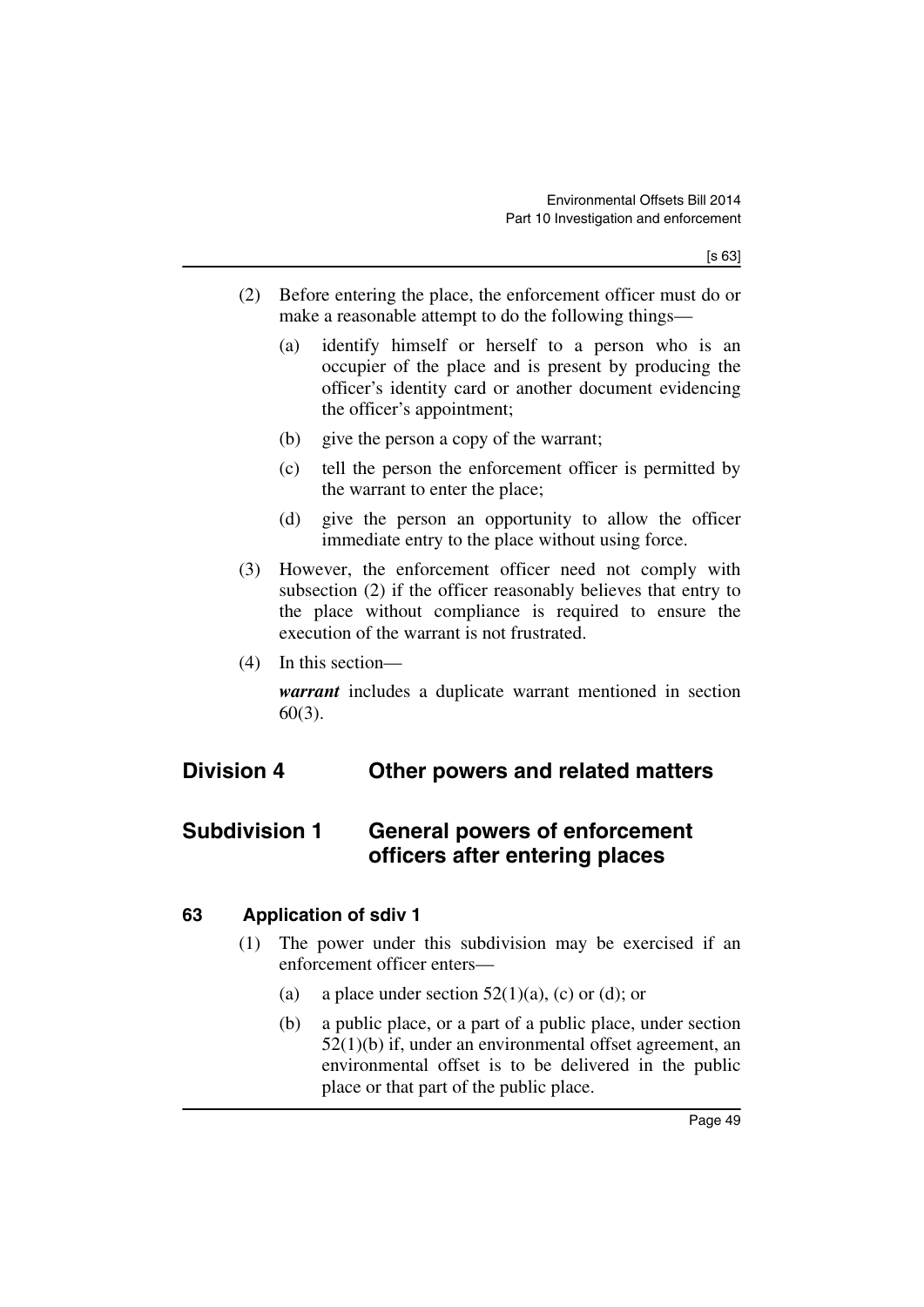(2) Before entering the place, the enforcement officer must do or make a reasonable attempt to do the following things—

  (a) identify himself or herself to a person who is an occupier of the place and is present by producing the officer's identity card or another document evidencing the officer's appointment;

  (b) give the person a copy of the warrant;

  (c) tell the person the enforcement officer is permitted by the warrant to enter the place;

  (d) give the person an opportunity to allow the officer immediate entry to the place without using force.

(3) However, the enforcement officer need not comply with subsection (2) if the officer reasonably believes that entry to the place without compliance is required to ensure the execution of the warrant is not frustrated.

(4) In this section—

***warrant*** includes a duplicate warrant mentioned in section 60(3).

## Division 4 Other powers and related matters

## Subdivision 1 General powers of enforcement officers after entering places

### 63 Application of sdiv 1

(1) The power under this subdivision may be exercised if an enforcement officer enters—

  (a) a place under section 52(1)(a), (c) or (d); or

  (b) a public place, or a part of a public place, under section 52(1)(b) if, under an environmental offset agreement, an environmental offset is to be delivered in the public place or that part of the public place.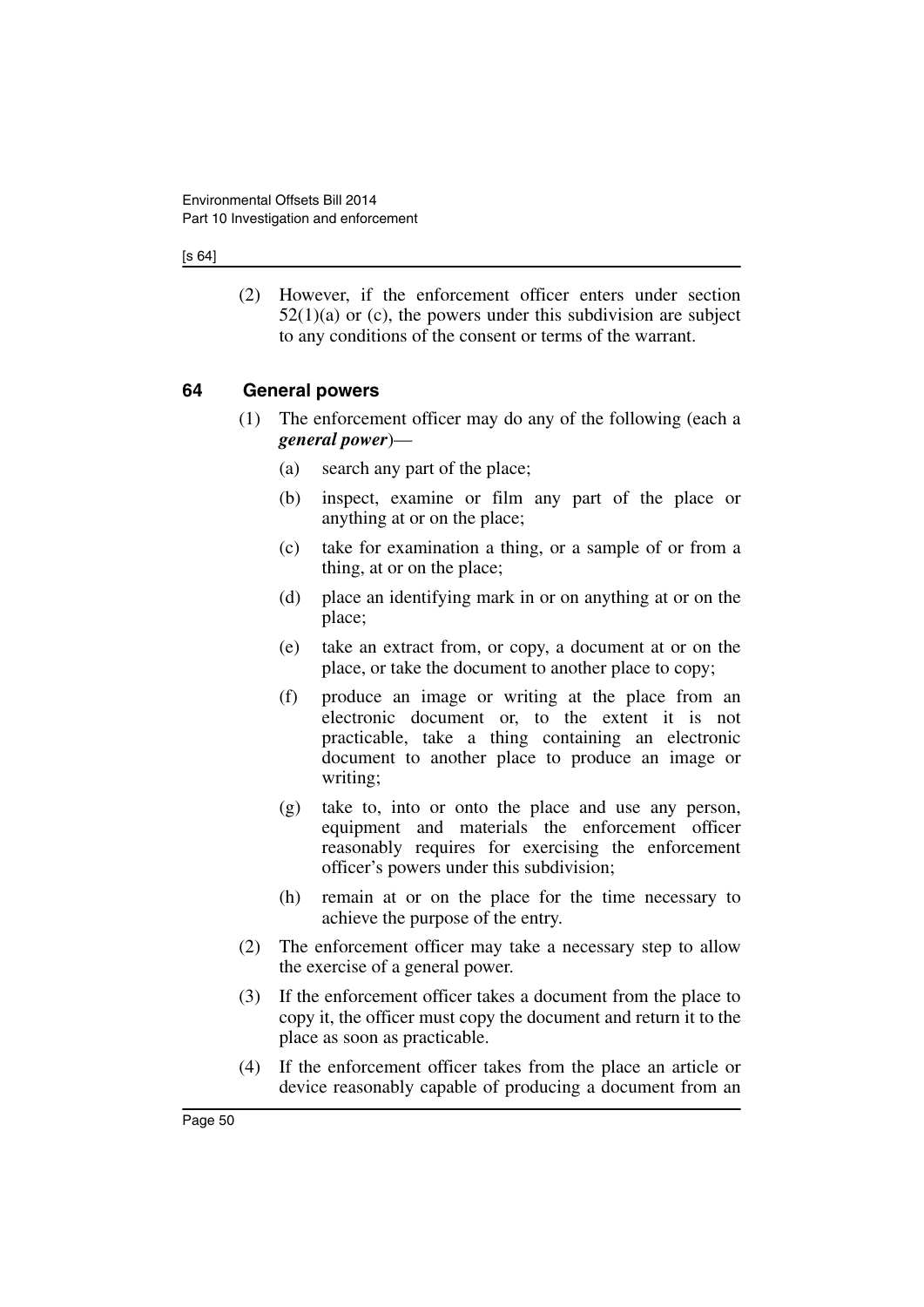(2) However, if the enforcement officer enters under section 52(1)(a) or (c), the powers under this subdivision are subject to any conditions of the consent or terms of the warrant.

### 64 General powers

(1) The enforcement officer may do any of the following (each a ***general power***)—

(a) search any part of the place;

(b) inspect, examine or film any part of the place or anything at or on the place;

(c) take for examination a thing, or a sample of or from a thing, at or on the place;

(d) place an identifying mark in or on anything at or on the place;

(e) take an extract from, or copy, a document at or on the place, or take the document to another place to copy;

(f) produce an image or writing at the place from an electronic document or, to the extent it is not practicable, take a thing containing an electronic document to another place to produce an image or writing;

(g) take to, into or onto the place and use any person, equipment and materials the enforcement officer reasonably requires for exercising the enforcement officer's powers under this subdivision;

(h) remain at or on the place for the time necessary to achieve the purpose of the entry.

(2) The enforcement officer may take a necessary step to allow the exercise of a general power.

(3) If the enforcement officer takes a document from the place to copy it, the officer must copy the document and return it to the place as soon as practicable.

(4) If the enforcement officer takes from the place an article or device reasonably capable of producing a document from an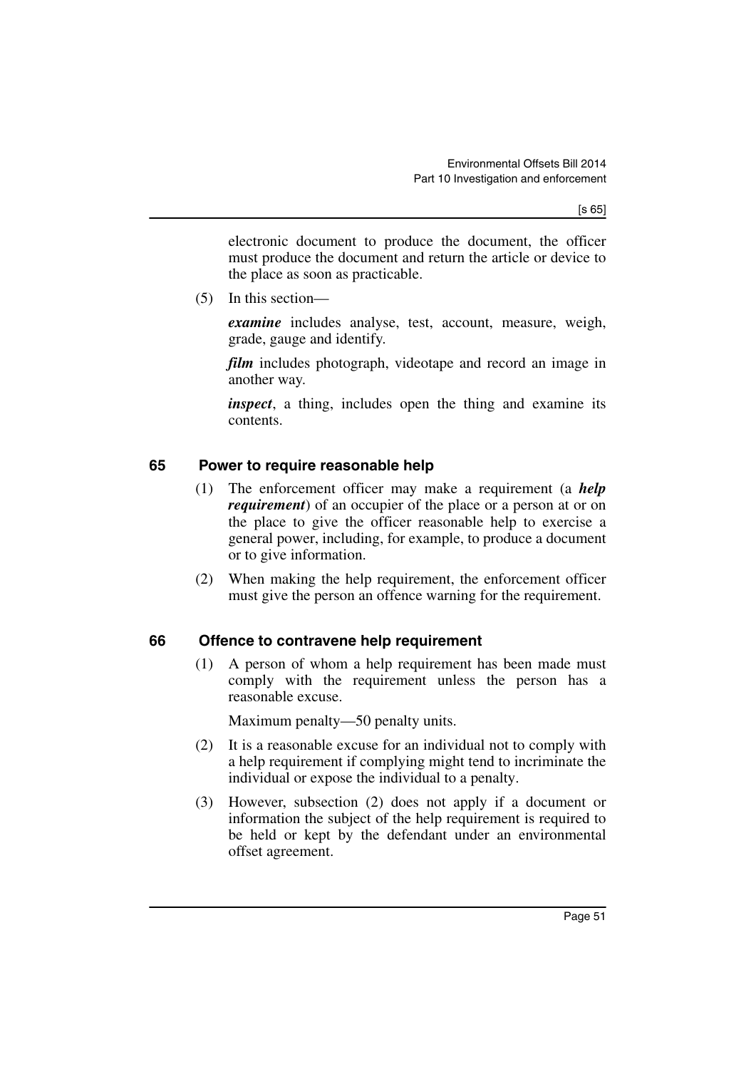electronic document to produce the document, the officer must produce the document and return the article or device to the place as soon as practicable.

(5) In this section—

***examine*** includes analyse, test, account, measure, weigh, grade, gauge and identify.

***film*** includes photograph, videotape and record an image in another way.

***inspect***, a thing, includes open the thing and examine its contents.

### 65 Power to require reasonable help

(1) The enforcement officer may make a requirement (a ***help requirement***) of an occupier of the place or a person at or on the place to give the officer reasonable help to exercise a general power, including, for example, to produce a document or to give information.

(2) When making the help requirement, the enforcement officer must give the person an offence warning for the requirement.

### 66 Offence to contravene help requirement

(1) A person of whom a help requirement has been made must comply with the requirement unless the person has a reasonable excuse.

Maximum penalty—50 penalty units.

(2) It is a reasonable excuse for an individual not to comply with a help requirement if complying might tend to incriminate the individual or expose the individual to a penalty.

(3) However, subsection (2) does not apply if a document or information the subject of the help requirement is required to be held or kept by the defendant under an environmental offset agreement.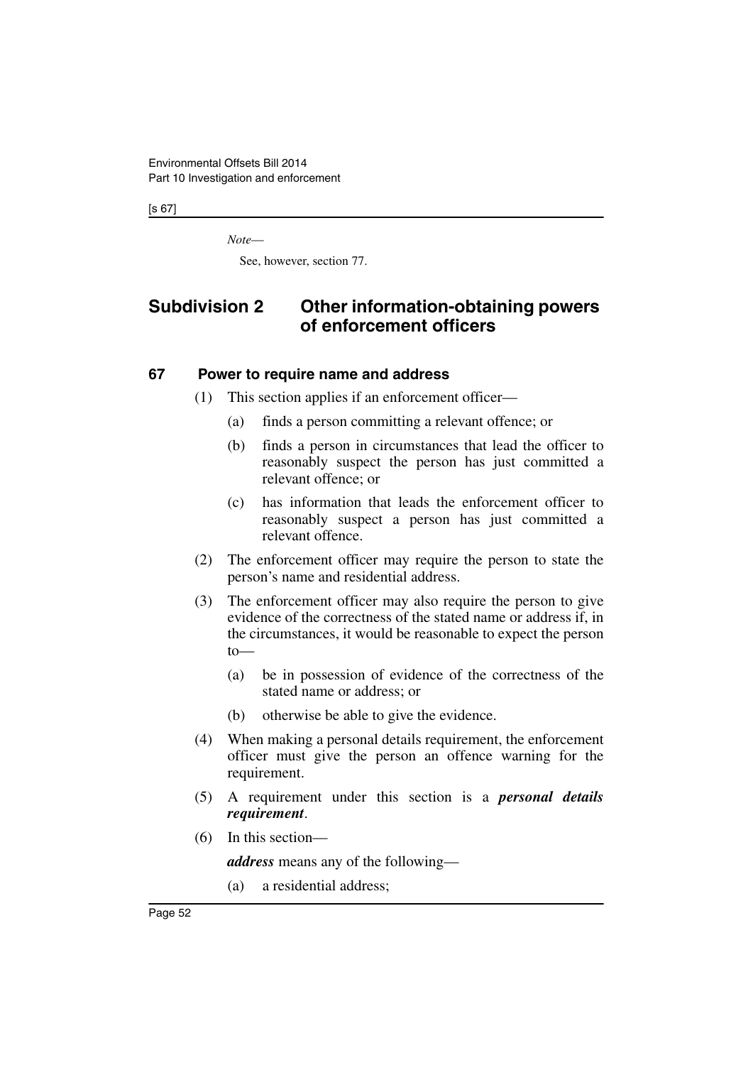*Note*—

See, however, section 77.

## Subdivision 2 Other information-obtaining powers of enforcement officers

### 67 Power to require name and address

(1) This section applies if an enforcement officer—

(a) finds a person committing a relevant offence; or

(b) finds a person in circumstances that lead the officer to reasonably suspect the person has just committed a relevant offence; or

(c) has information that leads the enforcement officer to reasonably suspect a person has just committed a relevant offence.

(2) The enforcement officer may require the person to state the person's name and residential address.

(3) The enforcement officer may also require the person to give evidence of the correctness of the stated name or address if, in the circumstances, it would be reasonable to expect the person to—

(a) be in possession of evidence of the correctness of the stated name or address; or

(b) otherwise be able to give the evidence.

(4) When making a personal details requirement, the enforcement officer must give the person an offence warning for the requirement.

(5) A requirement under this section is a ***personal details requirement***.

(6) In this section—

***address*** means any of the following—

(a) a residential address;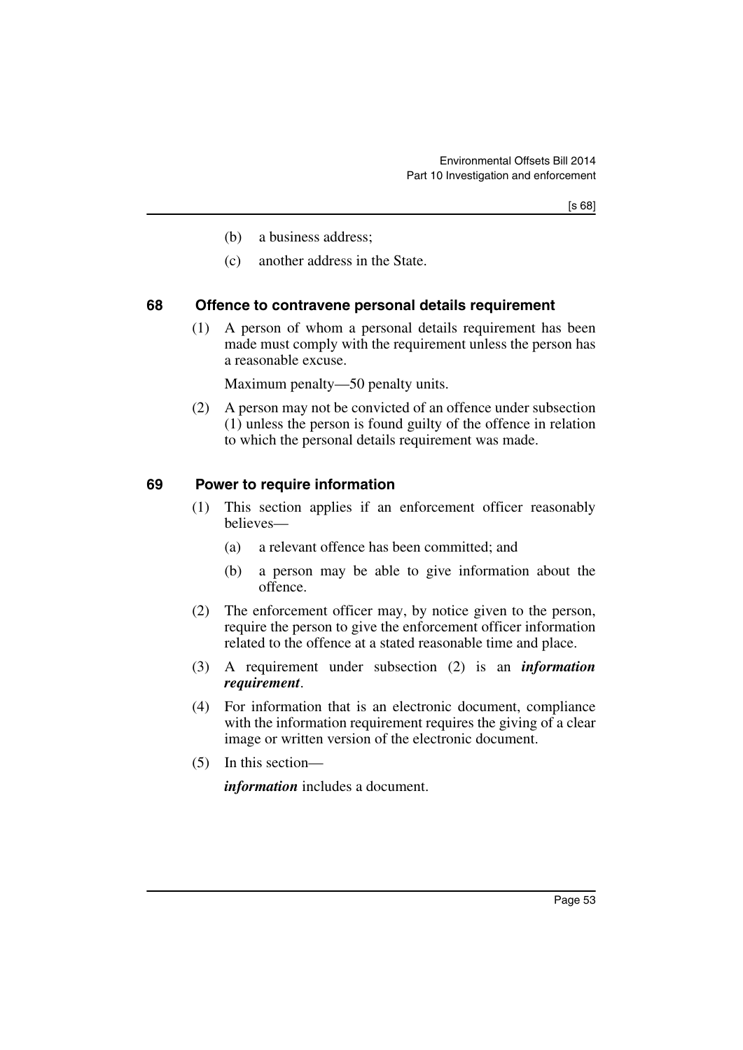(b) a business address;

(c) another address in the State.

### 68 Offence to contravene personal details requirement

(1) A person of whom a personal details requirement has been made must comply with the requirement unless the person has a reasonable excuse.

Maximum penalty—50 penalty units.

(2) A person may not be convicted of an offence under subsection (1) unless the person is found guilty of the offence in relation to which the personal details requirement was made.

### 69 Power to require information

(1) This section applies if an enforcement officer reasonably believes—

(a) a relevant offence has been committed; and

(b) a person may be able to give information about the offence.

(2) The enforcement officer may, by notice given to the person, require the person to give the enforcement officer information related to the offence at a stated reasonable time and place.

(3) A requirement under subsection (2) is an ***information requirement***.

(4) For information that is an electronic document, compliance with the information requirement requires the giving of a clear image or written version of the electronic document.

(5) In this section—

***information*** includes a document.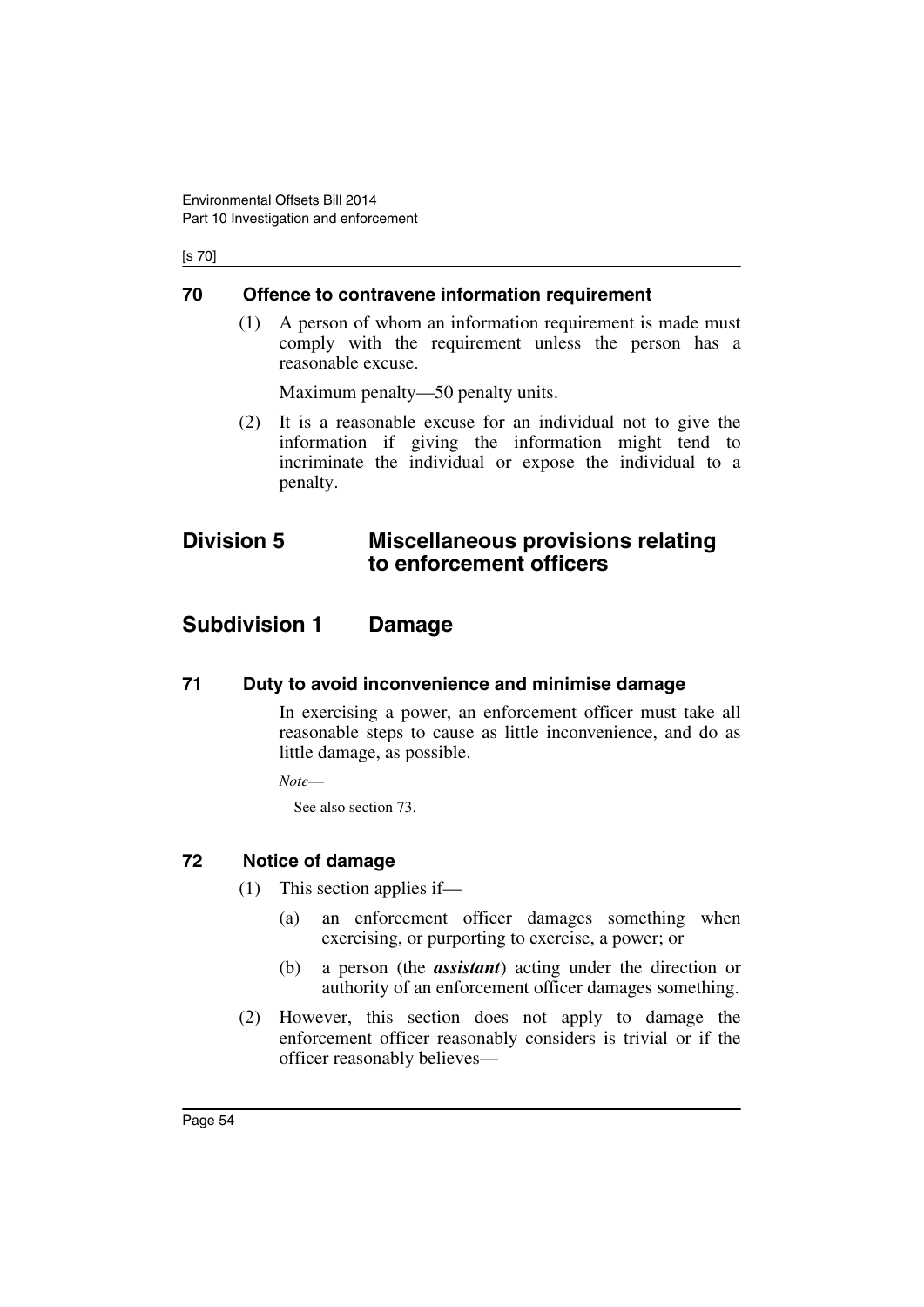## 70 Offence to contravene information requirement

(1) A person of whom an information requirement is made must comply with the requirement unless the person has a reasonable excuse.

Maximum penalty—50 penalty units.

(2) It is a reasonable excuse for an individual not to give the information if giving the information might tend to incriminate the individual or expose the individual to a penalty.

# Division 5 Miscellaneous provisions relating to enforcement officers

# Subdivision 1 Damage

## 71 Duty to avoid inconvenience and minimise damage

In exercising a power, an enforcement officer must take all reasonable steps to cause as little inconvenience, and do as little damage, as possible.

*Note*—

See also section 73.

## 72 Notice of damage

(1) This section applies if—

(a) an enforcement officer damages something when exercising, or purporting to exercise, a power; or

(b) a person (the ***assistant***) acting under the direction or authority of an enforcement officer damages something.

(2) However, this section does not apply to damage the enforcement officer reasonably considers is trivial or if the officer reasonably believes—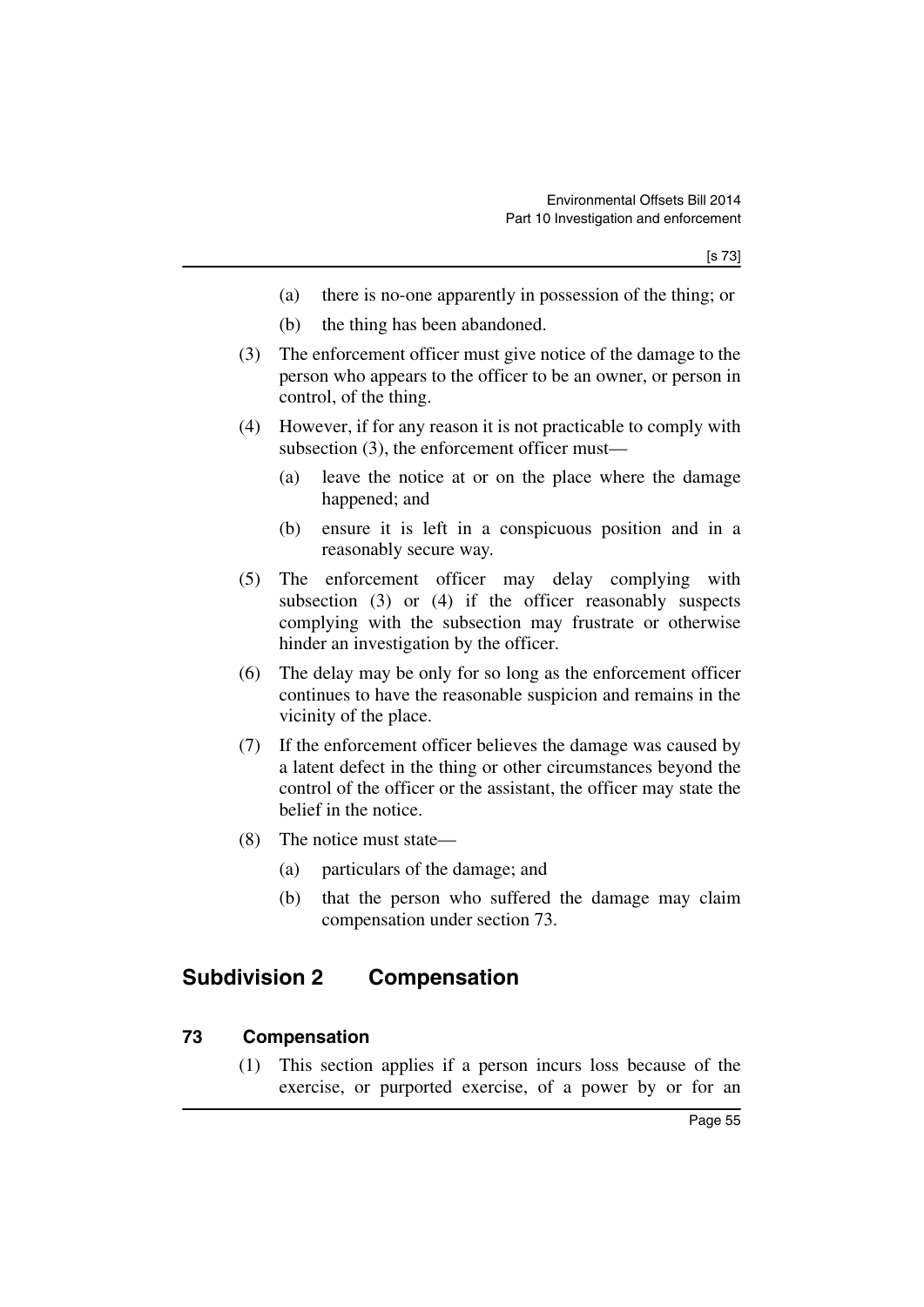(a) there is no-one apparently in possession of the thing; or

(b) the thing has been abandoned.

(3) The enforcement officer must give notice of the damage to the person who appears to the officer to be an owner, or person in control, of the thing.

(4) However, if for any reason it is not practicable to comply with subsection (3), the enforcement officer must—

(a) leave the notice at or on the place where the damage happened; and

(b) ensure it is left in a conspicuous position and in a reasonably secure way.

(5) The enforcement officer may delay complying with subsection (3) or (4) if the officer reasonably suspects complying with the subsection may frustrate or otherwise hinder an investigation by the officer.

(6) The delay may be only for so long as the enforcement officer continues to have the reasonable suspicion and remains in the vicinity of the place.

(7) If the enforcement officer believes the damage was caused by a latent defect in the thing or other circumstances beyond the control of the officer or the assistant, the officer may state the belief in the notice.

(8) The notice must state—

(a) particulars of the damage; and

(b) that the person who suffered the damage may claim compensation under section 73.

## Subdivision 2 Compensation

### 73 Compensation

(1) This section applies if a person incurs loss because of the exercise, or purported exercise, of a power by or for an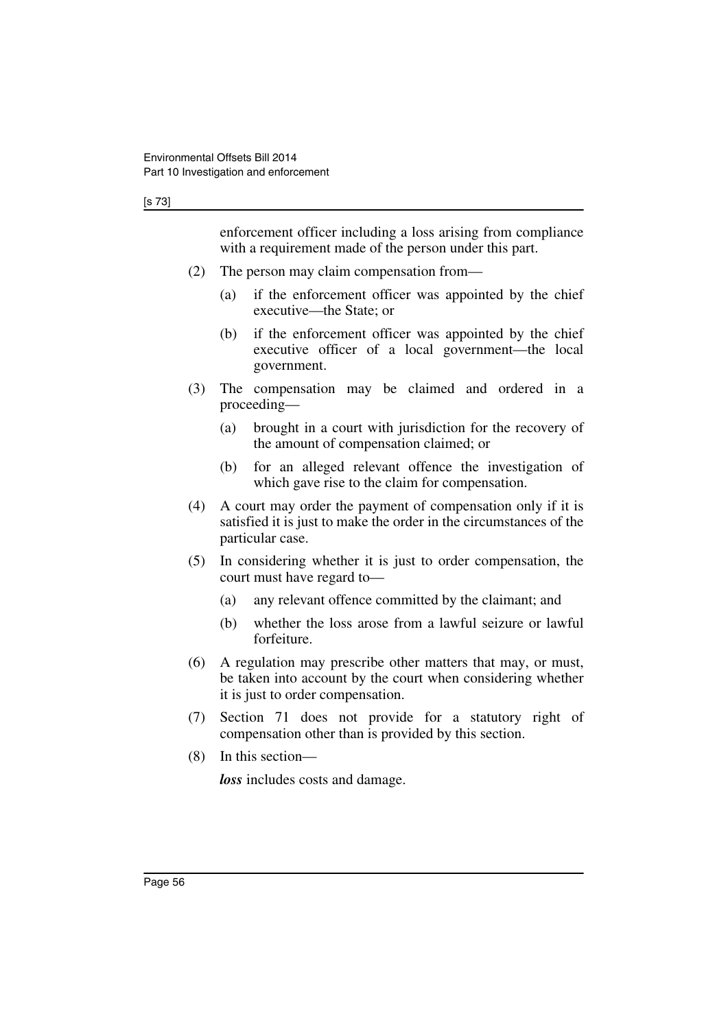enforcement officer including a loss arising from compliance with a requirement made of the person under this part.

(2) The person may claim compensation from—

(a) if the enforcement officer was appointed by the chief executive—the State; or

(b) if the enforcement officer was appointed by the chief executive officer of a local government—the local government.

(3) The compensation may be claimed and ordered in a proceeding—

(a) brought in a court with jurisdiction for the recovery of the amount of compensation claimed; or

(b) for an alleged relevant offence the investigation of which gave rise to the claim for compensation.

(4) A court may order the payment of compensation only if it is satisfied it is just to make the order in the circumstances of the particular case.

(5) In considering whether it is just to order compensation, the court must have regard to—

(a) any relevant offence committed by the claimant; and

(b) whether the loss arose from a lawful seizure or lawful forfeiture.

(6) A regulation may prescribe other matters that may, or must, be taken into account by the court when considering whether it is just to order compensation.

(7) Section 71 does not provide for a statutory right of compensation other than is provided by this section.

(8) In this section—

***loss*** includes costs and damage.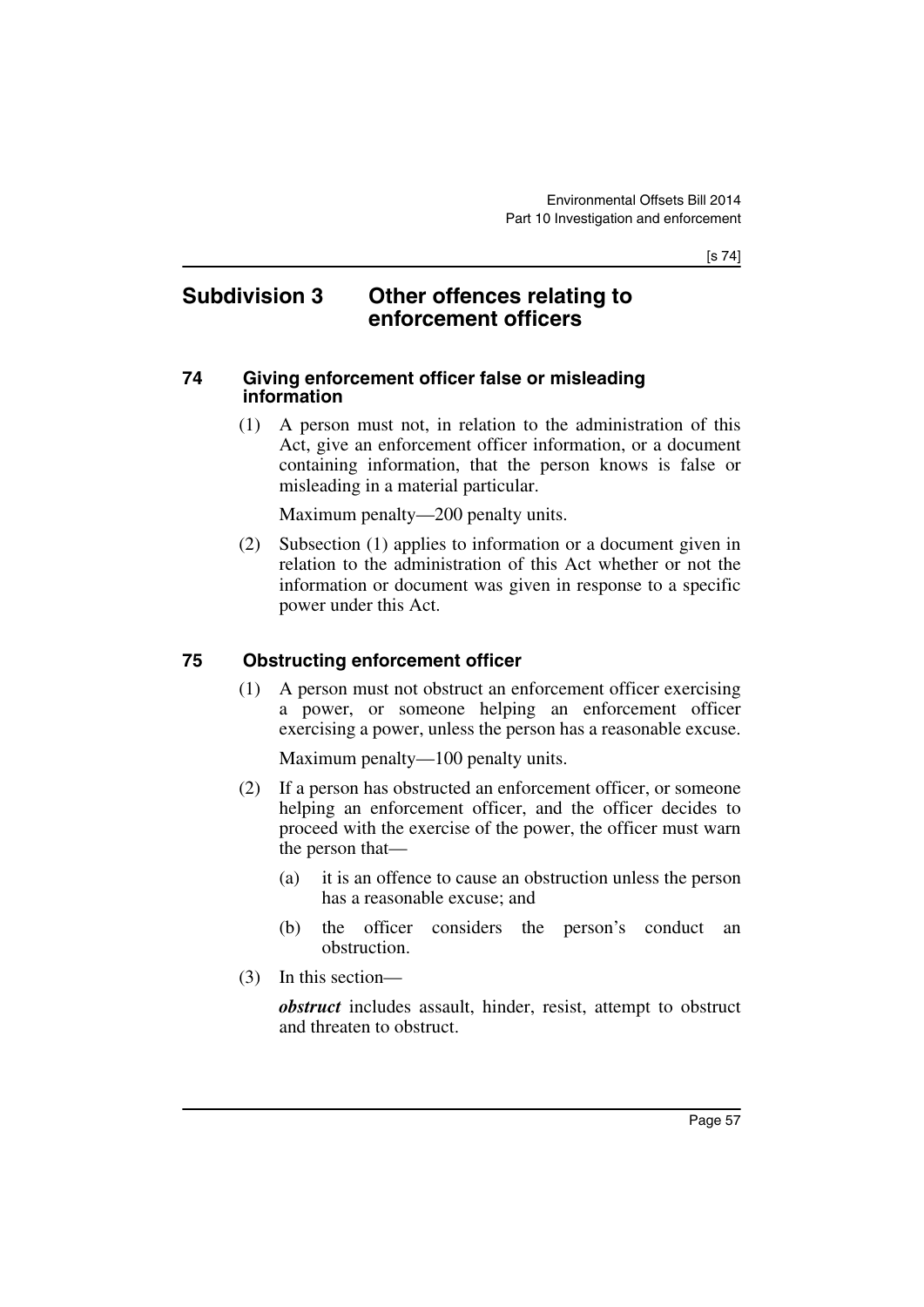## Subdivision 3 Other offences relating to enforcement officers

### 74 Giving enforcement officer false or misleading information

(1) A person must not, in relation to the administration of this Act, give an enforcement officer information, or a document containing information, that the person knows is false or misleading in a material particular.

Maximum penalty—200 penalty units.

(2) Subsection (1) applies to information or a document given in relation to the administration of this Act whether or not the information or document was given in response to a specific power under this Act.

### 75 Obstructing enforcement officer

(1) A person must not obstruct an enforcement officer exercising a power, or someone helping an enforcement officer exercising a power, unless the person has a reasonable excuse.

Maximum penalty—100 penalty units.

(2) If a person has obstructed an enforcement officer, or someone helping an enforcement officer, and the officer decides to proceed with the exercise of the power, the officer must warn the person that—

(a) it is an offence to cause an obstruction unless the person has a reasonable excuse; and

(b) the officer considers the person's conduct an obstruction.

(3) In this section—

***obstruct*** includes assault, hinder, resist, attempt to obstruct and threaten to obstruct.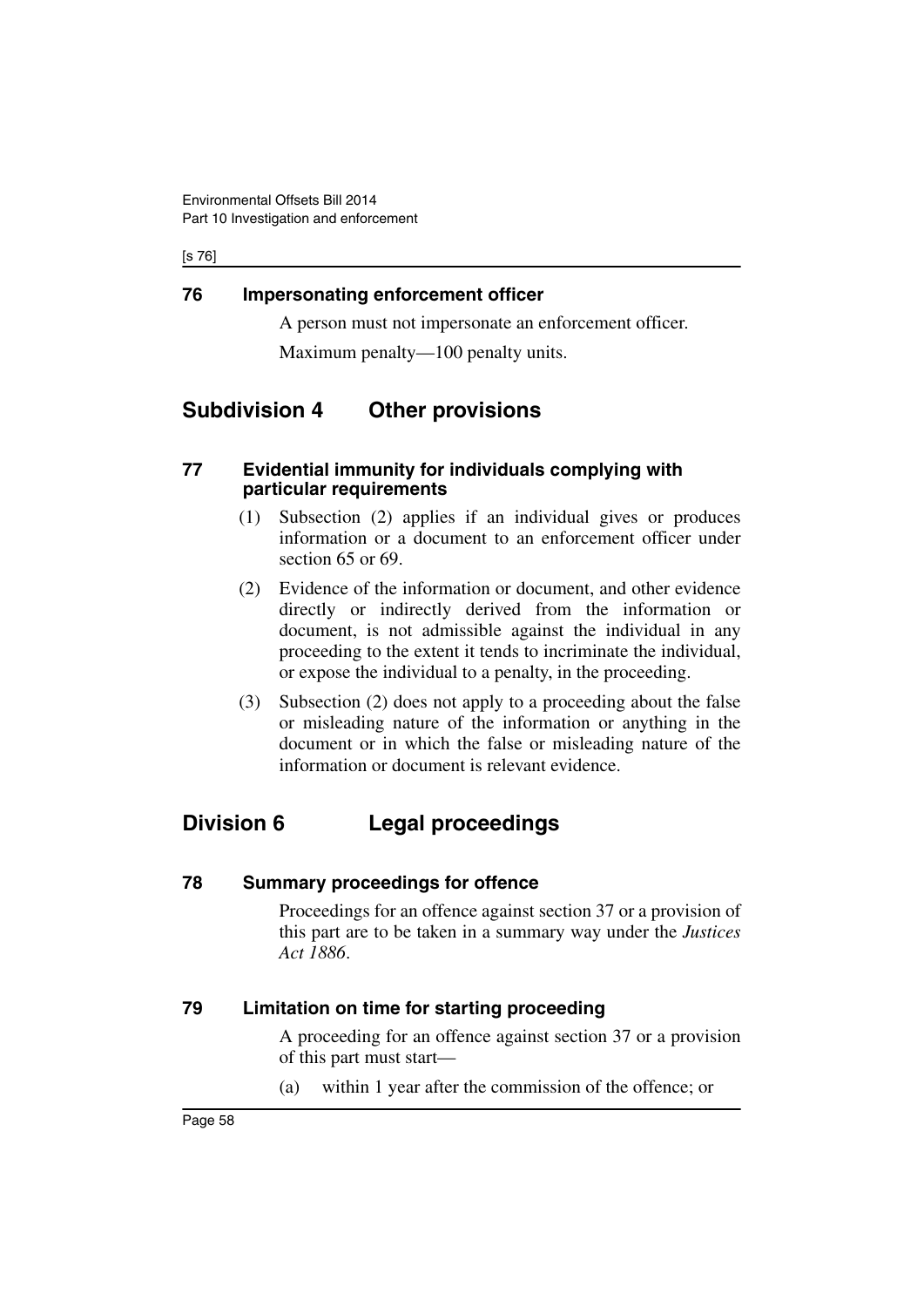## 76 Impersonating enforcement officer

A person must not impersonate an enforcement officer.

Maximum penalty—100 penalty units.

# Subdivision 4 Other provisions

## 77 Evidential immunity for individuals complying with particular requirements

(1) Subsection (2) applies if an individual gives or produces information or a document to an enforcement officer under section 65 or 69.

(2) Evidence of the information or document, and other evidence directly or indirectly derived from the information or document, is not admissible against the individual in any proceeding to the extent it tends to incriminate the individual, or expose the individual to a penalty, in the proceeding.

(3) Subsection (2) does not apply to a proceeding about the false or misleading nature of the information or anything in the document or in which the false or misleading nature of the information or document is relevant evidence.

# Division 6 Legal proceedings

## 78 Summary proceedings for offence

Proceedings for an offence against section 37 or a provision of this part are to be taken in a summary way under the *Justices Act 1886*.

## 79 Limitation on time for starting proceeding

A proceeding for an offence against section 37 or a provision of this part must start—

(a) within 1 year after the commission of the offence; or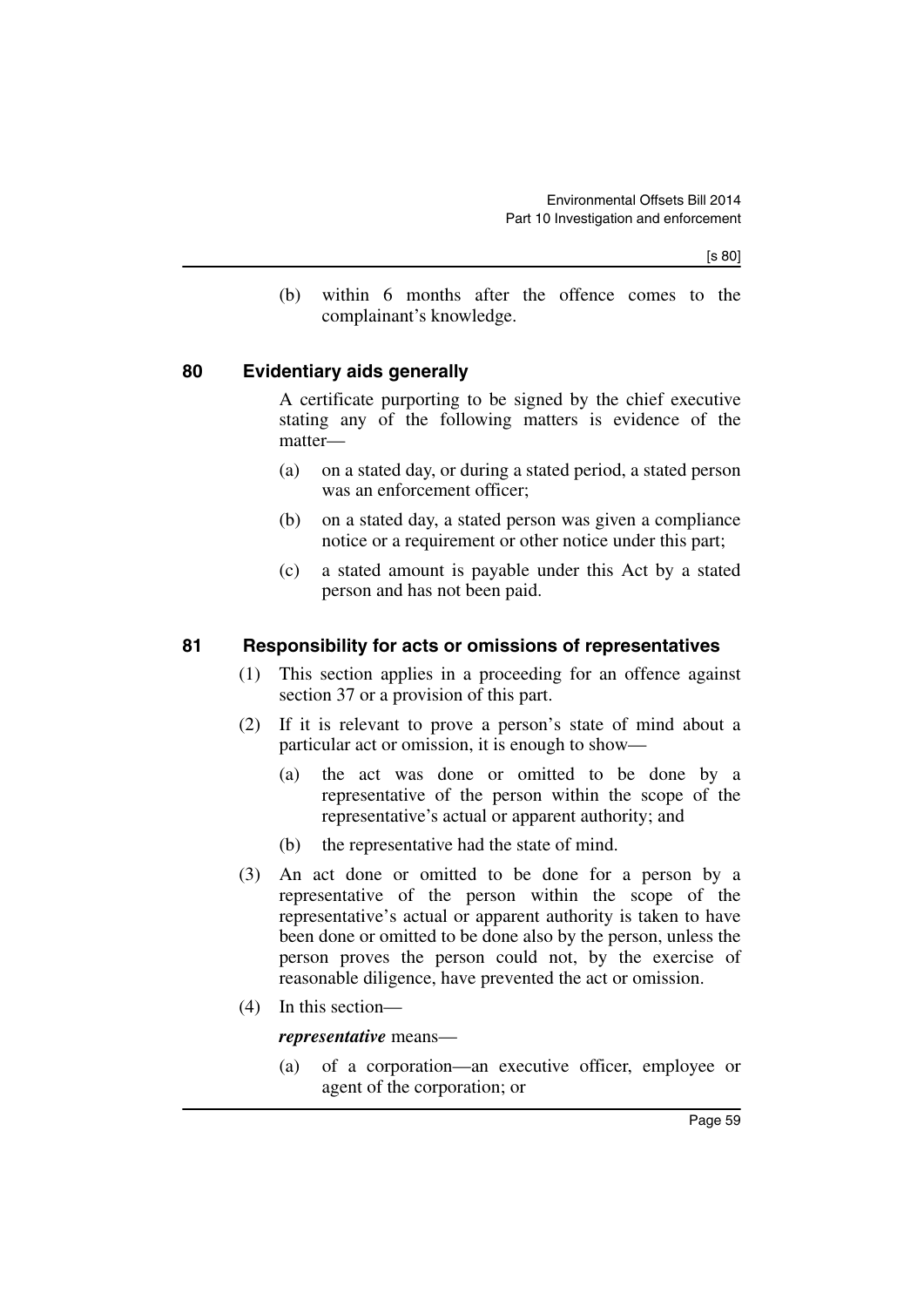(b) within 6 months after the offence comes to the complainant's knowledge.

## 80 Evidentiary aids generally

A certificate purporting to be signed by the chief executive stating any of the following matters is evidence of the matter—

(a) on a stated day, or during a stated period, a stated person was an enforcement officer;

(b) on a stated day, a stated person was given a compliance notice or a requirement or other notice under this part;

(c) a stated amount is payable under this Act by a stated person and has not been paid.

## 81 Responsibility for acts or omissions of representatives

(1) This section applies in a proceeding for an offence against section 37 or a provision of this part.

(2) If it is relevant to prove a person's state of mind about a particular act or omission, it is enough to show—

(a) the act was done or omitted to be done by a representative of the person within the scope of the representative's actual or apparent authority; and

(b) the representative had the state of mind.

(3) An act done or omitted to be done for a person by a representative of the person within the scope of the representative's actual or apparent authority is taken to have been done or omitted to be done also by the person, unless the person proves the person could not, by the exercise of reasonable diligence, have prevented the act or omission.

(4) In this section—

***representative*** means—

(a) of a corporation—an executive officer, employee or agent of the corporation; or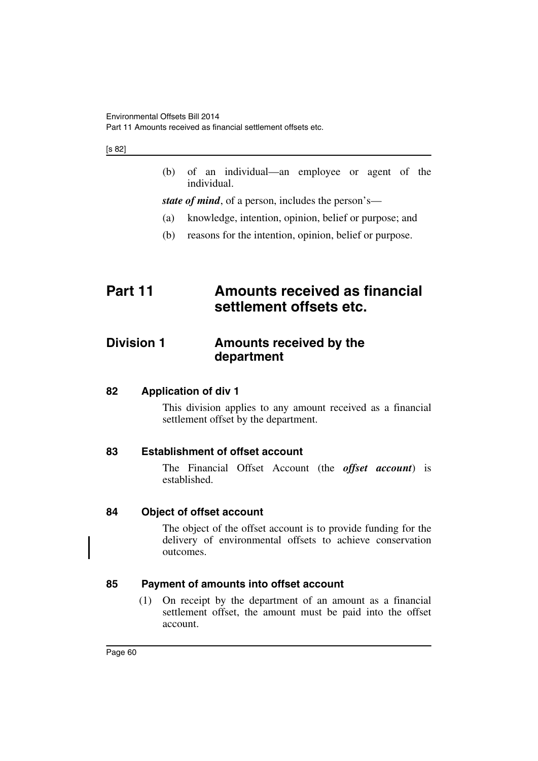(b) of an individual—an employee or agent of the individual.

***state of mind***, of a person, includes the person's—

(a) knowledge, intention, opinion, belief or purpose; and

(b) reasons for the intention, opinion, belief or purpose.

# Part 11 Amounts received as financial settlement offsets etc.

## Division 1 Amounts received by the department

### 82 Application of div 1

This division applies to any amount received as a financial settlement offset by the department.

### 83 Establishment of offset account

The Financial Offset Account (the ***offset account***) is established.

### 84 Object of offset account

The object of the offset account is to provide funding for the delivery of environmental offsets to achieve conservation outcomes.

### 85 Payment of amounts into offset account

(1) On receipt by the department of an amount as a financial settlement offset, the amount must be paid into the offset account.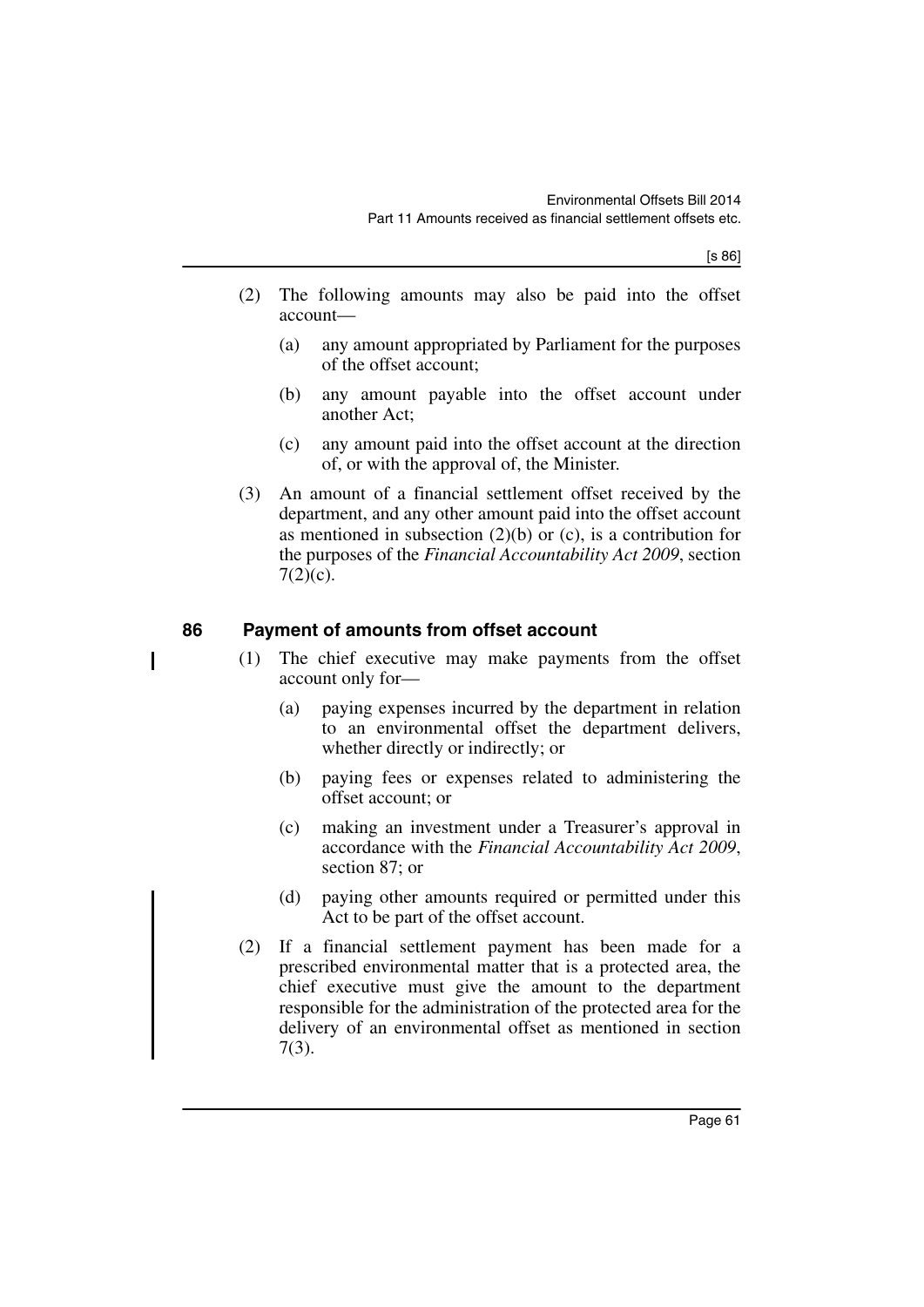(2) The following amounts may also be paid into the offset account—

(a) any amount appropriated by Parliament for the purposes of the offset account;

(b) any amount payable into the offset account under another Act;

(c) any amount paid into the offset account at the direction of, or with the approval of, the Minister.

(3) An amount of a financial settlement offset received by the department, and any other amount paid into the offset account as mentioned in subsection (2)(b) or (c), is a contribution for the purposes of the *Financial Accountability Act 2009*, section 7(2)(c).

### 86 Payment of amounts from offset account

(1) The chief executive may make payments from the offset account only for—

(a) paying expenses incurred by the department in relation to an environmental offset the department delivers, whether directly or indirectly; or

(b) paying fees or expenses related to administering the offset account; or

(c) making an investment under a Treasurer's approval in accordance with the *Financial Accountability Act 2009*, section 87; or

(d) paying other amounts required or permitted under this Act to be part of the offset account.

(2) If a financial settlement payment has been made for a prescribed environmental matter that is a protected area, the chief executive must give the amount to the department responsible for the administration of the protected area for the delivery of an environmental offset as mentioned in section 7(3).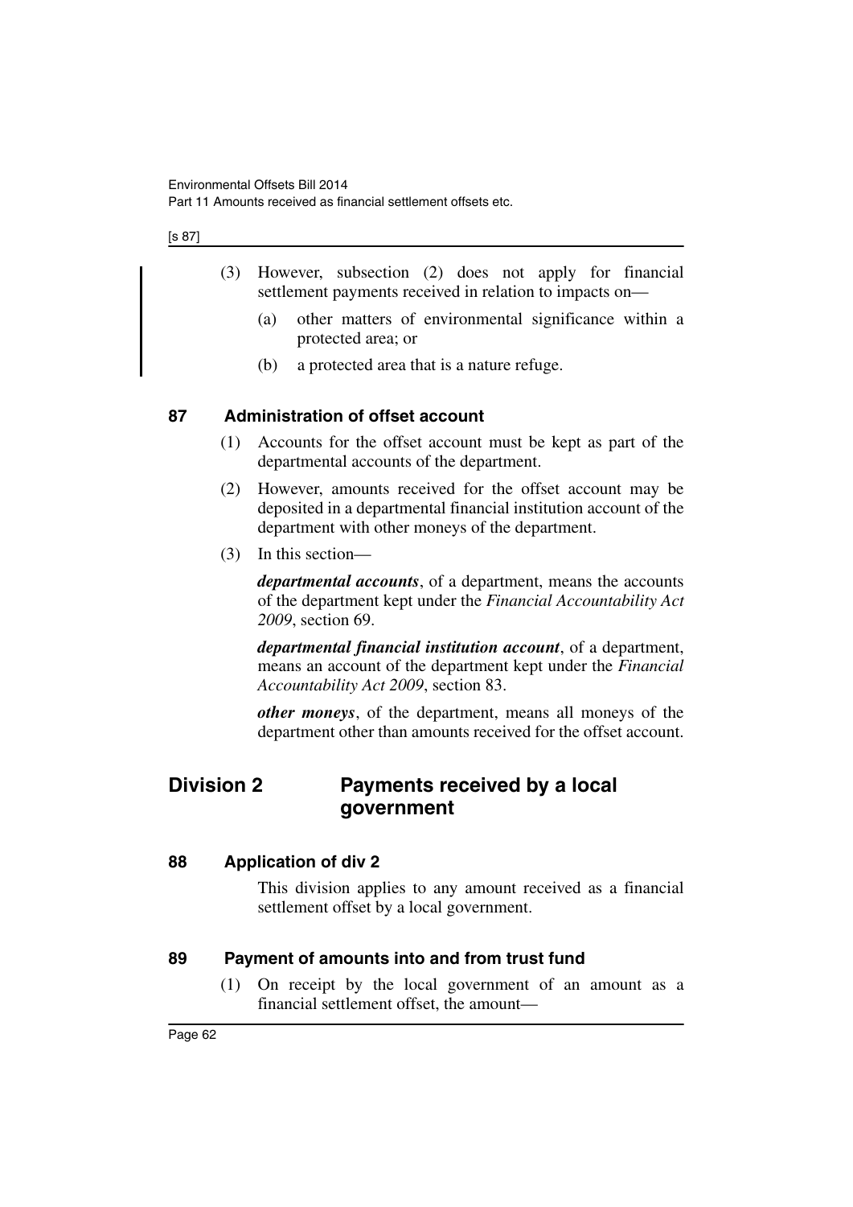(3) However, subsection (2) does not apply for financial settlement payments received in relation to impacts on—

(a) other matters of environmental significance within a protected area; or

(b) a protected area that is a nature refuge.

### 87 Administration of offset account

(1) Accounts for the offset account must be kept as part of the departmental accounts of the department.

(2) However, amounts received for the offset account may be deposited in a departmental financial institution account of the department with other moneys of the department.

(3) In this section—

***departmental accounts***, of a department, means the accounts of the department kept under the *Financial Accountability Act 2009*, section 69.

***departmental financial institution account***, of a department, means an account of the department kept under the *Financial Accountability Act 2009*, section 83.

***other moneys***, of the department, means all moneys of the department other than amounts received for the offset account.

## Division 2 Payments received by a local government

### 88 Application of div 2

This division applies to any amount received as a financial settlement offset by a local government.

### 89 Payment of amounts into and from trust fund

(1) On receipt by the local government of an amount as a financial settlement offset, the amount—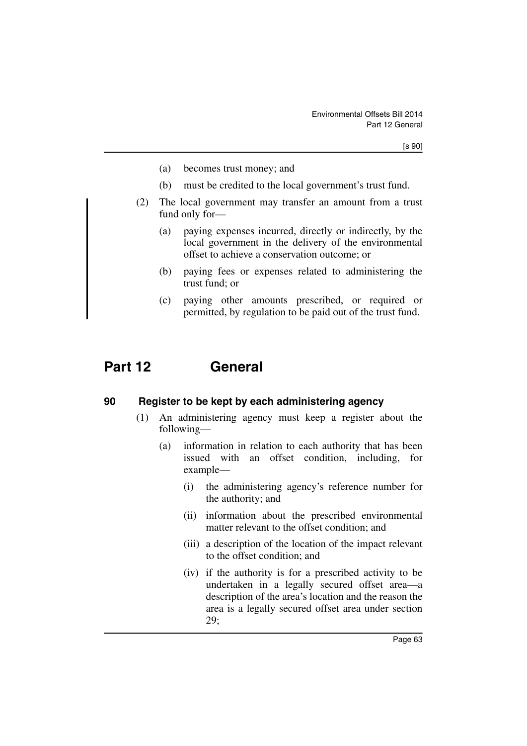(a) becomes trust money; and

(b) must be credited to the local government's trust fund.

(2) The local government may transfer an amount from a trust fund only for—

(a) paying expenses incurred, directly or indirectly, by the local government in the delivery of the environmental offset to achieve a conservation outcome; or

(b) paying fees or expenses related to administering the trust fund; or

(c) paying other amounts prescribed, or required or permitted, by regulation to be paid out of the trust fund.

# Part 12 General

## 90 Register to be kept by each administering agency

(1) An administering agency must keep a register about the following—

(a) information in relation to each authority that has been issued with an offset condition, including, for example—

(i) the administering agency's reference number for the authority; and

(ii) information about the prescribed environmental matter relevant to the offset condition; and

(iii) a description of the location of the impact relevant to the offset condition; and

(iv) if the authority is for a prescribed activity to be undertaken in a legally secured offset area—a description of the area's location and the reason the area is a legally secured offset area under section 29;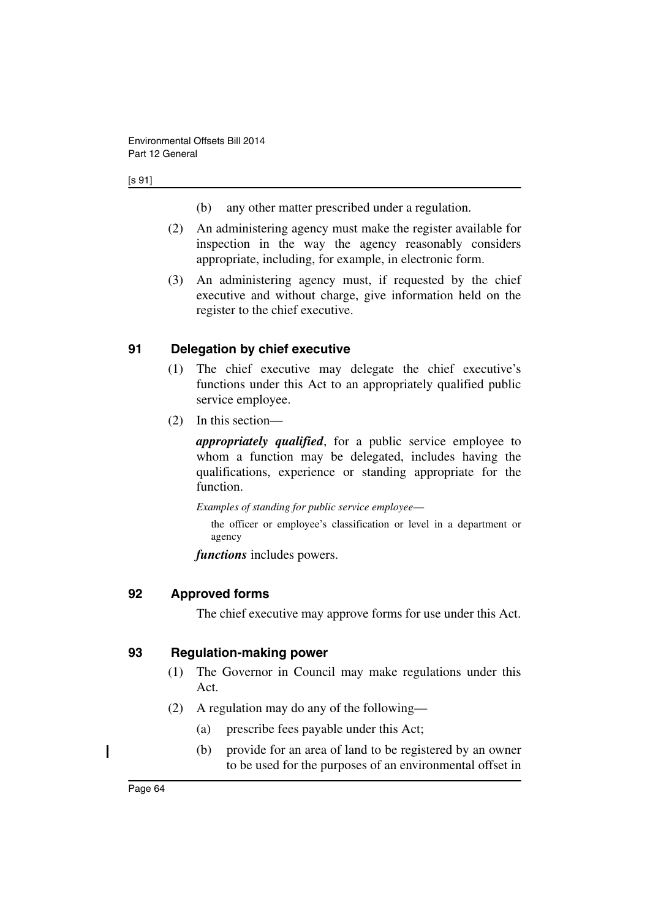(b) any other matter prescribed under a regulation.

(2) An administering agency must make the register available for inspection in the way the agency reasonably considers appropriate, including, for example, in electronic form.

(3) An administering agency must, if requested by the chief executive and without charge, give information held on the register to the chief executive.

### 91 Delegation by chief executive

(1) The chief executive may delegate the chief executive's functions under this Act to an appropriately qualified public service employee.

(2) In this section—

***appropriately qualified***, for a public service employee to whom a function may be delegated, includes having the qualifications, experience or standing appropriate for the function.

*Examples of standing for public service employee—*

the officer or employee's classification or level in a department or agency

***functions*** includes powers.

### 92 Approved forms

The chief executive may approve forms for use under this Act.

### 93 Regulation-making power

(1) The Governor in Council may make regulations under this Act.

(2) A regulation may do any of the following—

(a) prescribe fees payable under this Act;

(b) provide for an area of land to be registered by an owner to be used for the purposes of an environmental offset in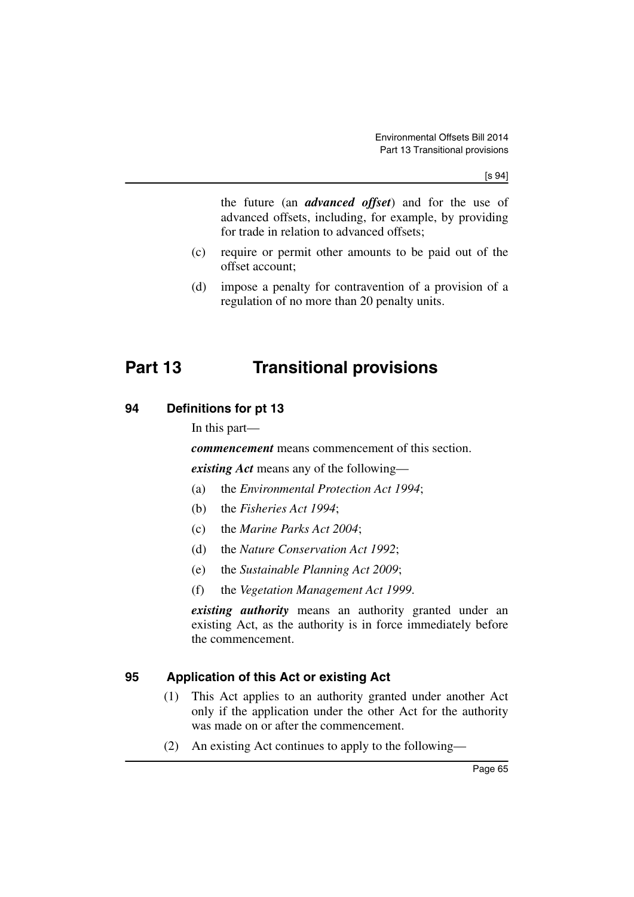the future (an ***advanced offset***) and for the use of advanced offsets, including, for example, by providing for trade in relation to advanced offsets;

(c) require or permit other amounts to be paid out of the offset account;

(d) impose a penalty for contravention of a provision of a regulation of no more than 20 penalty units.

# Part 13 Transitional provisions

## 94 Definitions for pt 13

In this part—

***commencement*** means commencement of this section.

***existing Act*** means any of the following—

(a) the *Environmental Protection Act 1994*;

(b) the *Fisheries Act 1994*;

(c) the *Marine Parks Act 2004*;

(d) the *Nature Conservation Act 1992*;

(e) the *Sustainable Planning Act 2009*;

(f) the *Vegetation Management Act 1999*.

***existing authority*** means an authority granted under an existing Act, as the authority is in force immediately before the commencement.

## 95 Application of this Act or existing Act

(1) This Act applies to an authority granted under another Act only if the application under the other Act for the authority was made on or after the commencement.

(2) An existing Act continues to apply to the following—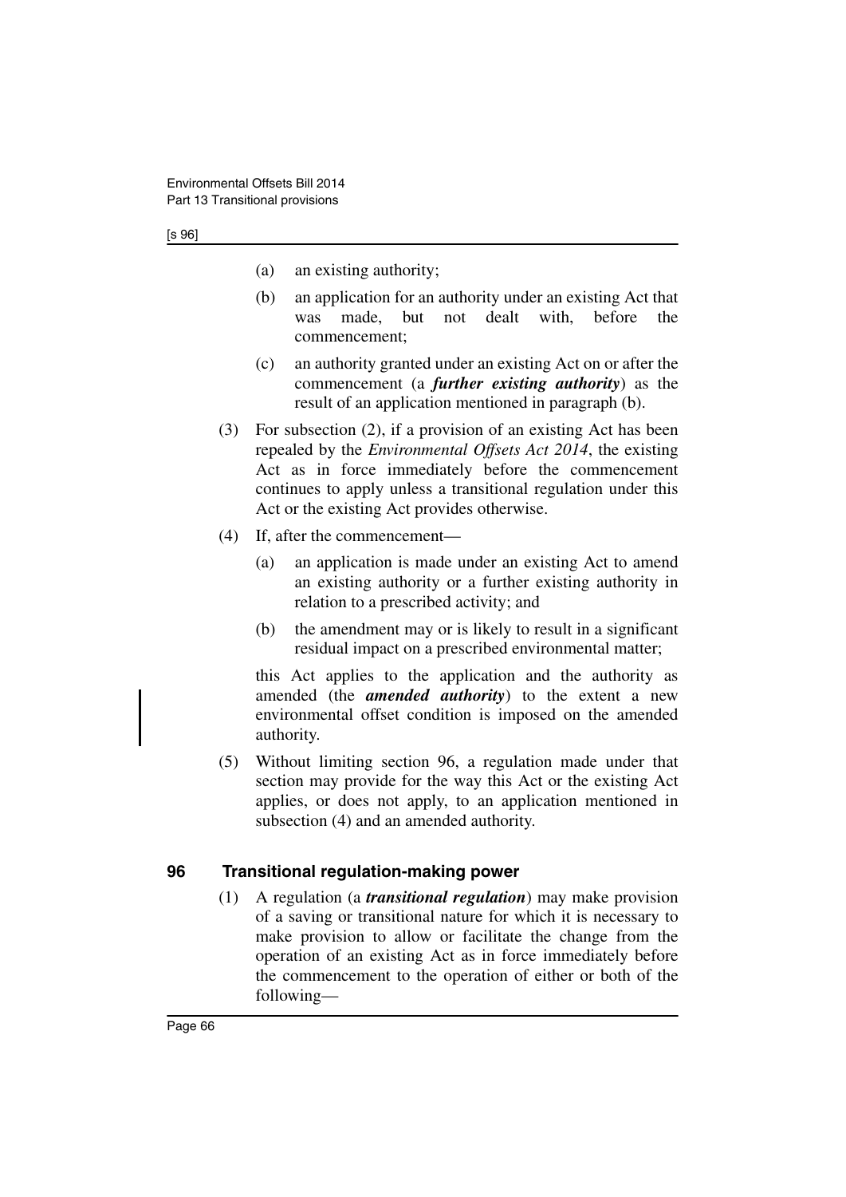(a) an existing authority;

(b) an application for an authority under an existing Act that was made, but not dealt with, before the commencement;

(c) an authority granted under an existing Act on or after the commencement (a ***further existing authority***) as the result of an application mentioned in paragraph (b).

(3) For subsection (2), if a provision of an existing Act has been repealed by the *Environmental Offsets Act 2014*, the existing Act as in force immediately before the commencement continues to apply unless a transitional regulation under this Act or the existing Act provides otherwise.

(4) If, after the commencement—

(a) an application is made under an existing Act to amend an existing authority or a further existing authority in relation to a prescribed activity; and

(b) the amendment may or is likely to result in a significant residual impact on a prescribed environmental matter;

this Act applies to the application and the authority as amended (the ***amended authority***) to the extent a new environmental offset condition is imposed on the amended authority.

(5) Without limiting section 96, a regulation made under that section may provide for the way this Act or the existing Act applies, or does not apply, to an application mentioned in subsection (4) and an amended authority.

### 96 Transitional regulation-making power

(1) A regulation (a ***transitional regulation***) may make provision of a saving or transitional nature for which it is necessary to make provision to allow or facilitate the change from the operation of an existing Act as in force immediately before the commencement to the operation of either or both of the following—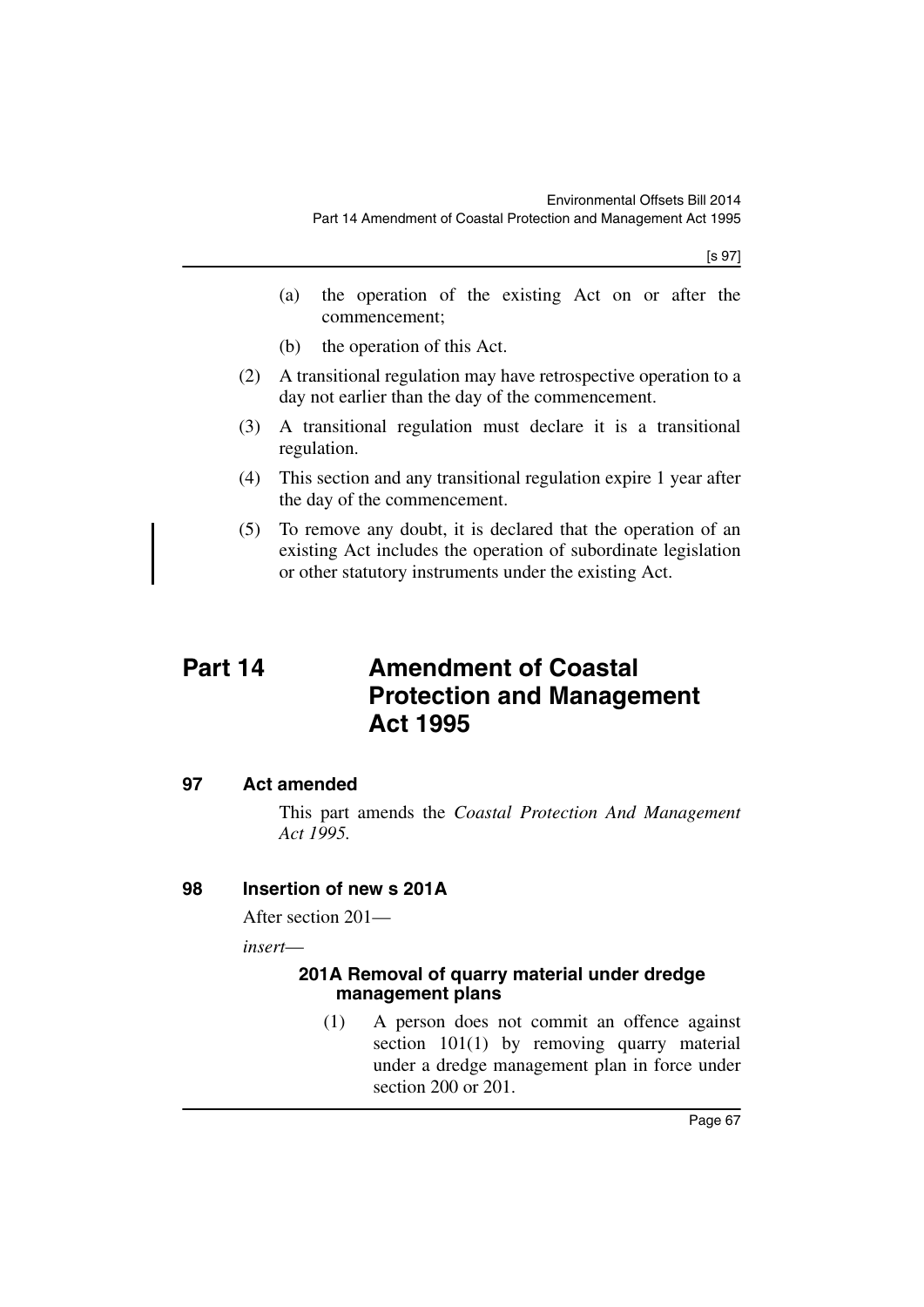(a) the operation of the existing Act on or after the commencement;

(b) the operation of this Act.

(2) A transitional regulation may have retrospective operation to a day not earlier than the day of the commencement.

(3) A transitional regulation must declare it is a transitional regulation.

(4) This section and any transitional regulation expire 1 year after the day of the commencement.

(5) To remove any doubt, it is declared that the operation of an existing Act includes the operation of subordinate legislation or other statutory instruments under the existing Act.

# Part 14 Amendment of Coastal Protection and Management Act 1995

## 97 Act amended

This part amends the *Coastal Protection And Management Act 1995.*

## 98 Insertion of new s 201A

After section 201—

*insert*—

### 201A Removal of quarry material under dredge management plans

(1) A person does not commit an offence against section 101(1) by removing quarry material under a dredge management plan in force under section 200 or 201.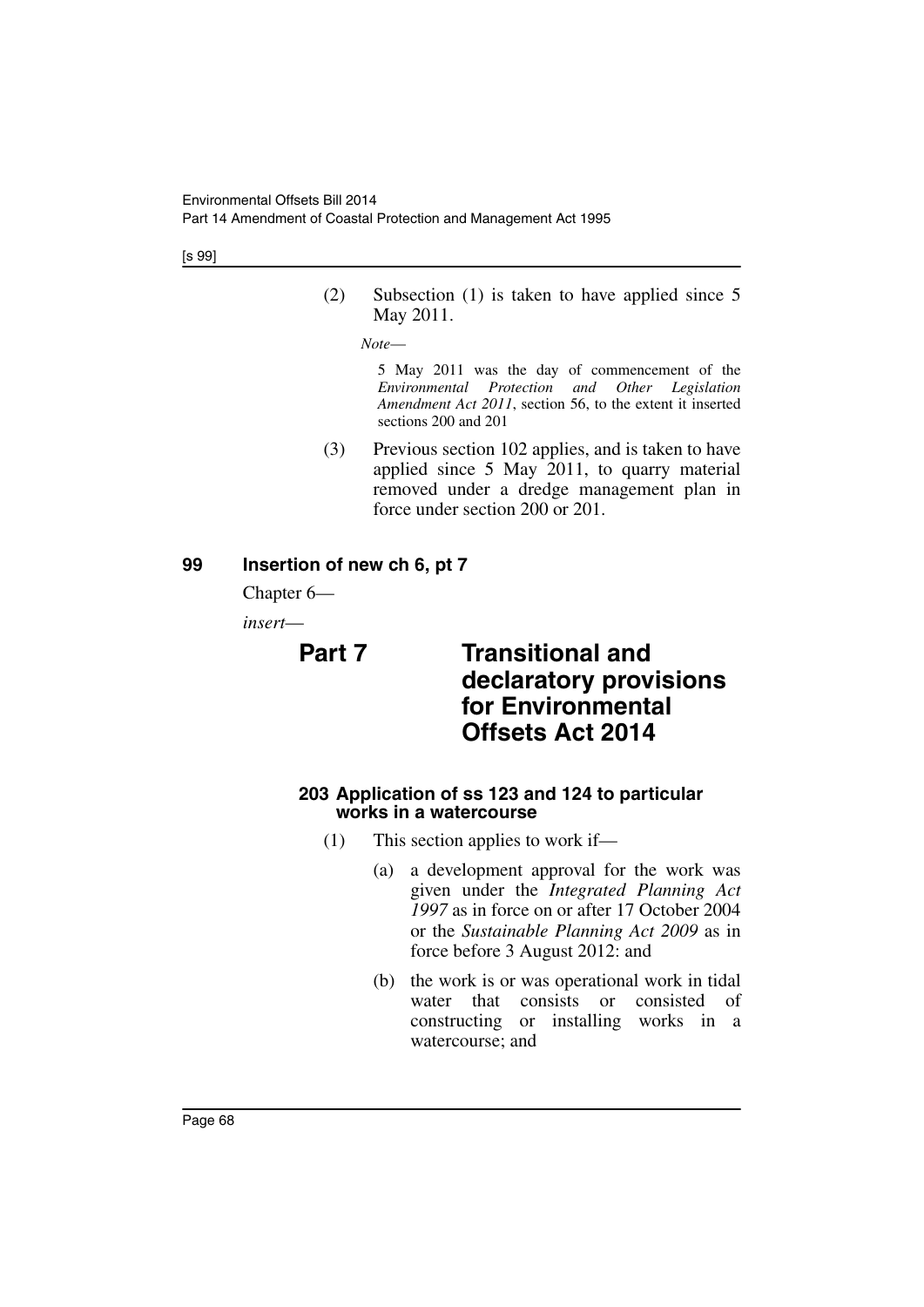(2) Subsection (1) is taken to have applied since 5 May 2011.

*Note*—

5 May 2011 was the day of commencement of the *Environmental Protection and Other Legislation Amendment Act 2011*, section 56, to the extent it inserted sections 200 and 201

(3) Previous section 102 applies, and is taken to have applied since 5 May 2011, to quarry material removed under a dredge management plan in force under section 200 or 201.

## 99 Insertion of new ch 6, pt 7

Chapter 6—

*insert*—

# Part 7 Transitional and declaratory provisions for Environmental Offsets Act 2014

### 203 Application of ss 123 and 124 to particular works in a watercourse

(1) This section applies to work if—

(a) a development approval for the work was given under the *Integrated Planning Act 1997* as in force on or after 17 October 2004 or the *Sustainable Planning Act 2009* as in force before 3 August 2012: and

(b) the work is or was operational work in tidal water that consists or consisted of constructing or installing works in a watercourse; and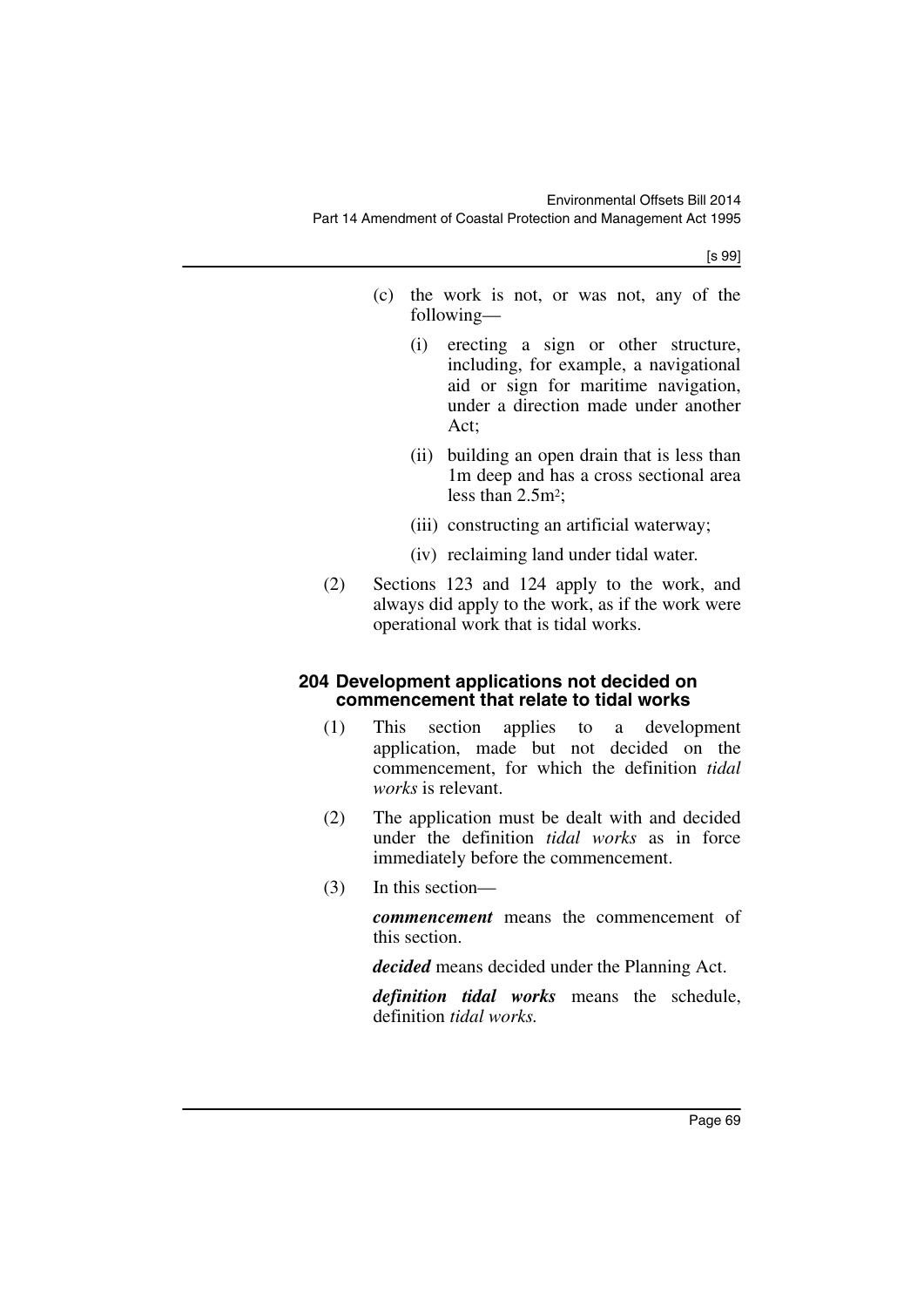(c) the work is not, or was not, any of the following—

(i) erecting a sign or other structure, including, for example, a navigational aid or sign for maritime navigation, under a direction made under another Act;

(ii) building an open drain that is less than 1m deep and has a cross sectional area less than $2.5m^2$;

(iii) constructing an artificial waterway;

(iv) reclaiming land under tidal water.

(2) Sections 123 and 124 apply to the work, and always did apply to the work, as if the work were operational work that is tidal works.

### 204 Development applications not decided on commencement that relate to tidal works

(1) This section applies to a development application, made but not decided on the commencement, for which the definition *tidal works* is relevant.

(2) The application must be dealt with and decided under the definition *tidal works* as in force immediately before the commencement.

(3) In this section—

***commencement*** means the commencement of this section.

***decided*** means decided under the Planning Act.

***definition tidal works*** means the schedule, definition *tidal works.*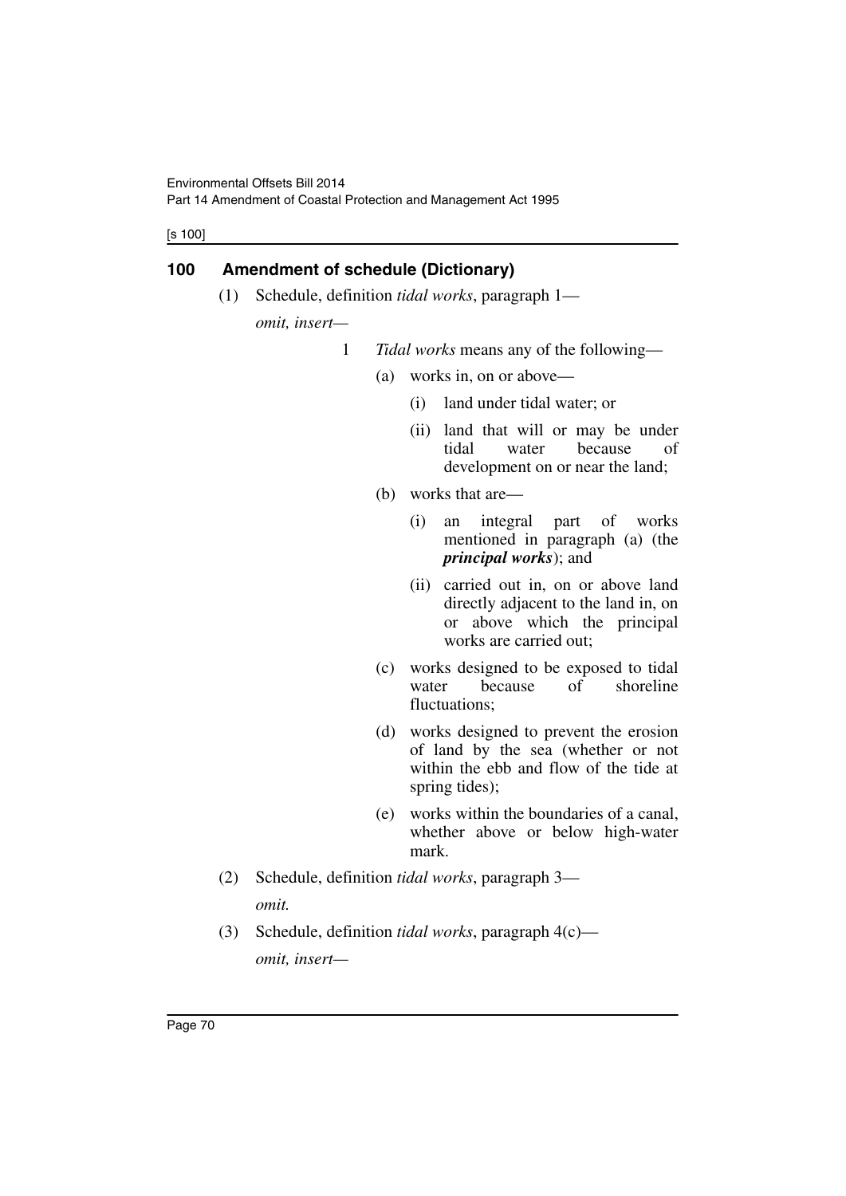## 100 Amendment of schedule (Dictionary)

(1) Schedule, definition *tidal works*, paragraph 1—

*omit, insert—*

> 1 *Tidal works* means any of the following—
>
> (a) works in, on or above—
>
> (i) land under tidal water; or
>
> (ii) land that will or may be under tidal water because of development on or near the land;
>
> (b) works that are—
>
> (i) an integral part of works mentioned in paragraph (a) (the ***principal works***); and
>
> (ii) carried out in, on or above land directly adjacent to the land in, on or above which the principal works are carried out;
>
> (c) works designed to be exposed to tidal water because of shoreline fluctuations;
>
> (d) works designed to prevent the erosion of land by the sea (whether or not within the ebb and flow of the tide at spring tides);
>
> (e) works within the boundaries of a canal, whether above or below high-water mark.

(2) Schedule, definition *tidal works*, paragraph 3—

*omit.*

(3) Schedule, definition *tidal works*, paragraph 4(c)—

*omit, insert—*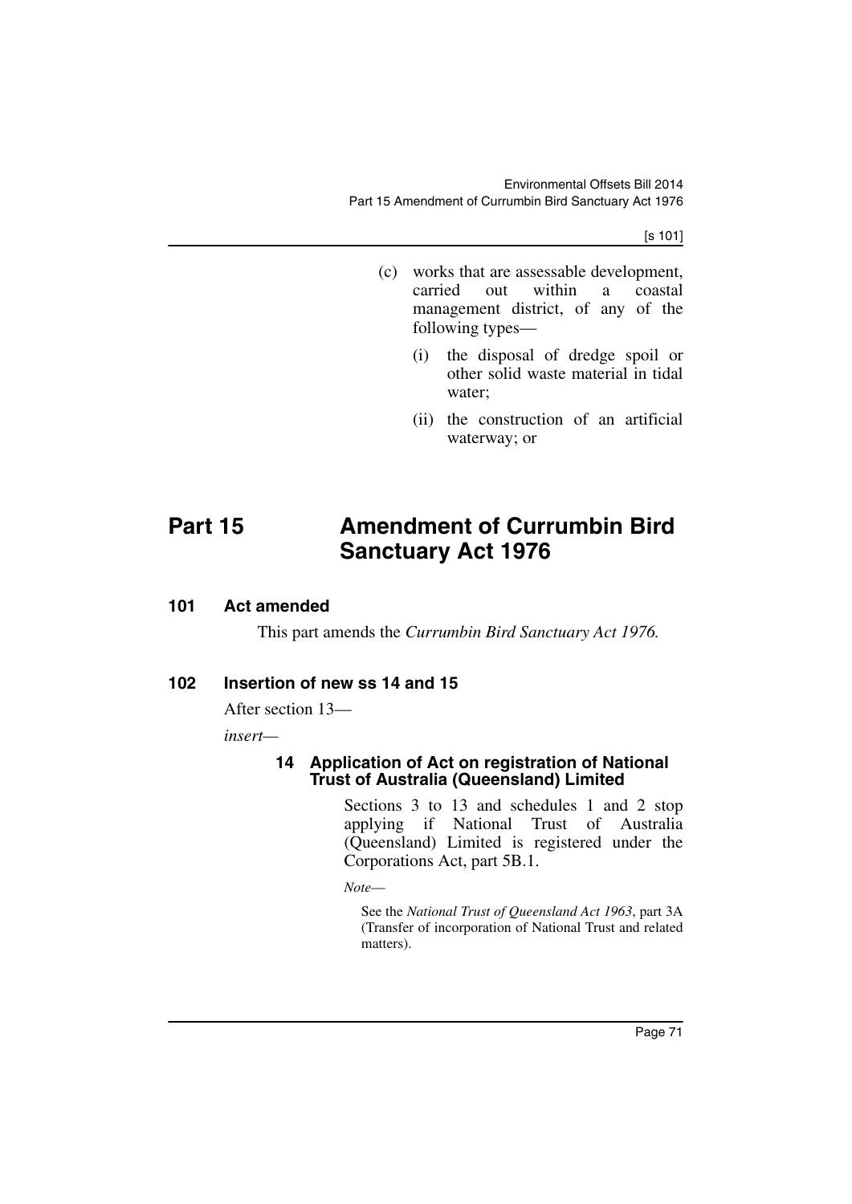(c) works that are assessable development, carried out within a coastal management district, of any of the following types—

(i) the disposal of dredge spoil or other solid waste material in tidal water;

(ii) the construction of an artificial waterway; or

# Part 15 Amendment of Currumbin Bird Sanctuary Act 1976

## 101 Act amended

This part amends the *Currumbin Bird Sanctuary Act 1976.*

## 102 Insertion of new ss 14 and 15

After section 13—

*insert*—

### 14 Application of Act on registration of National Trust of Australia (Queensland) Limited

Sections 3 to 13 and schedules 1 and 2 stop applying if National Trust of Australia (Queensland) Limited is registered under the Corporations Act, part 5B.1.

*Note*—

See the *National Trust of Queensland Act 1963*, part 3A (Transfer of incorporation of National Trust and related matters).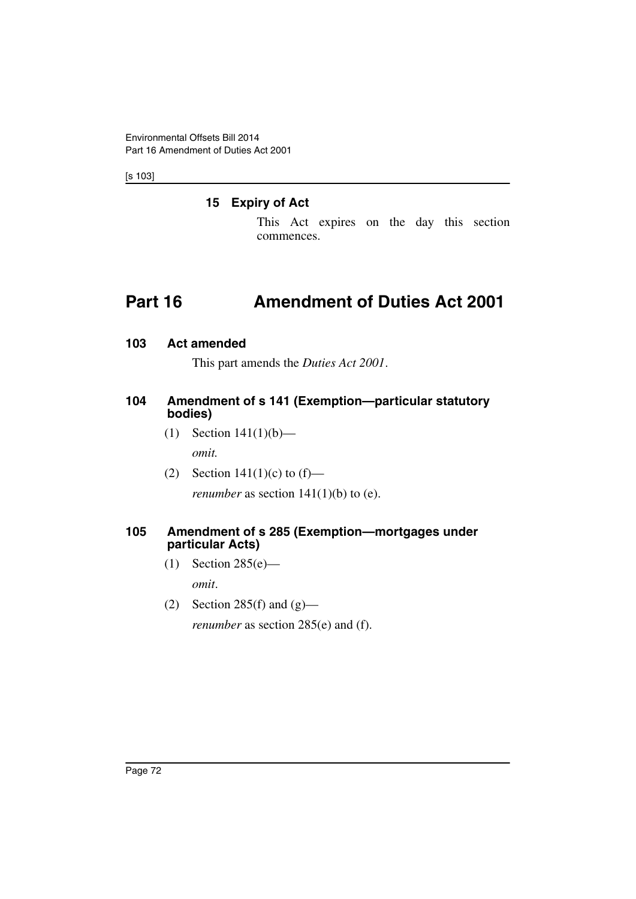### 15 Expiry of Act

This Act expires on the day this section commences.

# Part 16 Amendment of Duties Act 2001

## 103 Act amended

This part amends the *Duties Act 2001*.

## 104 Amendment of s 141 (Exemption—particular statutory bodies)

(1) Section 141(1)(b)—

*omit.*

(2) Section 141(1)(c) to (f)—

*renumber* as section 141(1)(b) to (e).

## 105 Amendment of s 285 (Exemption—mortgages under particular Acts)

(1) Section 285(e)—

*omit*.

(2) Section 285(f) and (g)—

*renumber* as section 285(e) and (f).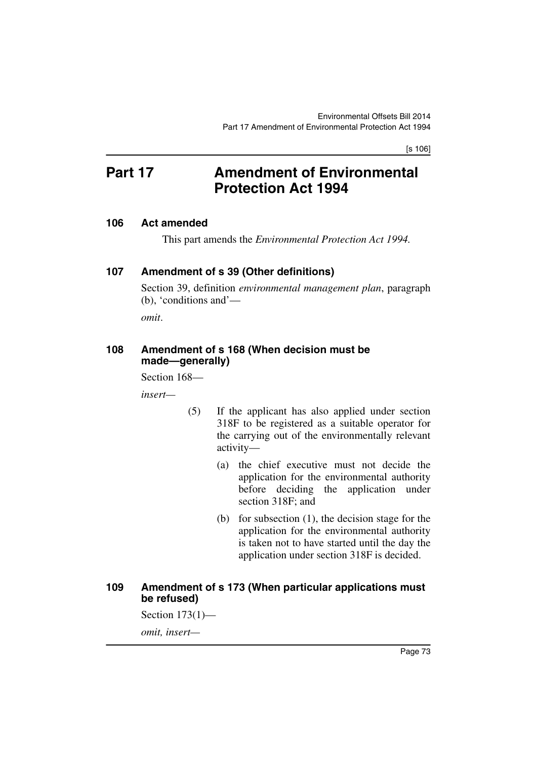# Part 17 Amendment of Environmental Protection Act 1994

## 106 Act amended

This part amends the *Environmental Protection Act 1994.*

## 107 Amendment of s 39 (Other definitions)

Section 39, definition *environmental management plan*, paragraph (b), 'conditions and'—

*omit*.

## 108 Amendment of s 168 (When decision must be made—generally)

Section 168—

*insert*—

(5) If the applicant has also applied under section 318F to be registered as a suitable operator for the carrying out of the environmentally relevant activity—

(a) the chief executive must not decide the application for the environmental authority before deciding the application under section 318F; and

(b) for subsection (1), the decision stage for the application for the environmental authority is taken not to have started until the day the application under section 318F is decided.

## 109 Amendment of s 173 (When particular applications must be refused)

Section 173(1)—

*omit, insert*—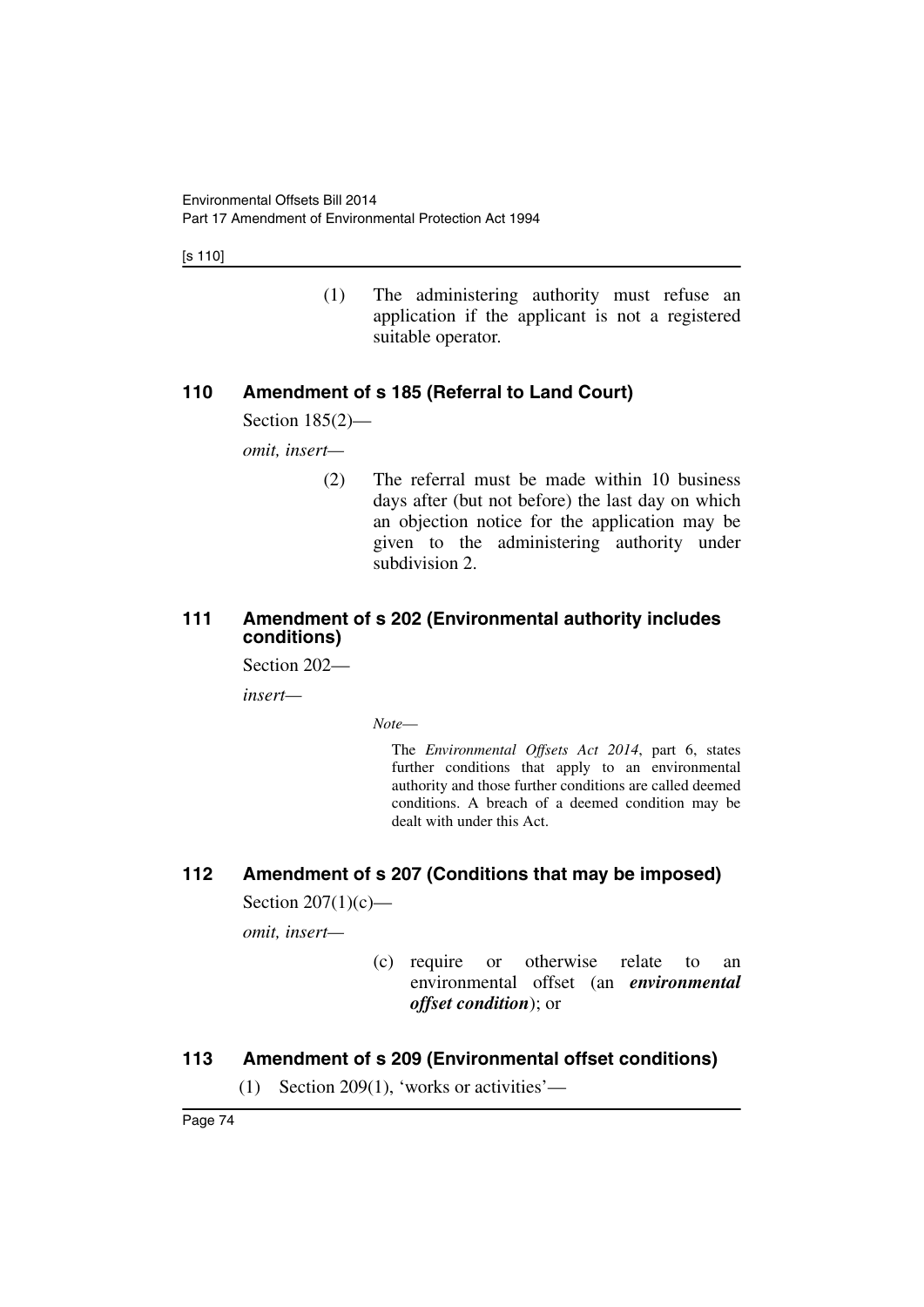(1) The administering authority must refuse an application if the applicant is not a registered suitable operator.

## 110 Amendment of s 185 (Referral to Land Court)

Section 185(2)—

*omit, insert*—

(2) The referral must be made within 10 business days after (but not before) the last day on which an objection notice for the application may be given to the administering authority under subdivision 2.

## 111 Amendment of s 202 (Environmental authority includes conditions)

Section 202—

*insert*—

*Note*—

The *Environmental Offsets Act 2014*, part 6, states further conditions that apply to an environmental authority and those further conditions are called deemed conditions. A breach of a deemed condition may be dealt with under this Act.

## 112 Amendment of s 207 (Conditions that may be imposed)

Section 207(1)(c)—

*omit, insert*—

(c) require or otherwise relate to an environmental offset (an ***environmental offset condition***); or

## 113 Amendment of s 209 (Environmental offset conditions)

(1) Section 209(1), 'works or activities'—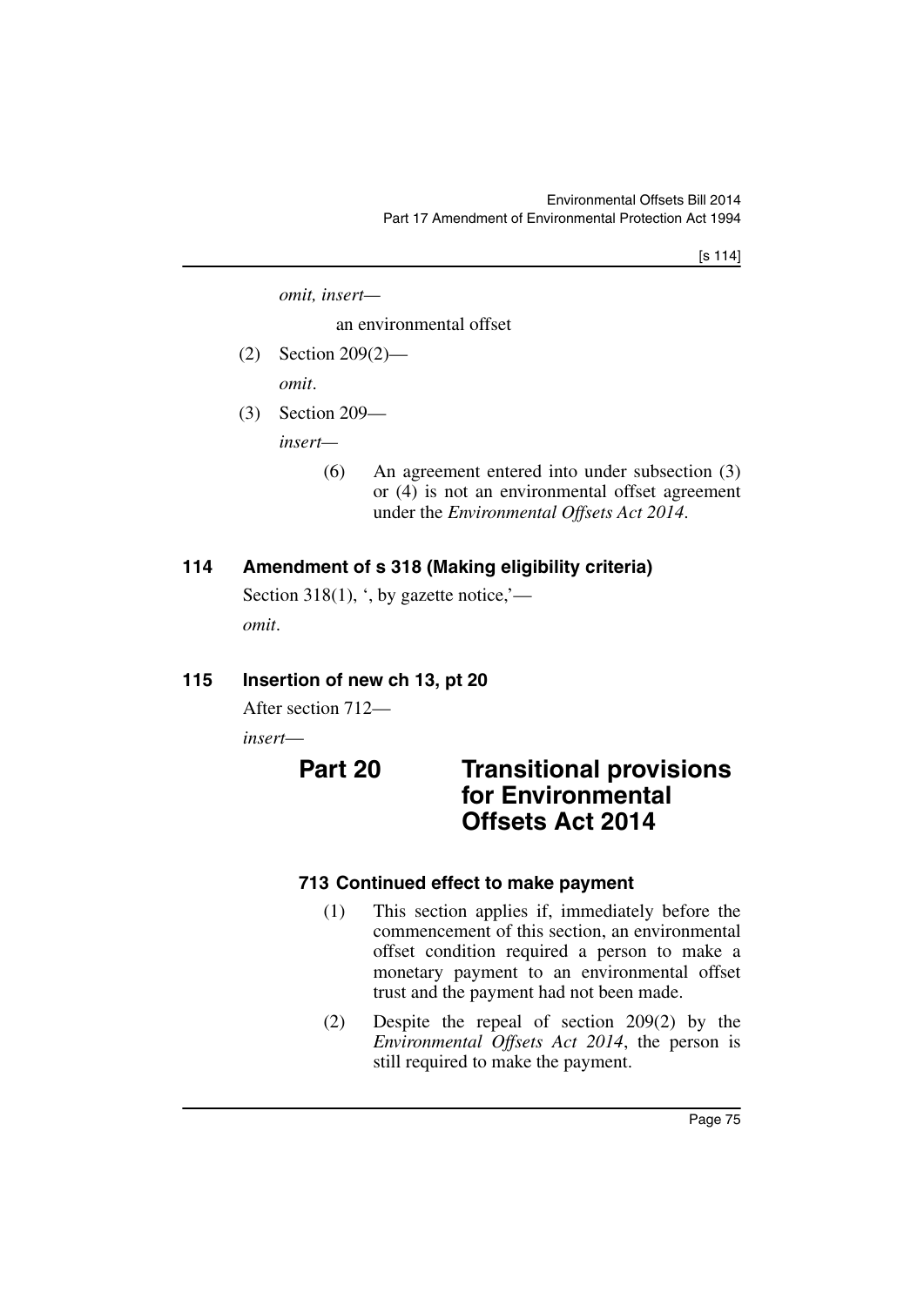*omit, insert—*

an environmental offset

(2) Section 209(2)—

*omit*.

(3) Section 209—

*insert—*

(6) An agreement entered into under subsection (3) or (4) is not an environmental offset agreement under the *Environmental Offsets Act 2014*.

## 114 Amendment of s 318 (Making eligibility criteria)

Section 318(1), ', by gazette notice,'—

*omit*.

## 115 Insertion of new ch 13, pt 20

After section 712—

*insert*—

# Part 20 Transitional provisions for Environmental Offsets Act 2014

### 713 Continued effect to make payment

(1) This section applies if, immediately before the commencement of this section, an environmental offset condition required a person to make a monetary payment to an environmental offset trust and the payment had not been made.

(2) Despite the repeal of section 209(2) by the *Environmental Offsets Act 2014*, the person is still required to make the payment.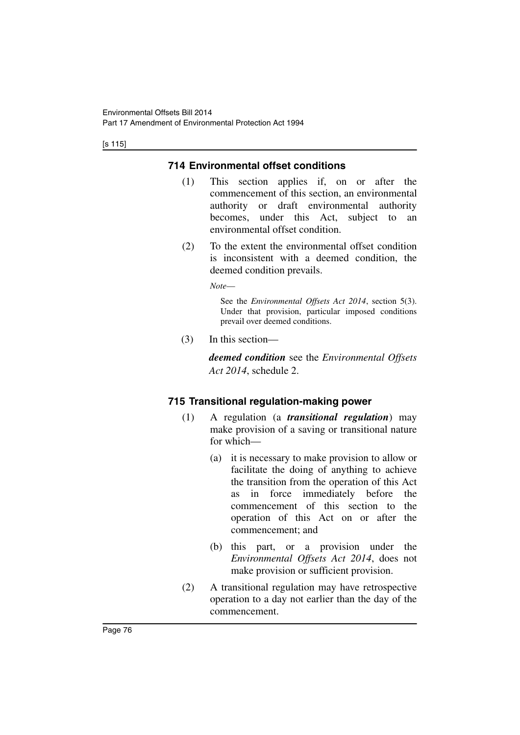### 714 Environmental offset conditions

(1) This section applies if, on or after the commencement of this section, an environmental authority or draft environmental authority becomes, under this Act, subject to an environmental offset condition.

(2) To the extent the environmental offset condition is inconsistent with a deemed condition, the deemed condition prevails.

*Note—*

See the *Environmental Offsets Act 2014*, section 5(3). Under that provision, particular imposed conditions prevail over deemed conditions.

(3) In this section—

***deemed condition*** see the *Environmental Offsets Act 2014*, schedule 2.

### 715 Transitional regulation-making power

(1) A regulation (a ***transitional regulation***) may make provision of a saving or transitional nature for which—

(a) it is necessary to make provision to allow or facilitate the doing of anything to achieve the transition from the operation of this Act as in force immediately before the commencement of this section to the operation of this Act on or after the commencement; and

(b) this part, or a provision under the *Environmental Offsets Act 2014*, does not make provision or sufficient provision.

(2) A transitional regulation may have retrospective operation to a day not earlier than the day of the commencement.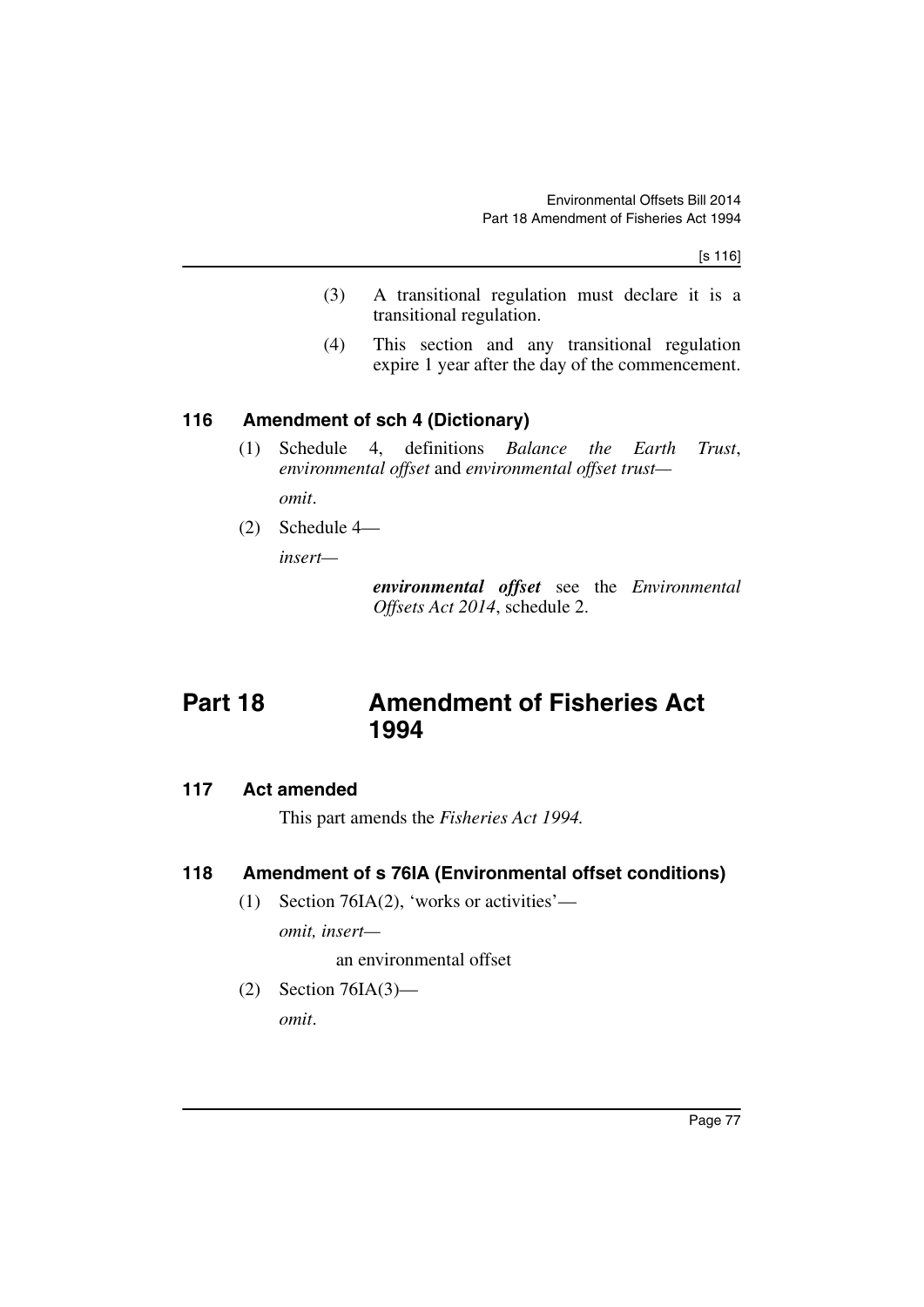(3) A transitional regulation must declare it is a transitional regulation.

(4) This section and any transitional regulation expire 1 year after the day of the commencement.

### 116 Amendment of sch 4 (Dictionary)

(1) Schedule 4, definitions *Balance the Earth Trust*, *environmental offset* and *environmental offset trust*—

*omit*.

(2) Schedule 4—

*insert*—

***environmental offset*** see the *Environmental Offsets Act 2014*, schedule 2.

## Part 18 Amendment of Fisheries Act 1994

### 117 Act amended

This part amends the *Fisheries Act 1994.*

### 118 Amendment of s 76IA (Environmental offset conditions)

(1) Section 76IA(2), 'works or activities'—

*omit, insert*—

an environmental offset

(2) Section 76IA(3)—

*omit*.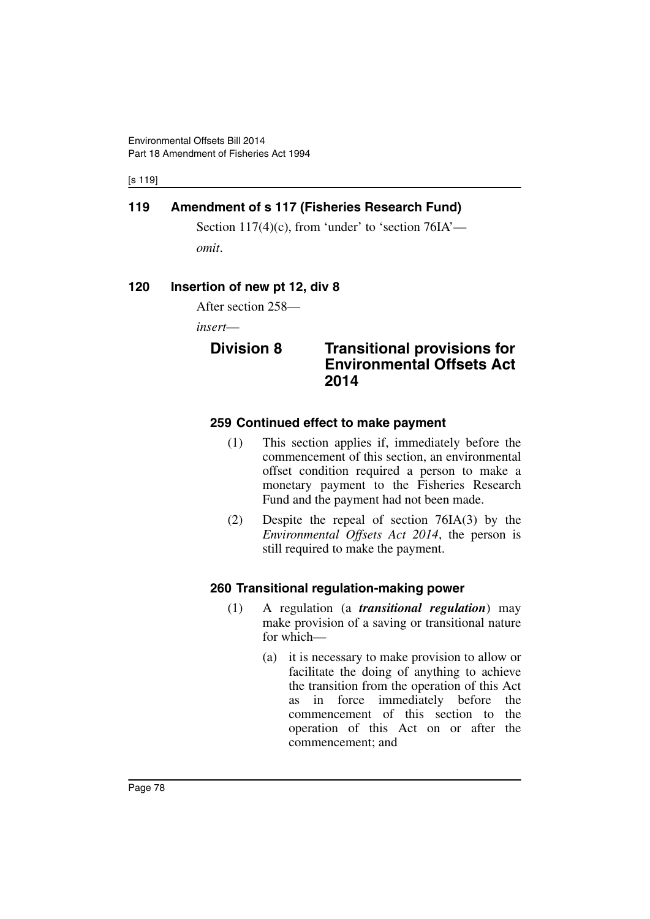## 119 Amendment of s 117 (Fisheries Research Fund)

Section 117(4)(c), from 'under' to 'section 76IA'—

*omit*.

## 120 Insertion of new pt 12, div 8

After section 258—

*insert*—

### Division 8 Transitional provisions for Environmental Offsets Act 2014

#### 259 Continued effect to make payment

(1) This section applies if, immediately before the commencement of this section, an environmental offset condition required a person to make a monetary payment to the Fisheries Research Fund and the payment had not been made.

(2) Despite the repeal of section 76IA(3) by the *Environmental Offsets Act 2014*, the person is still required to make the payment.

#### 260 Transitional regulation-making power

(1) A regulation (a ***transitional regulation***) may make provision of a saving or transitional nature for which—

(a) it is necessary to make provision to allow or facilitate the doing of anything to achieve the transition from the operation of this Act as in force immediately before the commencement of this section to the operation of this Act on or after the commencement; and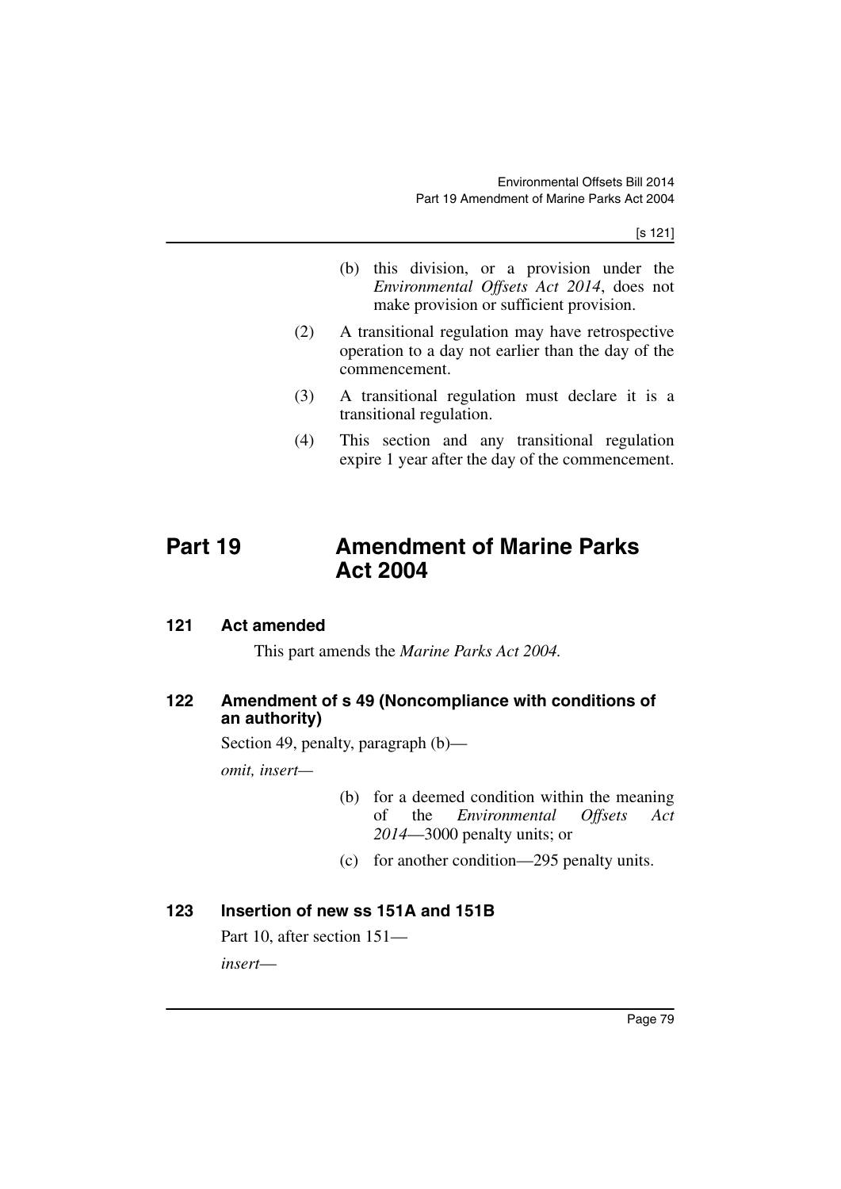(b) this division, or a provision under the *Environmental Offsets Act 2014*, does not make provision or sufficient provision.

(2) A transitional regulation may have retrospective operation to a day not earlier than the day of the commencement.

(3) A transitional regulation must declare it is a transitional regulation.

(4) This section and any transitional regulation expire 1 year after the day of the commencement.

# Part 19 Amendment of Marine Parks Act 2004

### 121 Act amended

This part amends the *Marine Parks Act 2004.*

### 122 Amendment of s 49 (Noncompliance with conditions of an authority)

Section 49, penalty, paragraph (b)—

*omit, insert—*

(b) for a deemed condition within the meaning of the *Environmental Offsets Act 2014*—3000 penalty units; or

(c) for another condition—295 penalty units.

### 123 Insertion of new ss 151A and 151B

Part 10, after section 151—

*insert*—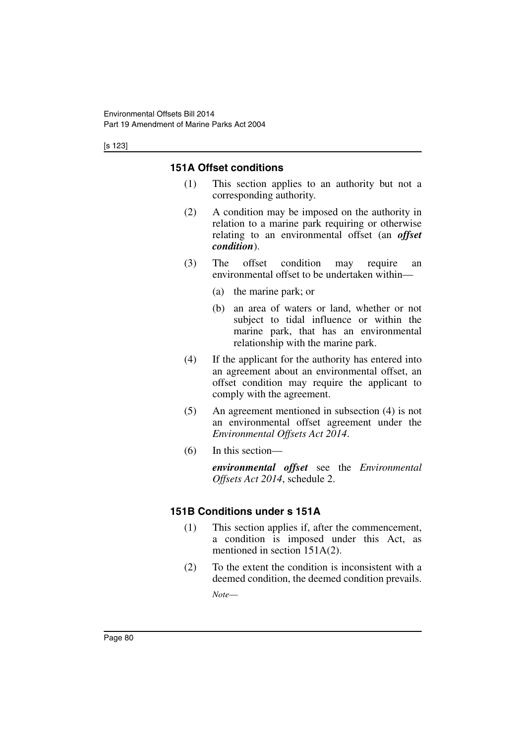### 151A Offset conditions

(1) This section applies to an authority but not a corresponding authority.

(2) A condition may be imposed on the authority in relation to a marine park requiring or otherwise relating to an environmental offset (an ***offset condition***).

(3) The offset condition may require an environmental offset to be undertaken within—

(a) the marine park; or

(b) an area of waters or land, whether or not subject to tidal influence or within the marine park, that has an environmental relationship with the marine park.

(4) If the applicant for the authority has entered into an agreement about an environmental offset, an offset condition may require the applicant to comply with the agreement.

(5) An agreement mentioned in subsection (4) is not an environmental offset agreement under the *Environmental Offsets Act 2014*.

(6) In this section—

***environmental offset*** see the *Environmental Offsets Act 2014*, schedule 2.

### 151B Conditions under s 151A

(1) This section applies if, after the commencement, a condition is imposed under this Act, as mentioned in section 151A(2).

(2) To the extent the condition is inconsistent with a deemed condition, the deemed condition prevails.

*Note*—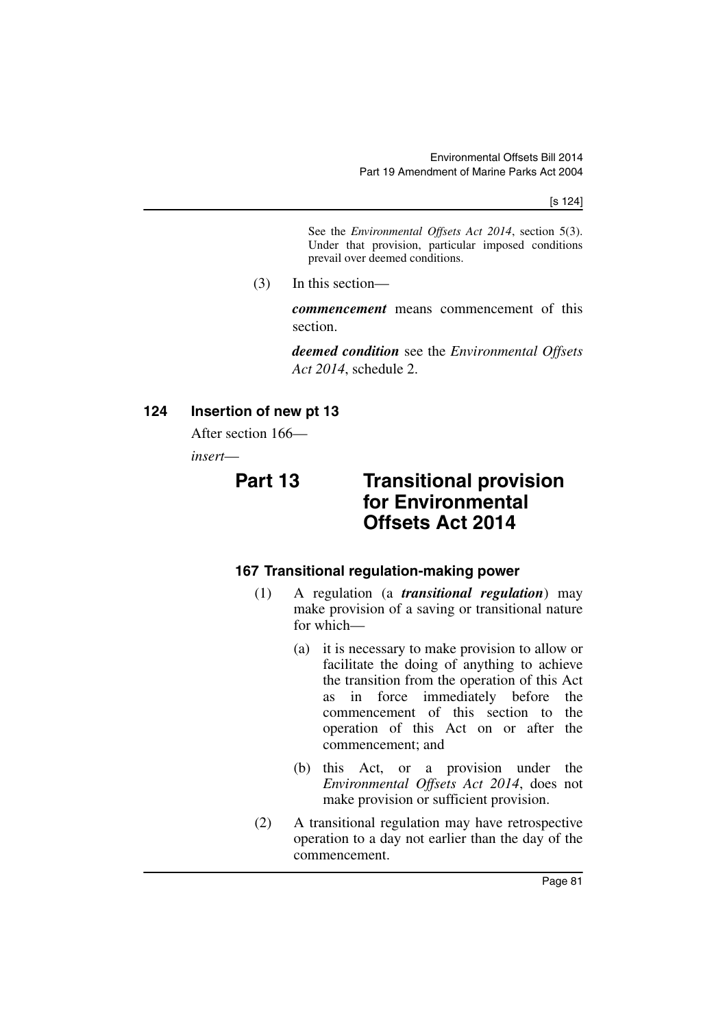See the *Environmental Offsets Act 2014*, section 5(3). Under that provision, particular imposed conditions prevail over deemed conditions.

(3) In this section—

***commencement*** means commencement of this section.

***deemed condition*** see the *Environmental Offsets Act 2014*, schedule 2.

## 124 Insertion of new pt 13

After section 166—

*insert*—

# Part 13 Transitional provision for Environmental Offsets Act 2014

### 167 Transitional regulation-making power

(1) A regulation (a ***transitional regulation***) may make provision of a saving or transitional nature for which—

(a) it is necessary to make provision to allow or facilitate the doing of anything to achieve the transition from the operation of this Act as in force immediately before the commencement of this section to the operation of this Act on or after the commencement; and

(b) this Act, or a provision under the *Environmental Offsets Act 2014*, does not make provision or sufficient provision.

(2) A transitional regulation may have retrospective operation to a day not earlier than the day of the commencement.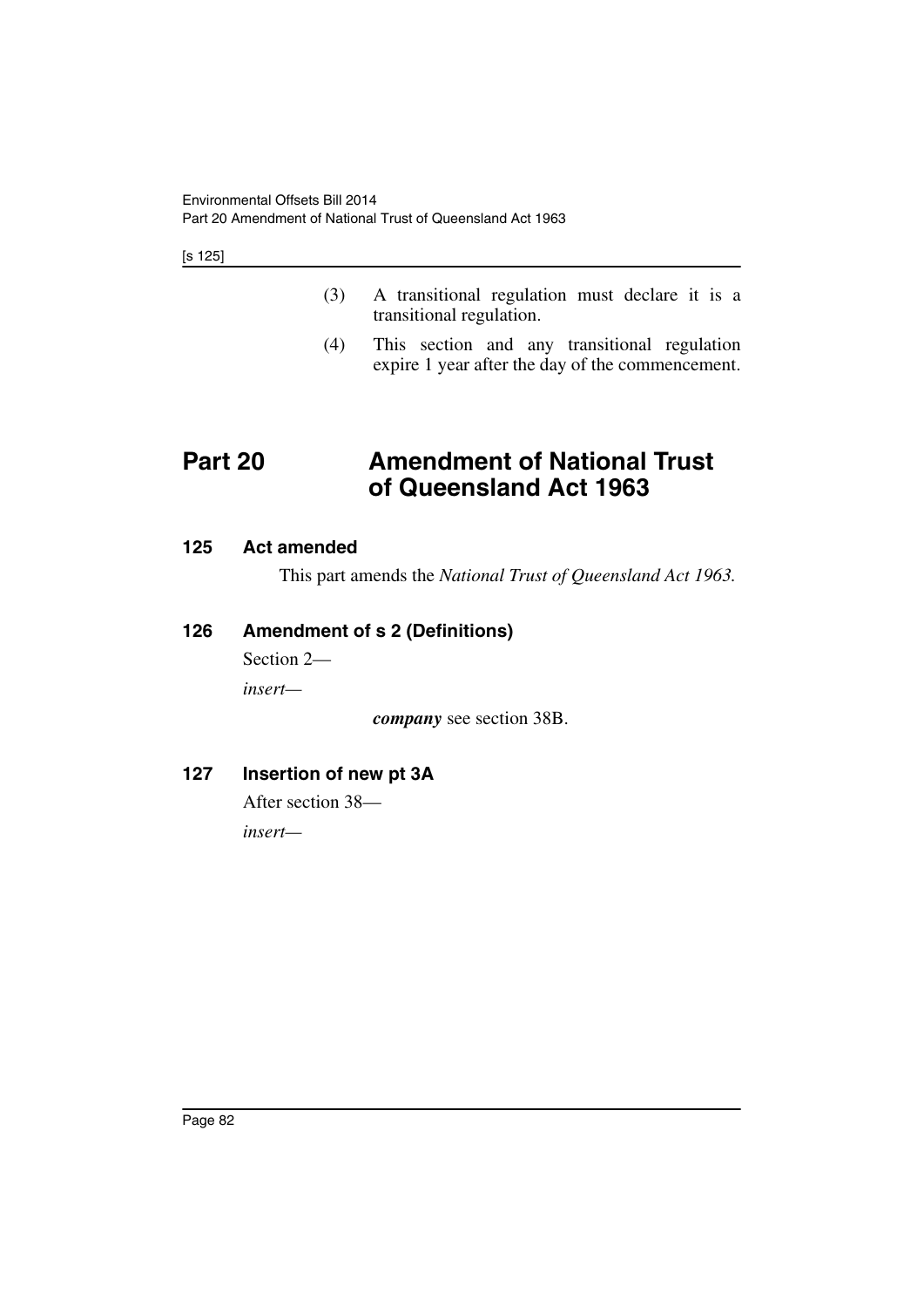(3) A transitional regulation must declare it is a transitional regulation.

(4) This section and any transitional regulation expire 1 year after the day of the commencement.

# Part 20 Amendment of National Trust of Queensland Act 1963

## 125 Act amended

This part amends the *National Trust of Queensland Act 1963*.

## 126 Amendment of s 2 (Definitions)

Section 2—

*insert*—

***company*** see section 38B.

## 127 Insertion of new pt 3A

After section 38—

*insert*—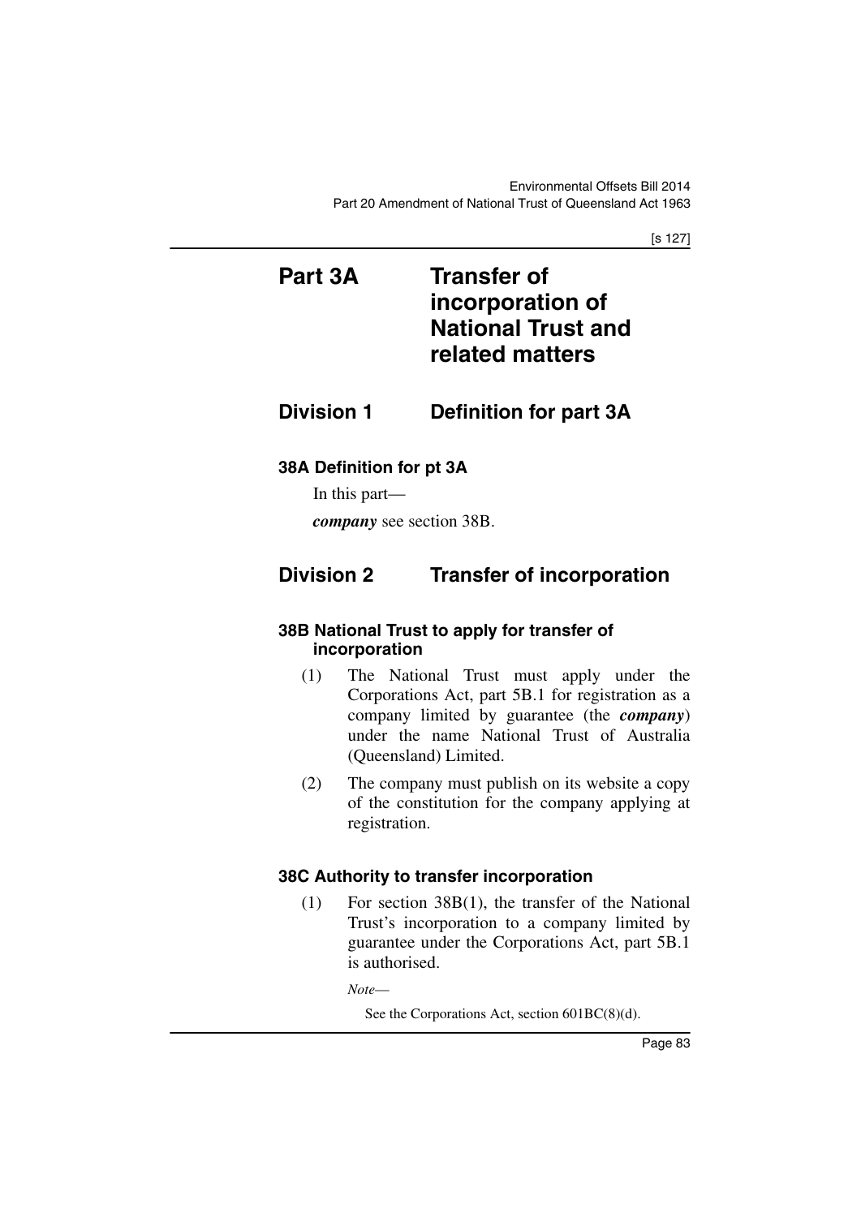# Part 3A Transfer of incorporation of National Trust and related matters

## Division 1 Definition for part 3A

### 38A Definition for pt 3A

In this part—

***company*** see section 38B.

## Division 2 Transfer of incorporation

### 38B National Trust to apply for transfer of incorporation

(1) The National Trust must apply under the Corporations Act, part 5B.1 for registration as a company limited by guarantee (the ***company***) under the name National Trust of Australia (Queensland) Limited.

(2) The company must publish on its website a copy of the constitution for the company applying at registration.

### 38C Authority to transfer incorporation

(1) For section 38B(1), the transfer of the National Trust's incorporation to a company limited by guarantee under the Corporations Act, part 5B.1 is authorised.

*Note*—

See the Corporations Act, section 601BC(8)(d).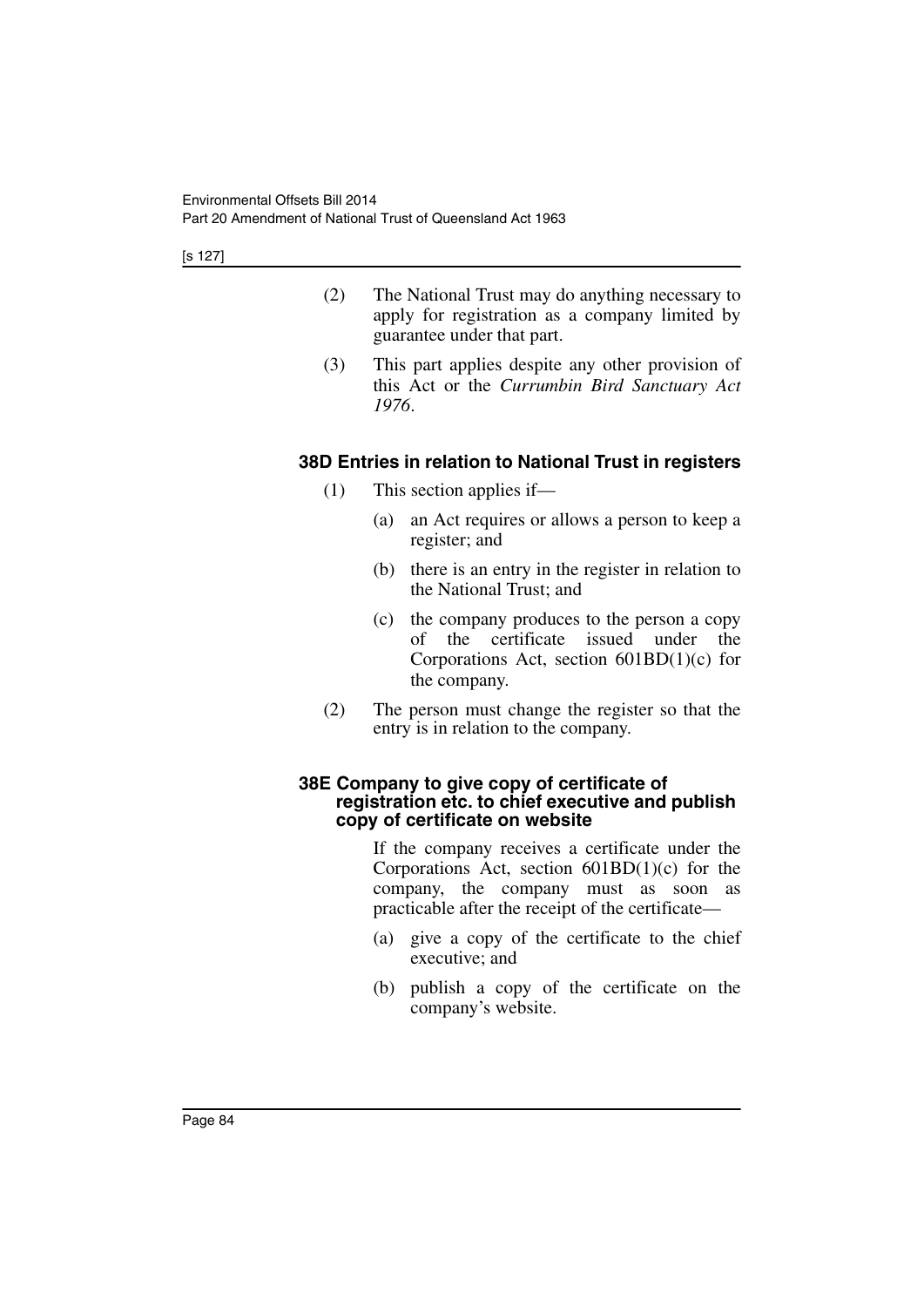(2) The National Trust may do anything necessary to apply for registration as a company limited by guarantee under that part.

(3) This part applies despite any other provision of this Act or the *Currumbin Bird Sanctuary Act 1976*.

### 38D Entries in relation to National Trust in registers

(1) This section applies if—

(a) an Act requires or allows a person to keep a register; and

(b) there is an entry in the register in relation to the National Trust; and

(c) the company produces to the person a copy of the certificate issued under the Corporations Act, section 601BD(1)(c) for the company.

(2) The person must change the register so that the entry is in relation to the company.

### 38E Company to give copy of certificate of registration etc. to chief executive and publish copy of certificate on website

If the company receives a certificate under the Corporations Act, section 601BD(1)(c) for the company, the company must as soon as practicable after the receipt of the certificate—

(a) give a copy of the certificate to the chief executive; and

(b) publish a copy of the certificate on the company's website.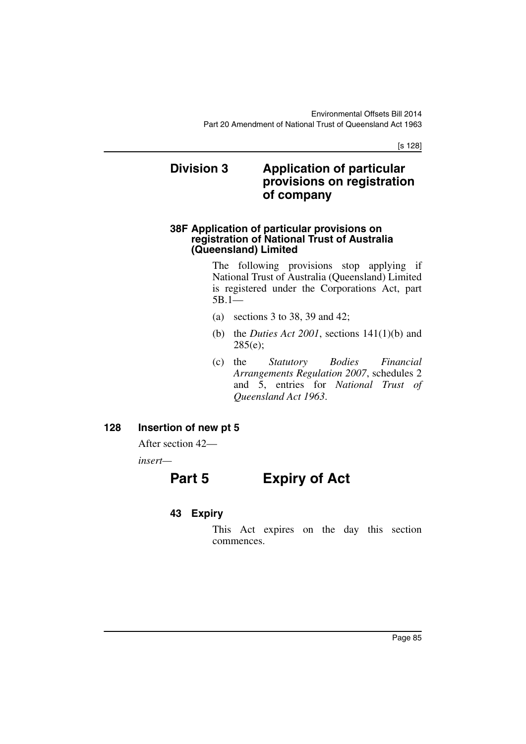## Division 3 Application of particular provisions on registration of company

### 38F Application of particular provisions on registration of National Trust of Australia (Queensland) Limited

The following provisions stop applying if National Trust of Australia (Queensland) Limited is registered under the Corporations Act, part 5B.1—

(a) sections 3 to 38, 39 and 42;

(b) the *Duties Act 2001*, sections 141(1)(b) and 285(e);

(c) the *Statutory Bodies Financial Arrangements Regulation 2007*, schedules 2 and 5, entries for *National Trust of Queensland Act 1963*.

### 128 Insertion of new pt 5

After section 42—

*insert*—

## Part 5 Expiry of Act

### 43 Expiry

This Act expires on the day this section commences.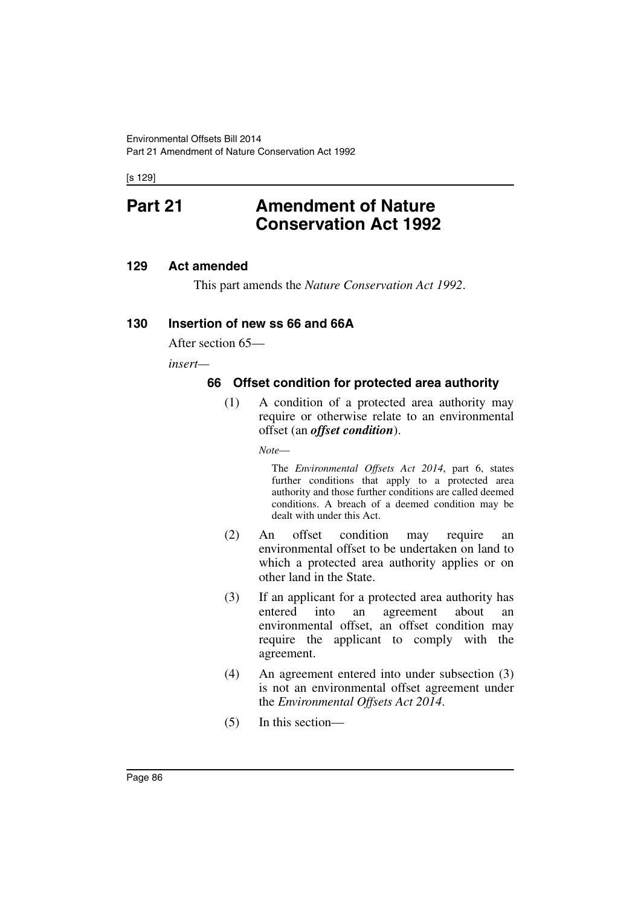# Part 21 Amendment of Nature Conservation Act 1992

### 129 Act amended

This part amends the *Nature Conservation Act 1992*.

### 130 Insertion of new ss 66 and 66A

After section 65—

*insert*—

#### 66 Offset condition for protected area authority

(1) A condition of a protected area authority may require or otherwise relate to an environmental offset (an ***offset condition***).

*Note*—

The *Environmental Offsets Act 2014*, part 6, states further conditions that apply to a protected area authority and those further conditions are called deemed conditions. A breach of a deemed condition may be dealt with under this Act.

(2) An offset condition may require an environmental offset to be undertaken on land to which a protected area authority applies or on other land in the State.

(3) If an applicant for a protected area authority has entered into an agreement about an environmental offset, an offset condition may require the applicant to comply with the agreement.

(4) An agreement entered into under subsection (3) is not an environmental offset agreement under the *Environmental Offsets Act 2014*.

(5) In this section—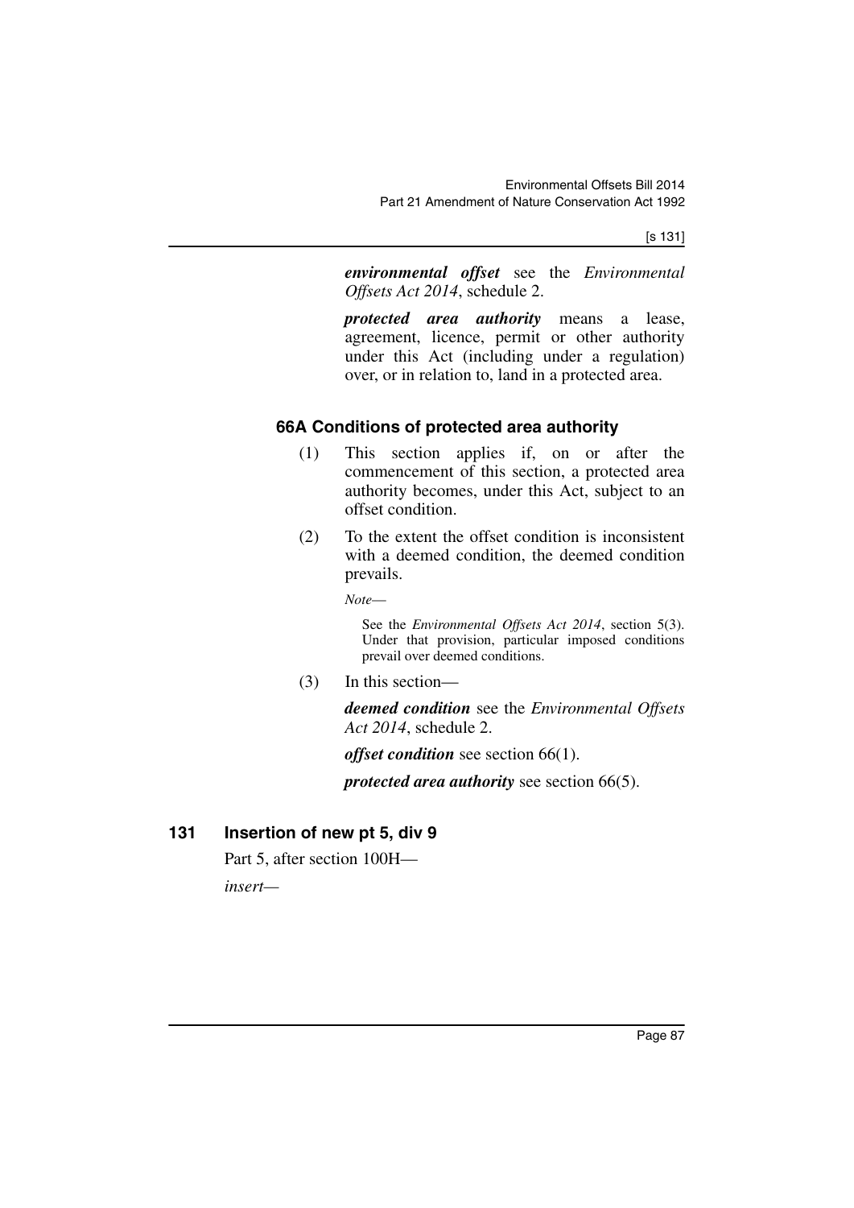***environmental offset*** see the *Environmental Offsets Act 2014*, schedule 2.

***protected area authority*** means a lease, agreement, licence, permit or other authority under this Act (including under a regulation) over, or in relation to, land in a protected area.

### 66A Conditions of protected area authority

(1) This section applies if, on or after the commencement of this section, a protected area authority becomes, under this Act, subject to an offset condition.

(2) To the extent the offset condition is inconsistent with a deemed condition, the deemed condition prevails.

*Note*—

See the *Environmental Offsets Act 2014*, section 5(3). Under that provision, particular imposed conditions prevail over deemed conditions.

(3) In this section—

***deemed condition*** see the *Environmental Offsets Act 2014*, schedule 2.

***offset condition*** see section 66(1).

***protected area authority*** see section 66(5).

## 131 Insertion of new pt 5, div 9

Part 5, after section 100H—

*insert*—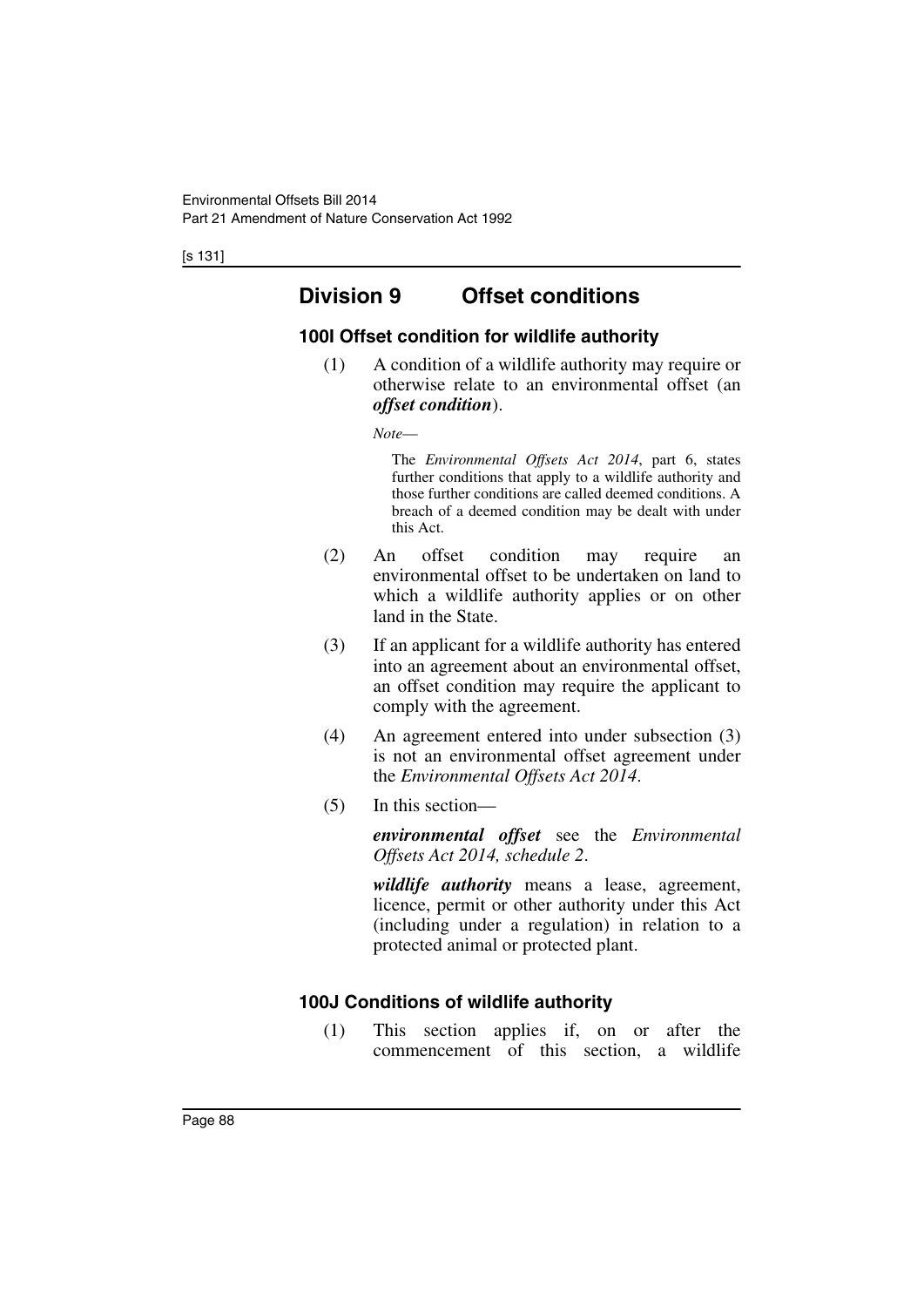## Division 9 Offset conditions

### 100I Offset condition for wildlife authority

(1) A condition of a wildlife authority may require or otherwise relate to an environmental offset (an ***offset condition***).

*Note—*

The *Environmental Offsets Act 2014*, part 6, states further conditions that apply to a wildlife authority and those further conditions are called deemed conditions. A breach of a deemed condition may be dealt with under this Act.

(2) An offset condition may require an environmental offset to be undertaken on land to which a wildlife authority applies or on other land in the State.

(3) If an applicant for a wildlife authority has entered into an agreement about an environmental offset, an offset condition may require the applicant to comply with the agreement.

(4) An agreement entered into under subsection (3) is not an environmental offset agreement under the *Environmental Offsets Act 2014*.

(5) In this section—

***environmental offset*** see the *Environmental Offsets Act 2014, schedule 2*.

***wildlife authority*** means a lease, agreement, licence, permit or other authority under this Act (including under a regulation) in relation to a protected animal or protected plant.

### 100J Conditions of wildlife authority

(1) This section applies if, on or after the commencement of this section, a wildlife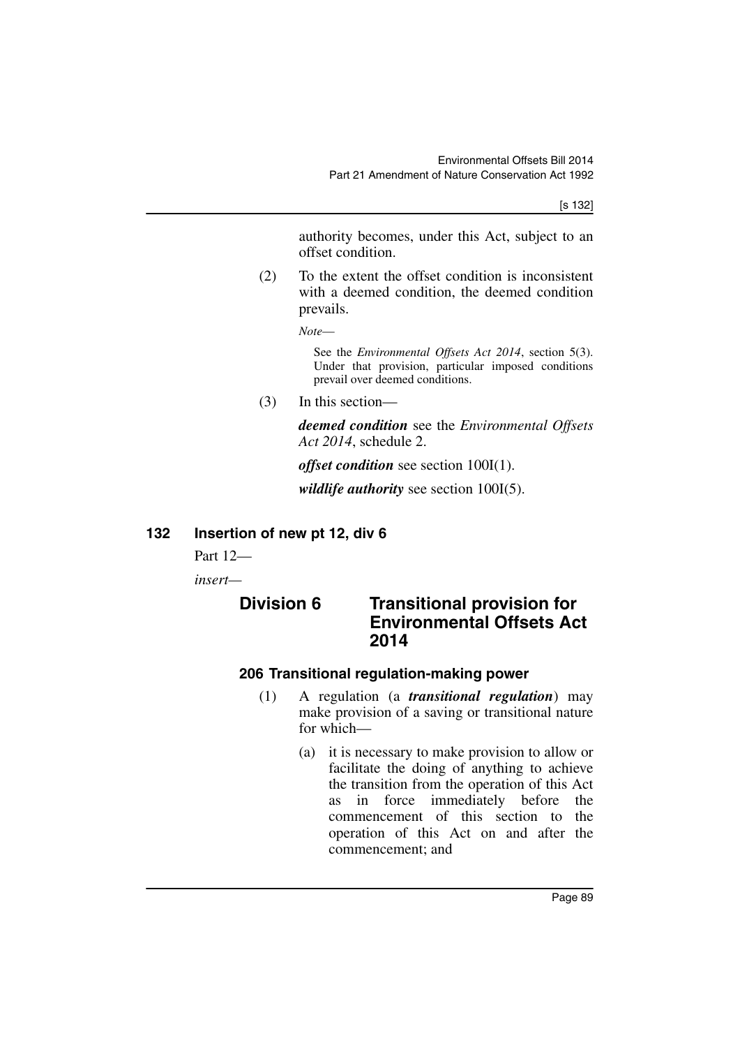authority becomes, under this Act, subject to an offset condition.

(2) To the extent the offset condition is inconsistent with a deemed condition, the deemed condition prevails.

*Note*—

See the *Environmental Offsets Act 2014*, section 5(3). Under that provision, particular imposed conditions prevail over deemed conditions.

(3) In this section—

***deemed condition*** see the *Environmental Offsets Act 2014*, schedule 2.

***offset condition*** see section 100I(1).

***wildlife authority*** see section 100I(5).

## 132 Insertion of new pt 12, div 6

Part 12—

*insert*—

### Division 6 Transitional provision for Environmental Offsets Act 2014

#### 206 Transitional regulation-making power

(1) A regulation (a ***transitional regulation***) may make provision of a saving or transitional nature for which—

(a) it is necessary to make provision to allow or facilitate the doing of anything to achieve the transition from the operation of this Act as in force immediately before the commencement of this section to the operation of this Act on and after the commencement; and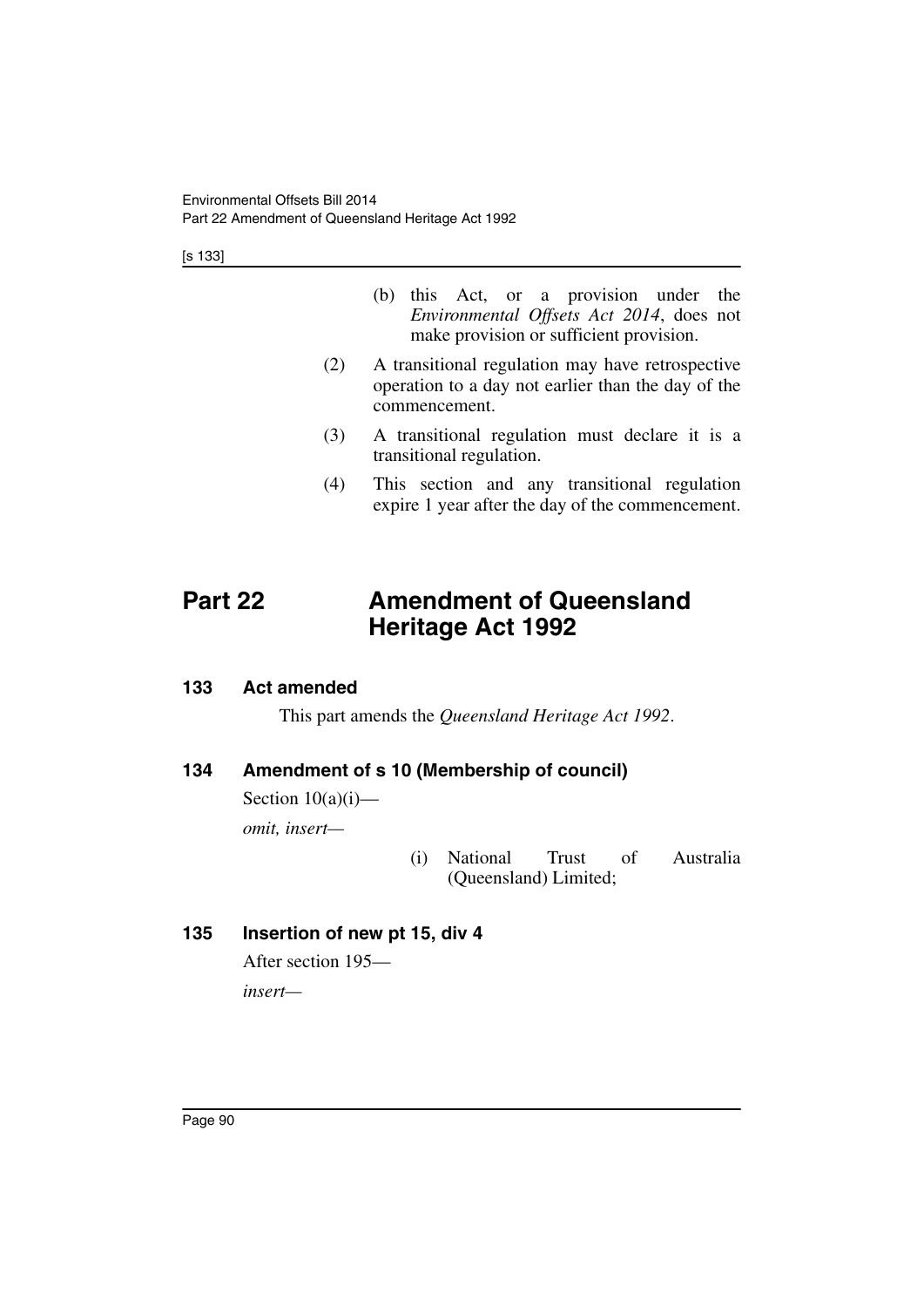(b) this Act, or a provision under the *Environmental Offsets Act 2014*, does not make provision or sufficient provision.

(2) A transitional regulation may have retrospective operation to a day not earlier than the day of the commencement.

(3) A transitional regulation must declare it is a transitional regulation.

(4) This section and any transitional regulation expire 1 year after the day of the commencement.

# Part 22 Amendment of Queensland Heritage Act 1992

### 133 Act amended

This part amends the *Queensland Heritage Act 1992*.

### 134 Amendment of s 10 (Membership of council)

Section 10(a)(i)—

*omit, insert—*

(i) National Trust of Australia (Queensland) Limited;

### 135 Insertion of new pt 15, div 4

After section 195—

*insert—*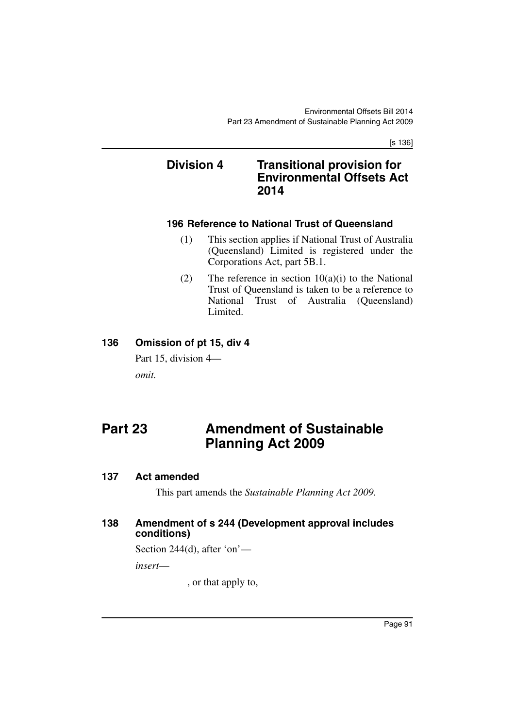## Division 4 Transitional provision for Environmental Offsets Act 2014

### 196 Reference to National Trust of Queensland

(1) This section applies if National Trust of Australia (Queensland) Limited is registered under the Corporations Act, part 5B.1.

(2) The reference in section 10(a)(i) to the National Trust of Queensland is taken to be a reference to National Trust of Australia (Queensland) Limited.

### 136 Omission of pt 15, div 4

Part 15, division 4—

*omit.*

# Part 23 Amendment of Sustainable Planning Act 2009

### 137 Act amended

This part amends the *Sustainable Planning Act 2009*.

### 138 Amendment of s 244 (Development approval includes conditions)

Section 244(d), after 'on'—

*insert*—

, or that apply to,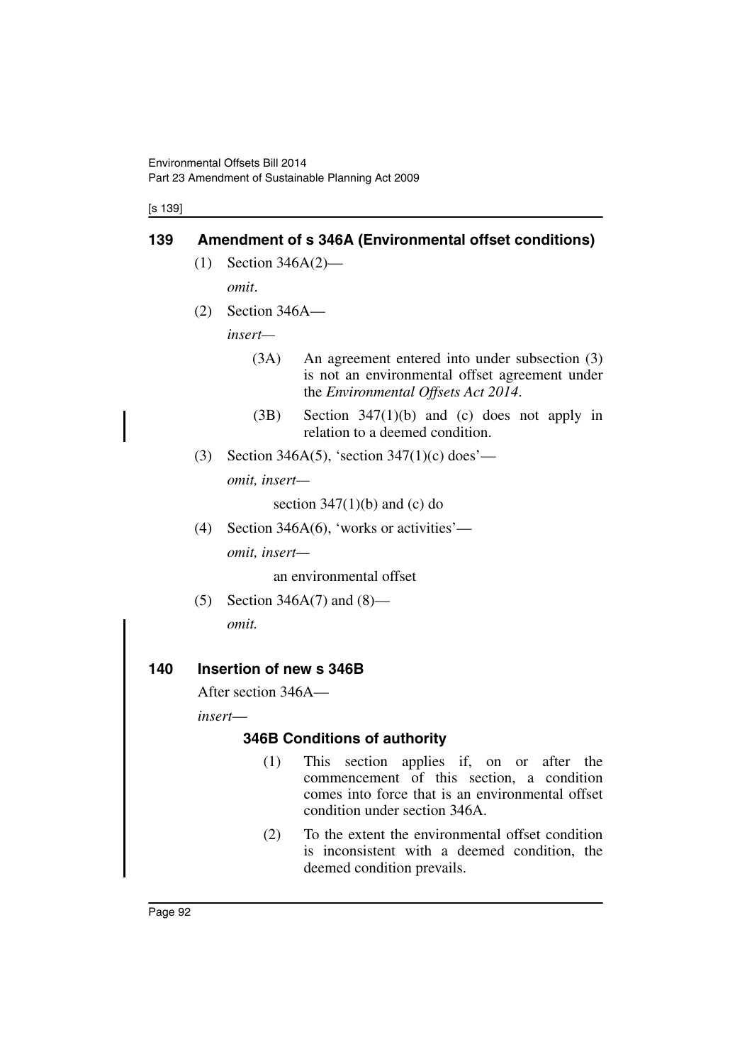## 139 Amendment of s 346A (Environmental offset conditions)

(1) Section 346A(2)—

*omit*.

(2) Section 346A—

*insert*—

> (3A) An agreement entered into under subsection (3) is not an environmental offset agreement under the *Environmental Offsets Act 2014*.
>
> (3B) Section 347(1)(b) and (c) does not apply in relation to a deemed condition.

(3) Section 346A(5), 'section 347(1)(c) does'—

*omit, insert*—

> section 347(1)(b) and (c) do

(4) Section 346A(6), 'works or activities'—

*omit, insert*—

> an environmental offset

(5) Section 346A(7) and (8)—

*omit.*

## 140 Insertion of new s 346B

After section 346A—

*insert*—

### 346B Conditions of authority

(1) This section applies if, on or after the commencement of this section, a condition comes into force that is an environmental offset condition under section 346A.

(2) To the extent the environmental offset condition is inconsistent with a deemed condition, the deemed condition prevails.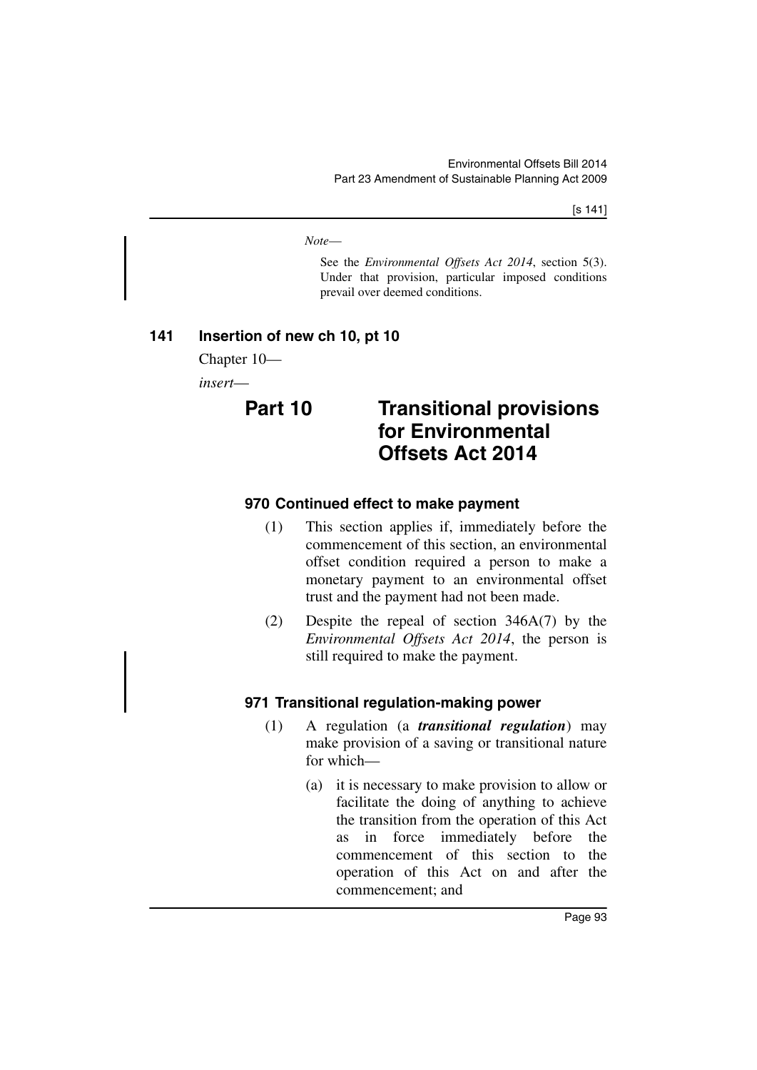*Note*—

See the *Environmental Offsets Act 2014*, section 5(3). Under that provision, particular imposed conditions prevail over deemed conditions.

## 141 Insertion of new ch 10, pt 10

Chapter 10—

*insert*—

# Part 10 Transitional provisions for Environmental Offsets Act 2014

### 970 Continued effect to make payment

(1) This section applies if, immediately before the commencement of this section, an environmental offset condition required a person to make a monetary payment to an environmental offset trust and the payment had not been made.

(2) Despite the repeal of section 346A(7) by the *Environmental Offsets Act 2014*, the person is still required to make the payment.

### 971 Transitional regulation-making power

(1) A regulation (a ***transitional regulation***) may make provision of a saving or transitional nature for which—

(a) it is necessary to make provision to allow or facilitate the doing of anything to achieve the transition from the operation of this Act as in force immediately before the commencement of this section to the operation of this Act on and after the commencement; and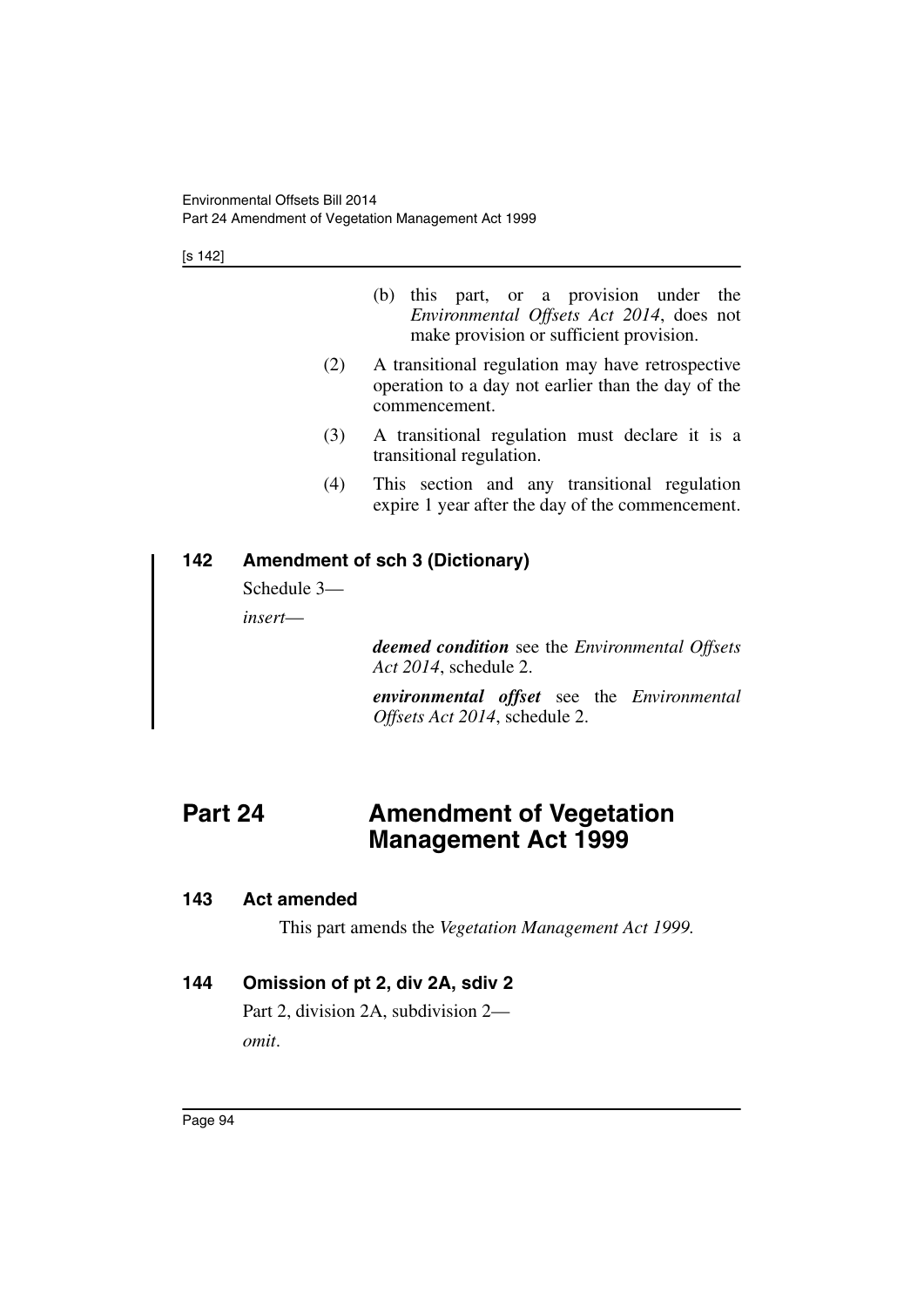(b) this part, or a provision under the *Environmental Offsets Act 2014*, does not make provision or sufficient provision.

(2) A transitional regulation may have retrospective operation to a day not earlier than the day of the commencement.

(3) A transitional regulation must declare it is a transitional regulation.

(4) This section and any transitional regulation expire 1 year after the day of the commencement.

### 142 Amendment of sch 3 (Dictionary)

Schedule 3—

*insert*—

***deemed condition*** see the *Environmental Offsets Act 2014*, schedule 2.

***environmental offset*** see the *Environmental Offsets Act 2014*, schedule 2.

## Part 24 Amendment of Vegetation Management Act 1999

### 143 Act amended

This part amends the *Vegetation Management Act 1999.*

### 144 Omission of pt 2, div 2A, sdiv 2

Part 2, division 2A, subdivision 2—

*omit*.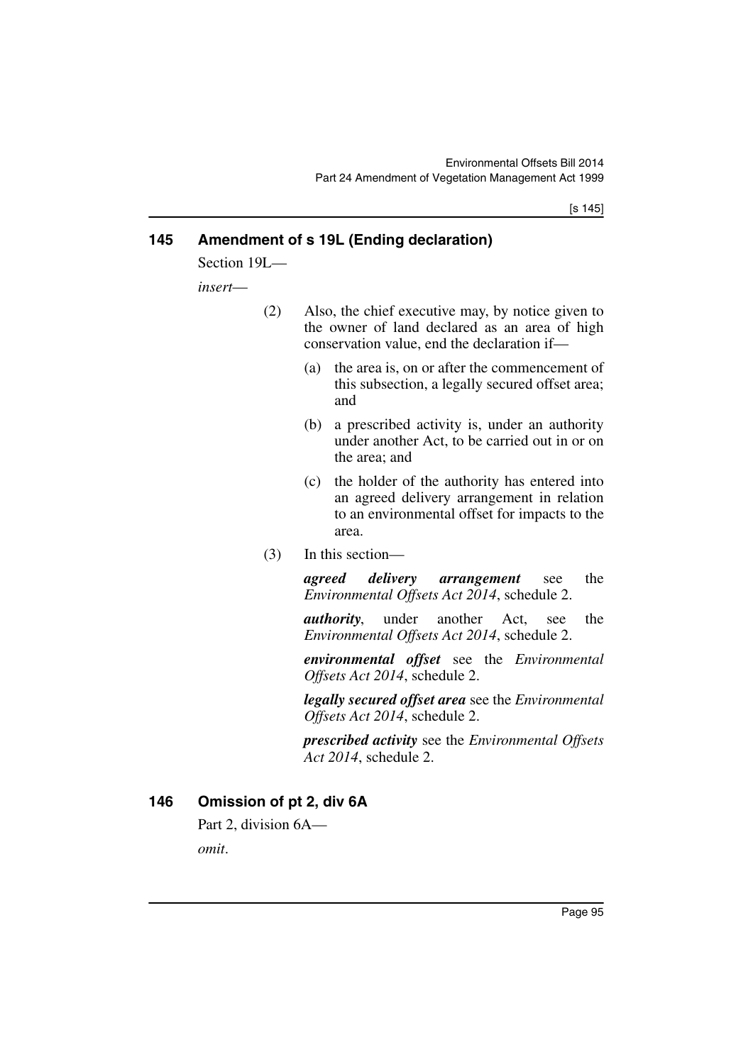## 145 Amendment of s 19L (Ending declaration)

Section 19L—

*insert*—

(2) Also, the chief executive may, by notice given to the owner of land declared as an area of high conservation value, end the declaration if—

(a) the area is, on or after the commencement of this subsection, a legally secured offset area; and

(b) a prescribed activity is, under an authority under another Act, to be carried out in or on the area; and

(c) the holder of the authority has entered into an agreed delivery arrangement in relation to an environmental offset for impacts to the area.

(3) In this section—

***agreed delivery arrangement*** see the *Environmental Offsets Act 2014*, schedule 2.

***authority***, under another Act, see the *Environmental Offsets Act 2014*, schedule 2.

***environmental offset*** see the *Environmental Offsets Act 2014*, schedule 2.

***legally secured offset area*** see the *Environmental Offsets Act 2014*, schedule 2.

***prescribed activity*** see the *Environmental Offsets Act 2014*, schedule 2.

## 146 Omission of pt 2, div 6A

Part 2, division 6A—

*omit*.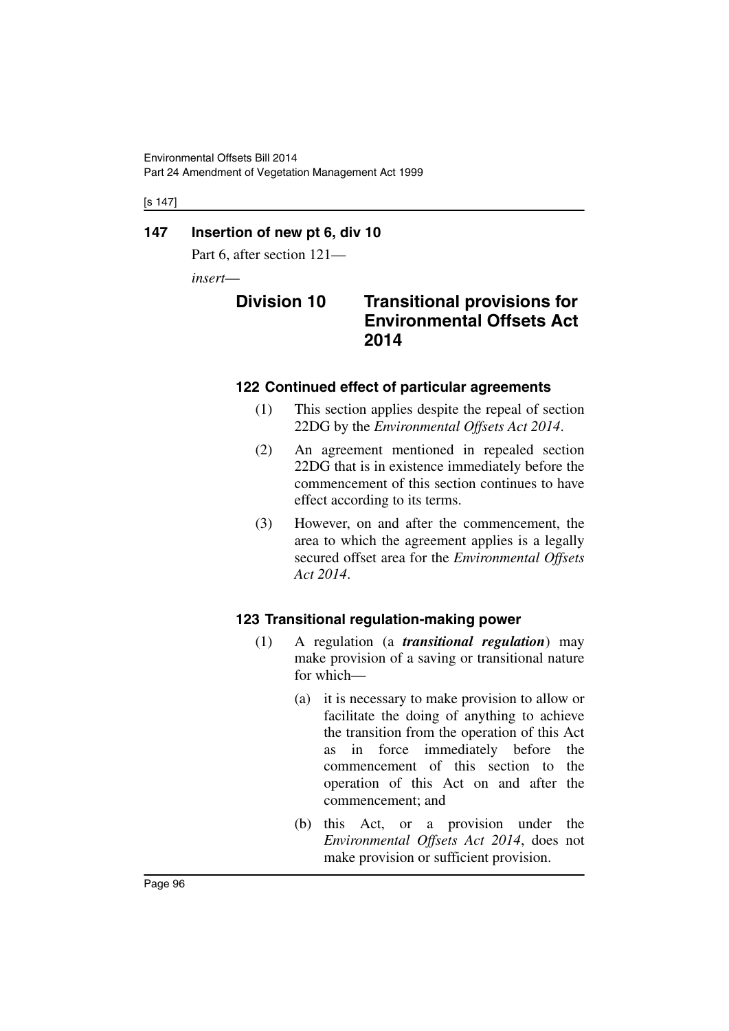## 147 Insertion of new pt 6, div 10

Part 6, after section 121—

*insert*—

### Division 10 Transitional provisions for Environmental Offsets Act 2014

#### 122 Continued effect of particular agreements

(1) This section applies despite the repeal of section 22DG by the *Environmental Offsets Act 2014*.

(2) An agreement mentioned in repealed section 22DG that is in existence immediately before the commencement of this section continues to have effect according to its terms.

(3) However, on and after the commencement, the area to which the agreement applies is a legally secured offset area for the *Environmental Offsets Act 2014*.

#### 123 Transitional regulation-making power

(1) A regulation (a ***transitional regulation***) may make provision of a saving or transitional nature for which—

(a) it is necessary to make provision to allow or facilitate the doing of anything to achieve the transition from the operation of this Act as in force immediately before the commencement of this section to the operation of this Act on and after the commencement; and

(b) this Act, or a provision under the *Environmental Offsets Act 2014*, does not make provision or sufficient provision.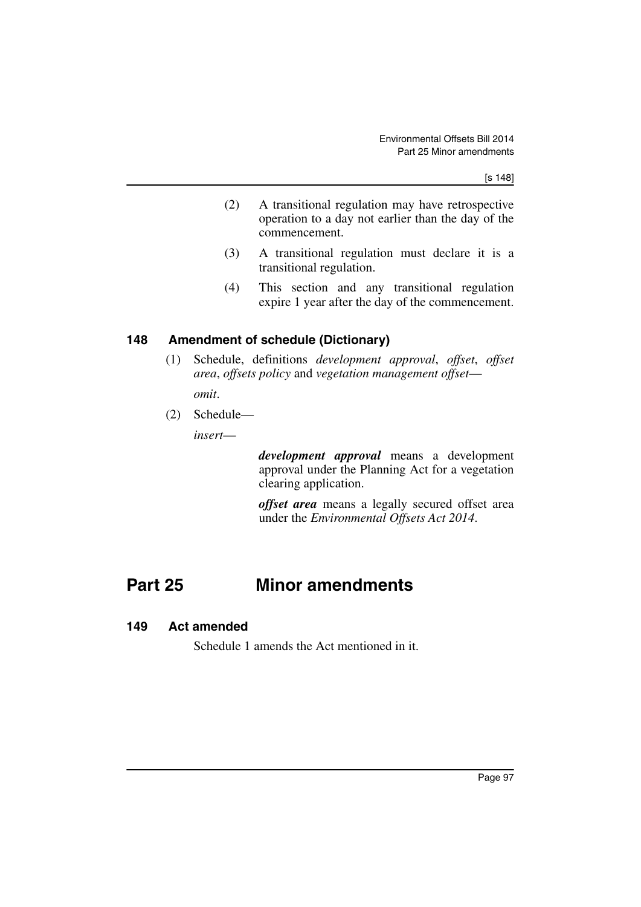(2) A transitional regulation may have retrospective operation to a day not earlier than the day of the commencement.

(3) A transitional regulation must declare it is a transitional regulation.

(4) This section and any transitional regulation expire 1 year after the day of the commencement.

### 148 Amendment of schedule (Dictionary)

(1) Schedule, definitions *development approval*, *offset*, *offset area*, *offsets policy* and *vegetation management offset*—

*omit*.

(2) Schedule—

*insert*—

***development approval*** means a development approval under the Planning Act for a vegetation clearing application.

***offset area*** means a legally secured offset area under the *Environmental Offsets Act 2014*.

## Part 25 Minor amendments

### 149 Act amended

Schedule 1 amends the Act mentioned in it.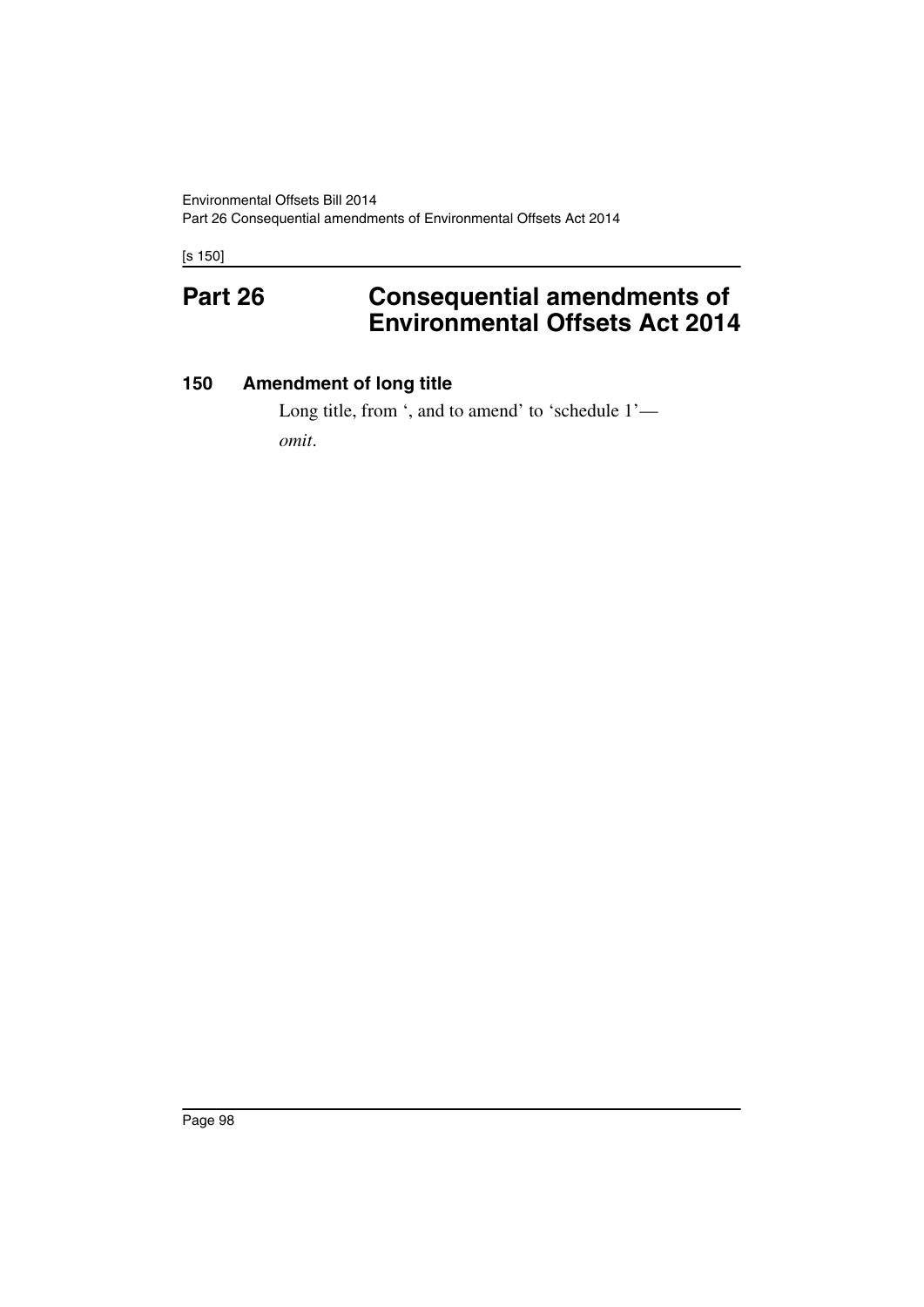# Part 26 Consequential amendments of Environmental Offsets Act 2014

## 150 Amendment of long title

Long title, from ', and to amend' to 'schedule 1'—

*omit*.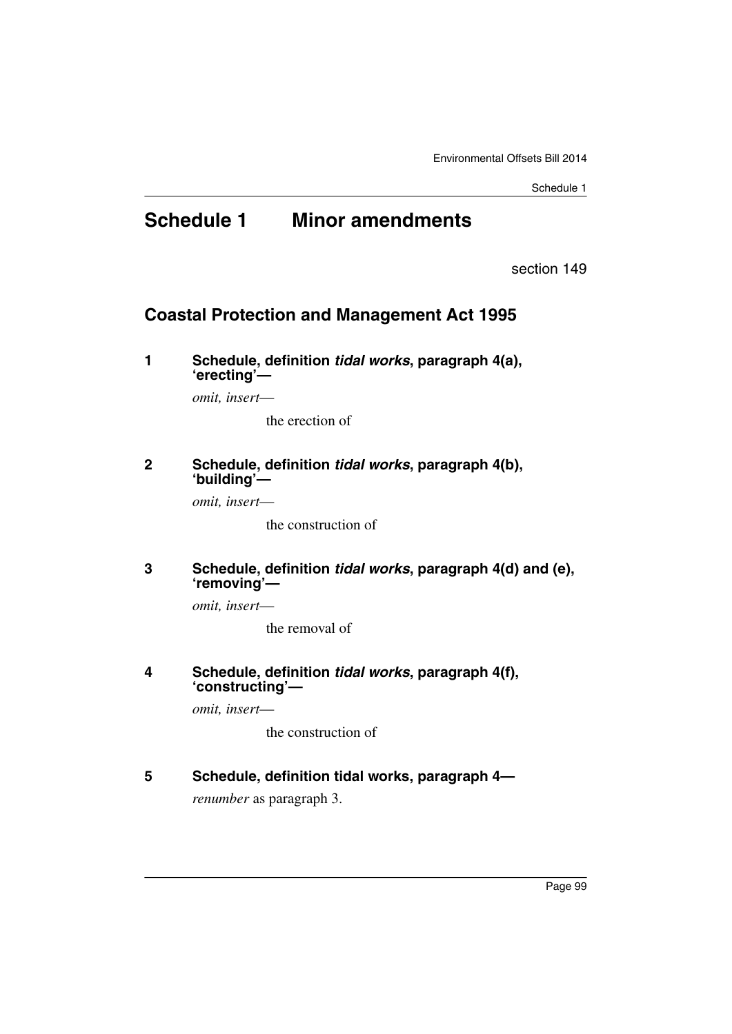# Schedule 1 Minor amendments

section 149

## Coastal Protection and Management Act 1995

### 1 Schedule, definition *tidal works*, paragraph 4(a), 'erecting'—

*omit, insert*—

the erection of

### 2 Schedule, definition *tidal works*, paragraph 4(b), 'building'—

*omit, insert*—

the construction of

### 3 Schedule, definition *tidal works*, paragraph 4(d) and (e), 'removing'—

*omit, insert*—

the removal of

### 4 Schedule, definition *tidal works*, paragraph 4(f), 'constructing'—

*omit, insert*—

the construction of

### 5 Schedule, definition tidal works, paragraph 4—

*renumber* as paragraph 3.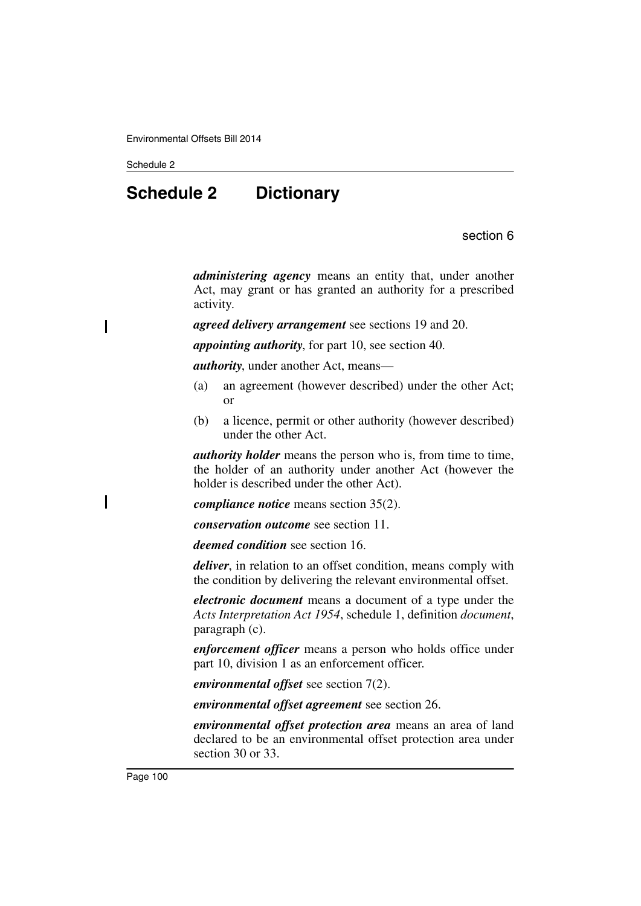# Schedule 2 Dictionary

section 6

***administering agency*** means an entity that, under another Act, may grant or has granted an authority for a prescribed activity.

***agreed delivery arrangement*** see sections 19 and 20.

***appointing authority***, for part 10, see section 40.

***authority***, under another Act, means—

(a) an agreement (however described) under the other Act; or

(b) a licence, permit or other authority (however described) under the other Act.

***authority holder*** means the person who is, from time to time, the holder of an authority under another Act (however the holder is described under the other Act).

***compliance notice*** means section 35(2).

***conservation outcome*** see section 11.

***deemed condition*** see section 16.

***deliver***, in relation to an offset condition, means comply with the condition by delivering the relevant environmental offset.

***electronic document*** means a document of a type under the *Acts Interpretation Act 1954*, schedule 1, definition *document*, paragraph (c).

***enforcement officer*** means a person who holds office under part 10, division 1 as an enforcement officer.

***environmental offset*** see section 7(2).

***environmental offset agreement*** see section 26.

***environmental offset protection area*** means an area of land declared to be an environmental offset protection area under section 30 or 33.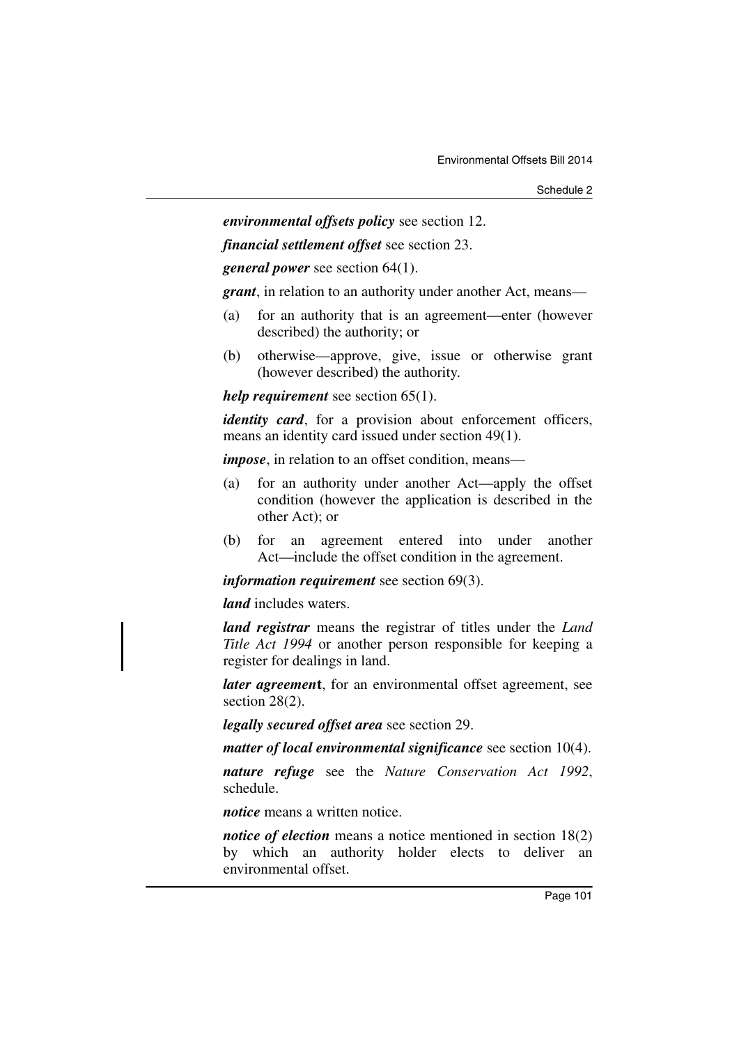***environmental offsets policy*** see section 12.

***financial settlement offset*** see section 23.

***general power*** see section 64(1).

***grant***, in relation to an authority under another Act, means—

(a) for an authority that is an agreement—enter (however described) the authority; or

(b) otherwise—approve, give, issue or otherwise grant (however described) the authority.

***help requirement*** see section 65(1).

***identity card***, for a provision about enforcement officers, means an identity card issued under section 49(1).

***impose***, in relation to an offset condition, means—

(a) for an authority under another Act—apply the offset condition (however the application is described in the other Act); or

(b) for an agreement entered into under another Act—include the offset condition in the agreement.

***information requirement*** see section 69(3).

***land*** includes waters.

***land registrar*** means the registrar of titles under the *Land Title Act 1994* or another person responsible for keeping a register for dealings in land.

***later agreement***, for an environmental offset agreement, see section 28(2).

***legally secured offset area*** see section 29.

***matter of local environmental significance*** see section 10(4).

***nature refuge*** see the *Nature Conservation Act 1992*, schedule.

***notice*** means a written notice.

***notice of election*** means a notice mentioned in section 18(2) by which an authority holder elects to deliver an environmental offset.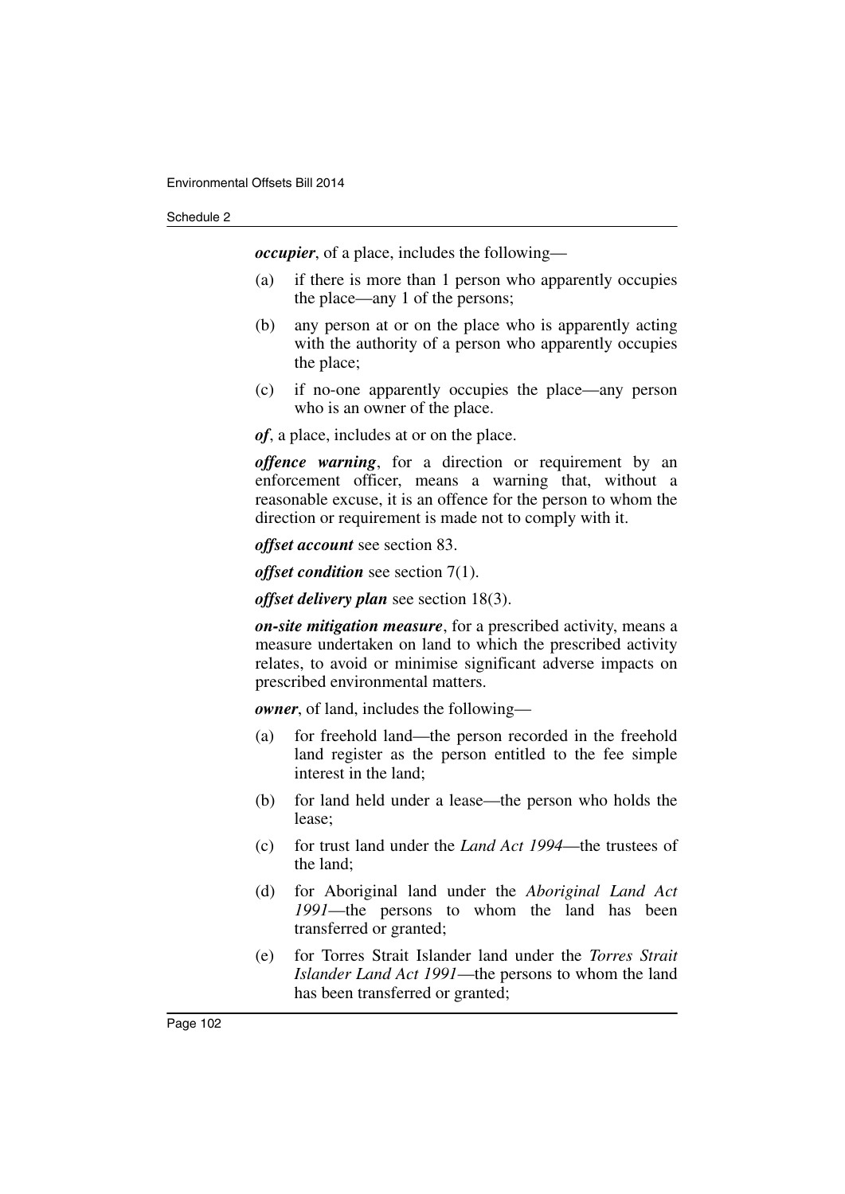***occupier***, of a place, includes the following—

(a) if there is more than 1 person who apparently occupies the place—any 1 of the persons;

(b) any person at or on the place who is apparently acting with the authority of a person who apparently occupies the place;

(c) if no-one apparently occupies the place—any person who is an owner of the place.

***of***, a place, includes at or on the place.

***offence warning***, for a direction or requirement by an enforcement officer, means a warning that, without a reasonable excuse, it is an offence for the person to whom the direction or requirement is made not to comply with it.

***offset account*** see section 83.

***offset condition*** see section 7(1).

***offset delivery plan*** see section 18(3).

***on-site mitigation measure***, for a prescribed activity, means a measure undertaken on land to which the prescribed activity relates, to avoid or minimise significant adverse impacts on prescribed environmental matters.

***owner***, of land, includes the following—

(a) for freehold land—the person recorded in the freehold land register as the person entitled to the fee simple interest in the land;

(b) for land held under a lease—the person who holds the lease;

(c) for trust land under the *Land Act 1994*—the trustees of the land;

(d) for Aboriginal land under the *Aboriginal Land Act 1991*—the persons to whom the land has been transferred or granted;

(e) for Torres Strait Islander land under the *Torres Strait Islander Land Act 1991*—the persons to whom the land has been transferred or granted;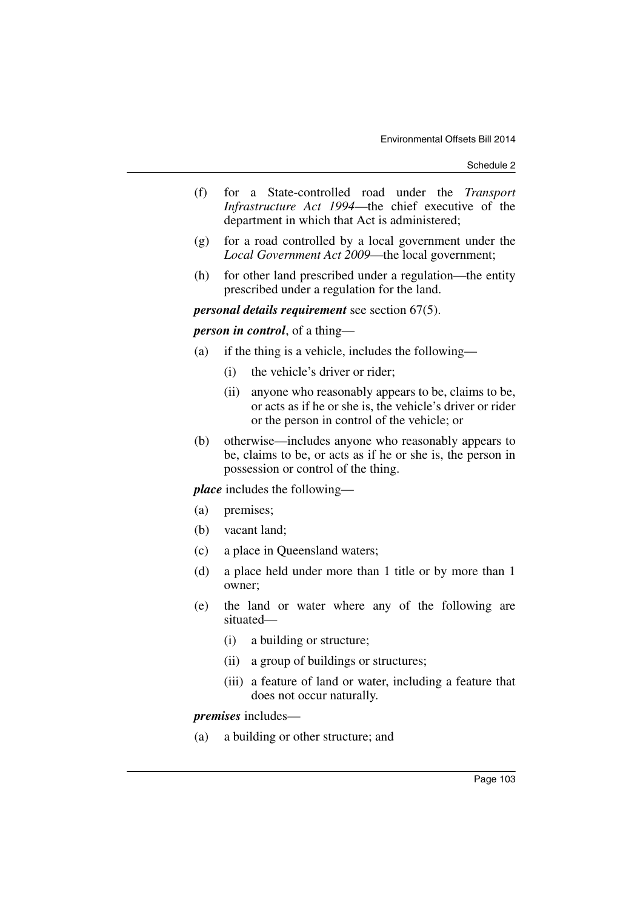(f) for a State-controlled road under the *Transport Infrastructure Act 1994*—the chief executive of the department in which that Act is administered;

(g) for a road controlled by a local government under the *Local Government Act 2009*—the local government;

(h) for other land prescribed under a regulation—the entity prescribed under a regulation for the land.

***personal details requirement*** see section 67(5).

***person in control***, of a thing—

(a) if the thing is a vehicle, includes the following—

  (i) the vehicle's driver or rider;

  (ii) anyone who reasonably appears to be, claims to be, or acts as if he or she is, the vehicle's driver or rider or the person in control of the vehicle; or

(b) otherwise—includes anyone who reasonably appears to be, claims to be, or acts as if he or she is, the person in possession or control of the thing.

***place*** includes the following—

(a) premises;

(b) vacant land;

(c) a place in Queensland waters;

(d) a place held under more than 1 title or by more than 1 owner;

(e) the land or water where any of the following are situated—

  (i) a building or structure;

  (ii) a group of buildings or structures;

  (iii) a feature of land or water, including a feature that does not occur naturally.

***premises*** includes—

(a) a building or other structure; and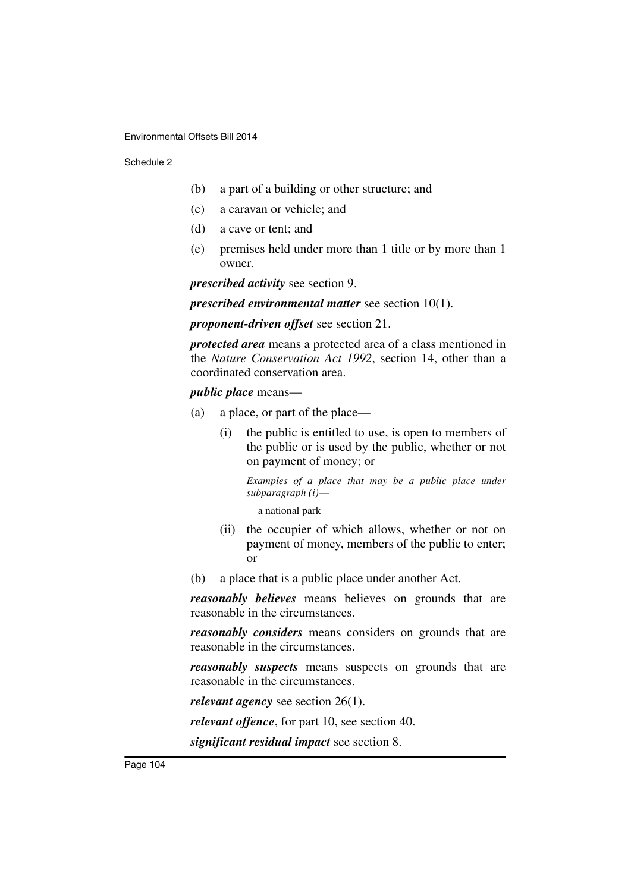(b) a part of a building or other structure; and

(c) a caravan or vehicle; and

(d) a cave or tent; and

(e) premises held under more than 1 title or by more than 1 owner.

***prescribed activity*** see section 9.

***prescribed environmental matter*** see section 10(1).

***proponent-driven offset*** see section 21.

***protected area*** means a protected area of a class mentioned in the *Nature Conservation Act 1992*, section 14, other than a coordinated conservation area.

***public place*** means—

(a) a place, or part of the place—

   (i) the public is entitled to use, is open to members of the public or is used by the public, whether or not on payment of money; or

   *Examples of a place that may be a public place under subparagraph (i)—*

   a national park

   (ii) the occupier of which allows, whether or not on payment of money, members of the public to enter; or

(b) a place that is a public place under another Act.

***reasonably believes*** means believes on grounds that are reasonable in the circumstances.

***reasonably considers*** means considers on grounds that are reasonable in the circumstances.

***reasonably suspects*** means suspects on grounds that are reasonable in the circumstances.

***relevant agency*** see section 26(1).

***relevant offence***, for part 10, see section 40.

***significant residual impact*** see section 8.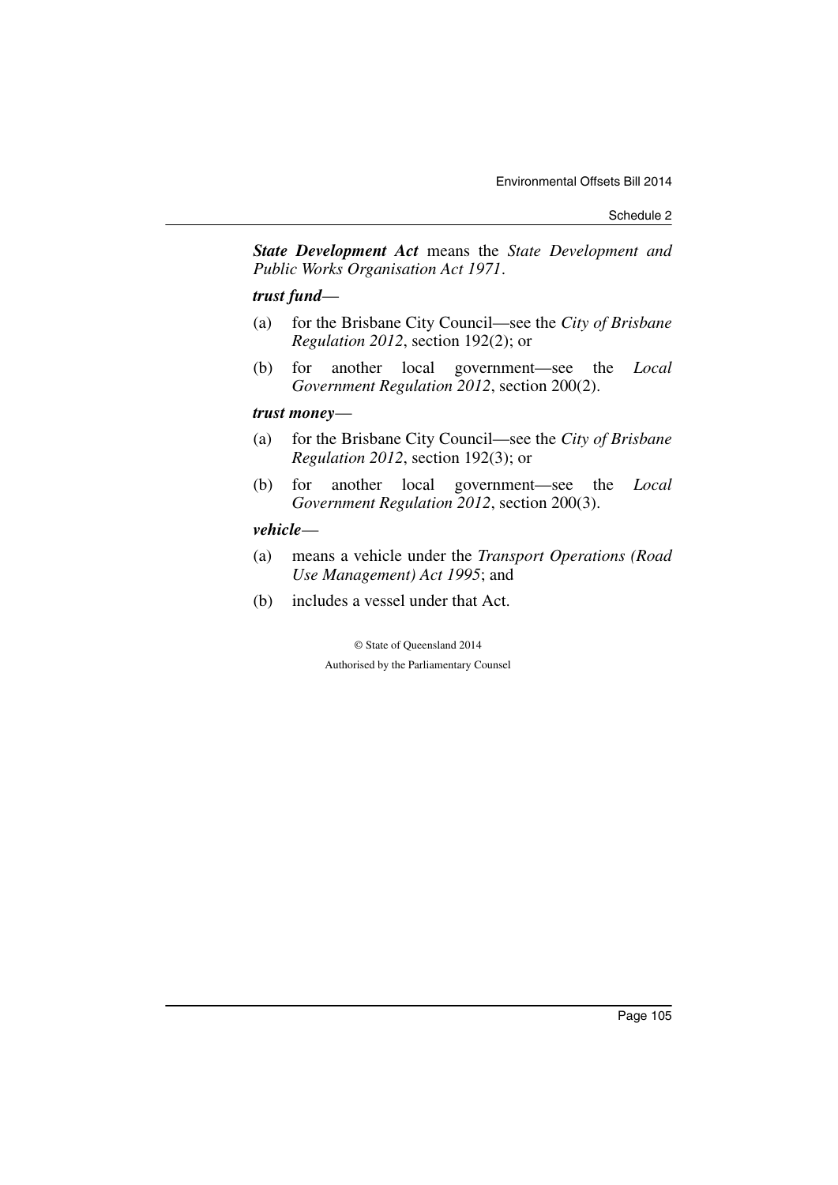***State Development Act*** means the *State Development and Public Works Organisation Act 1971*.

***trust fund***—

(a) for the Brisbane City Council—see the *City of Brisbane Regulation 2012*, section 192(2); or

(b) for another local government—see the *Local Government Regulation 2012*, section 200(2).

***trust money***—

(a) for the Brisbane City Council—see the *City of Brisbane Regulation 2012*, section 192(3); or

(b) for another local government—see the *Local Government Regulation 2012*, section 200(3).

***vehicle***—

(a) means a vehicle under the *Transport Operations (Road Use Management) Act 1995*; and

(b) includes a vessel under that Act.

© State of Queensland 2014

Authorised by the Parliamentary Counsel